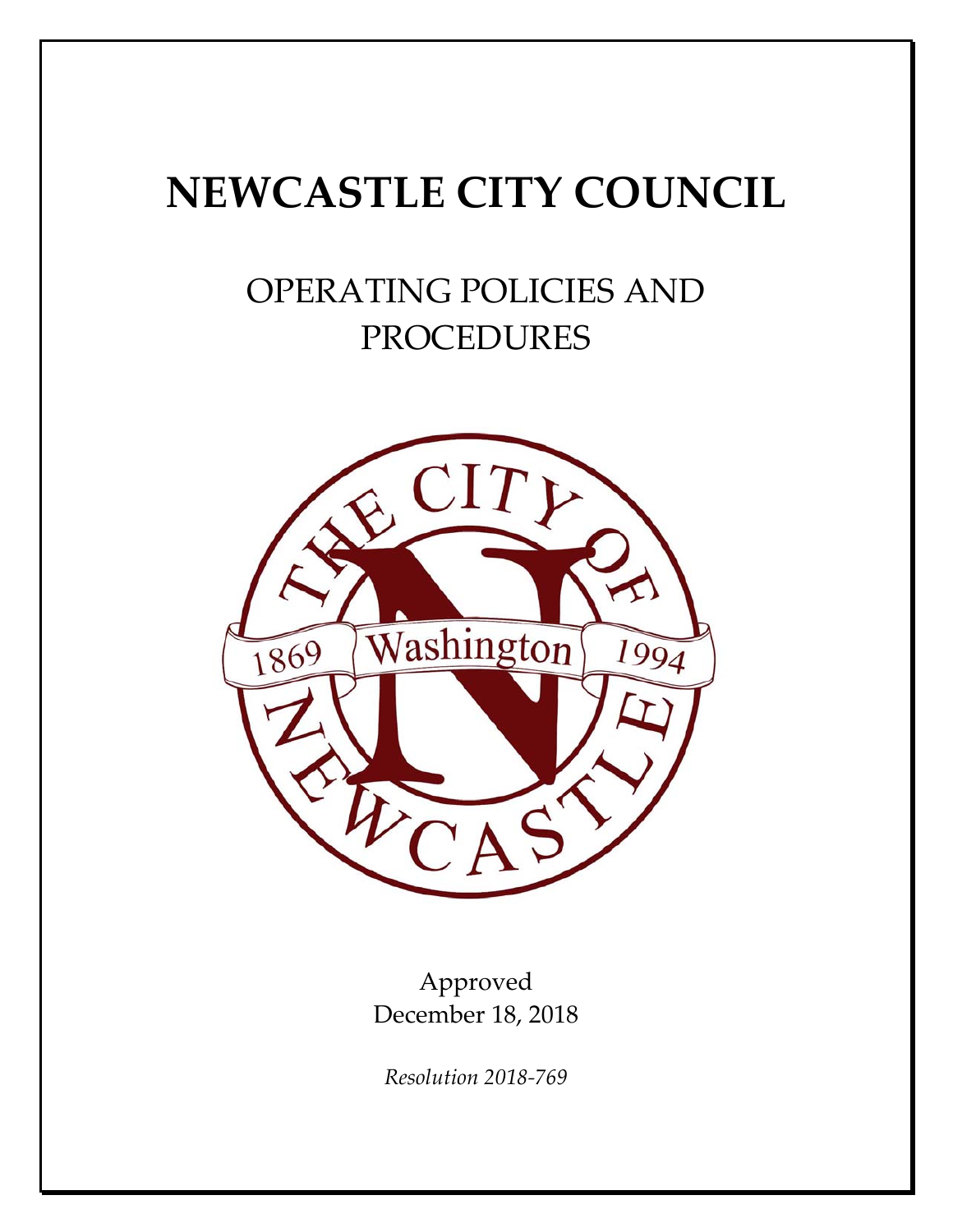# NEWCASTLE CITY COUNCIL

## OPERATING POLICIES AND PROCEDURES

Approved
December 18, 2018

*Resolution 2018-769*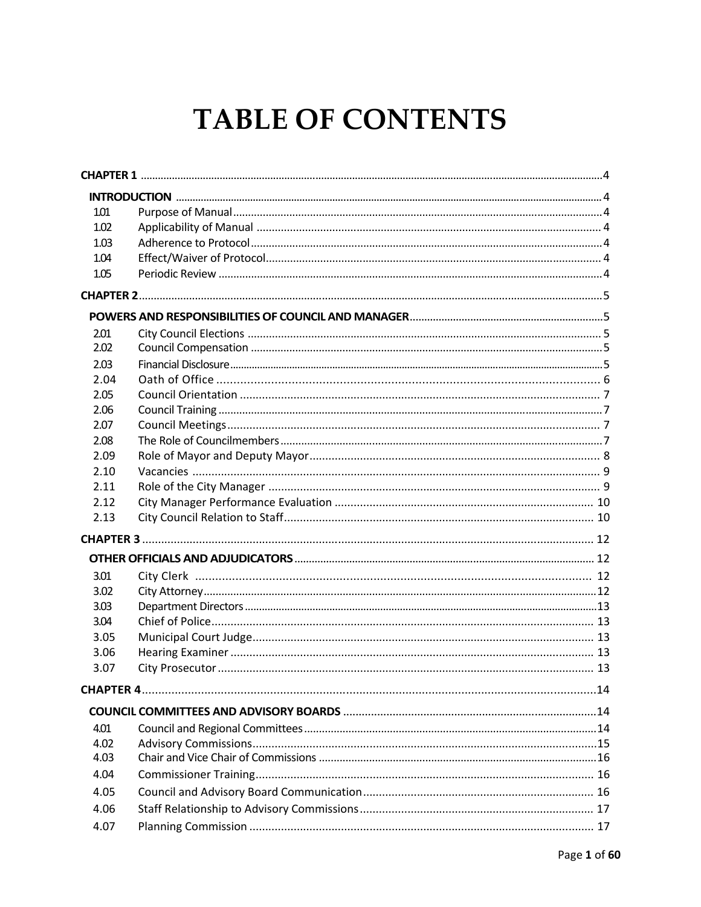# TABLE OF CONTENTS

| | | |
|---|---|---|
| **CHAPTER 1** | | 4 |
| **INTRODUCTION** | | 4 |
| 1.01 | Purpose of Manual | 4 |
| 1.02 | Applicability of Manual | 4 |
| 1.03 | Adherence to Protocol | 4 |
| 1.04 | Effect/Waiver of Protocol | 4 |
| 1.05 | Periodic Review | 4 |
| **CHAPTER 2** | | 5 |
| **POWERS AND RESPONSIBILITIES OF COUNCIL AND MANAGER** | | 5 |
| 2.01 | City Council Elections | 5 |
| 2.02 | Council Compensation | 5 |
| 2.03 | Financial Disclosure | 5 |
| 2.04 | Oath of Office | 6 |
| 2.05 | Council Orientation | 7 |
| 2.06 | Council Training | 7 |
| 2.07 | Council Meetings | 7 |
| 2.08 | The Role of Councilmembers | 7 |
| 2.09 | Role of Mayor and Deputy Mayor | 8 |
| 2.10 | Vacancies | 9 |
| 2.11 | Role of the City Manager | 9 |
| 2.12 | City Manager Performance Evaluation | 10 |
| 2.13 | City Council Relation to Staff | 10 |
| **CHAPTER 3** | | 12 |
| **OTHER OFFICIALS AND ADJUDICATORS** | | 12 |
| 3.01 | City Clerk | 12 |
| 3.02 | City Attorney | 12 |
| 3.03 | Department Directors | 13 |
| 3.04 | Chief of Police | 13 |
| 3.05 | Municipal Court Judge | 13 |
| 3.06 | Hearing Examiner | 13 |
| 3.07 | City Prosecutor | 13 |
| **CHAPTER 4** | | 14 |
| **COUNCIL COMMITTEES AND ADVISORY BOARDS** | | 14 |
| 4.01 | Council and Regional Committees | 14 |
| 4.02 | Advisory Commissions | 15 |
| 4.03 | Chair and Vice Chair of Commissions | 16 |
| 4.04 | Commissioner Training | 16 |
| 4.05 | Council and Advisory Board Communication | 16 |
| 4.06 | Staff Relationship to Advisory Commissions | 17 |
| 4.07 | Planning Commission | 17 |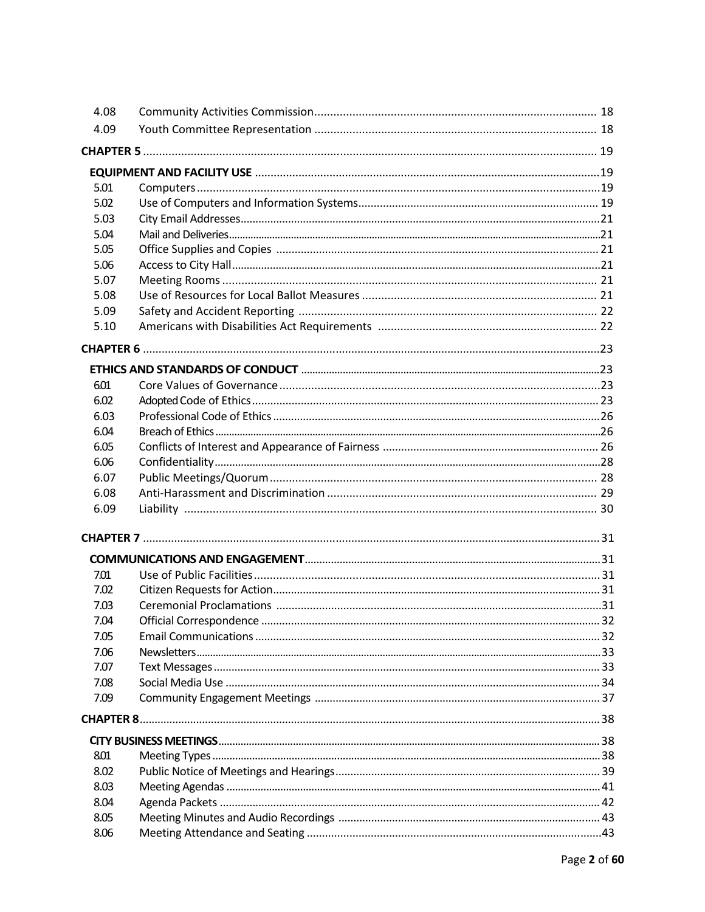| | | |
|---|---|---|
| 4.08 | Community Activities Commission | 18 |
| 4.09 | Youth Committee Representation | 18 |
| **CHAPTER 5** | | 19 |
| **EQUIPMENT AND FACILITY USE** | | 19 |
| 5.01 | Computers | 19 |
| 5.02 | Use of Computers and Information Systems | 19 |
| 5.03 | City Email Addresses | 21 |
| 5.04 | Mail and Deliveries | 21 |
| 5.05 | Office Supplies and Copies | 21 |
| 5.06 | Access to City Hall | 21 |
| 5.07 | Meeting Rooms | 21 |
| 5.08 | Use of Resources for Local Ballot Measures | 21 |
| 5.09 | Safety and Accident Reporting | 22 |
| 5.10 | Americans with Disabilities Act Requirements | 22 |
| **CHAPTER 6** | | 23 |
| **ETHICS AND STANDARDS OF CONDUCT** | | 23 |
| 6.01 | Core Values of Governance | 23 |
| 6.02 | Adopted Code of Ethics | 23 |
| 6.03 | Professional Code of Ethics | 26 |
| 6.04 | Breach of Ethics | 26 |
| 6.05 | Conflicts of Interest and Appearance of Fairness | 26 |
| 6.06 | Confidentiality | 28 |
| 6.07 | Public Meetings/Quorum | 28 |
| 6.08 | Anti-Harassment and Discrimination | 29 |
| 6.09 | Liability | 30 |
| **CHAPTER 7** | | 31 |
| **COMMUNICATIONS AND ENGAGEMENT** | | 31 |
| 7.01 | Use of Public Facilities | 31 |
| 7.02 | Citizen Requests for Action | 31 |
| 7.03 | Ceremonial Proclamations | 31 |
| 7.04 | Official Correspondence | 32 |
| 7.05 | Email Communications | 32 |
| 7.06 | Newsletters | 33 |
| 7.07 | Text Messages | 33 |
| 7.08 | Social Media Use | 34 |
| 7.09 | Community Engagement Meetings | 37 |
| **CHAPTER 8** | | 38 |
| **CITY BUSINESS MEETINGS** | | 38 |
| 8.01 | Meeting Types | 38 |
| 8.02 | Public Notice of Meetings and Hearings | 39 |
| 8.03 | Meeting Agendas | 41 |
| 8.04 | Agenda Packets | 42 |
| 8.05 | Meeting Minutes and Audio Recordings | 43 |
| 8.06 | Meeting Attendance and Seating | 43 |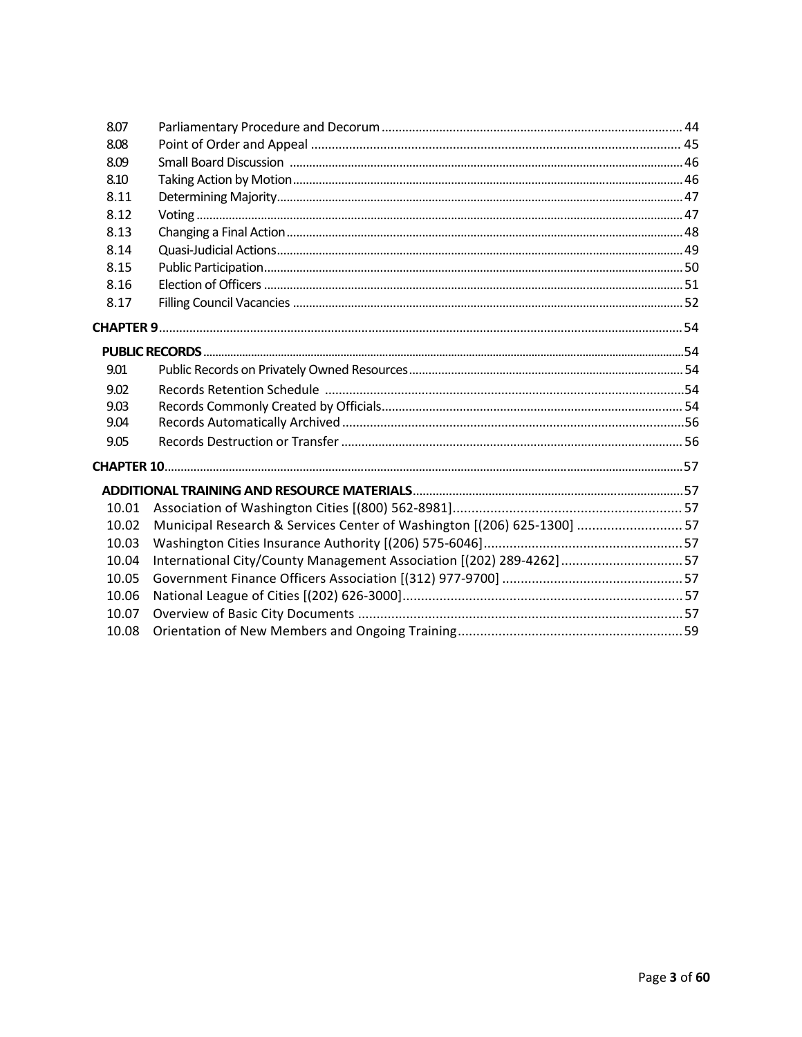| | | |
|---|---|---|
| 8.07 | Parliamentary Procedure and Decorum | 44 |
| 8.08 | Point of Order and Appeal | 45 |
| 8.09 | Small Board Discussion | 46 |
| 8.10 | Taking Action by Motion | 46 |
| 8.11 | Determining Majority | 47 |
| 8.12 | Voting | 47 |
| 8.13 | Changing a Final Action | 48 |
| 8.14 | Quasi-Judicial Actions | 49 |
| 8.15 | Public Participation | 50 |
| 8.16 | Election of Officers | 51 |
| 8.17 | Filling Council Vacancies | 52 |
| **CHAPTER 9** | | 54 |
| **PUBLIC RECORDS** | | 54 |
| 9.01 | Public Records on Privately Owned Resources | 54 |
| 9.02 | Records Retention Schedule | 54 |
| 9.03 | Records Commonly Created by Officials | 54 |
| 9.04 | Records Automatically Archived | 56 |
| 9.05 | Records Destruction or Transfer | 56 |
| **CHAPTER 10** | | 57 |
| **ADDITIONAL TRAINING AND RESOURCE MATERIALS** | | 57 |
| 10.01 | Association of Washington Cities [(800) 562-8981] | 57 |
| 10.02 | Municipal Research & Services Center of Washington [(206) 625-1300] | 57 |
| 10.03 | Washington Cities Insurance Authority [(206) 575-6046] | 57 |
| 10.04 | International City/County Management Association [(202) 289-4262] | 57 |
| 10.05 | Government Finance Officers Association [(312) 977-9700] | 57 |
| 10.06 | National League of Cities [(202) 626-3000] | 57 |
| 10.07 | Overview of Basic City Documents | 57 |
| 10.08 | Orientation of New Members and Ongoing Training | 59 |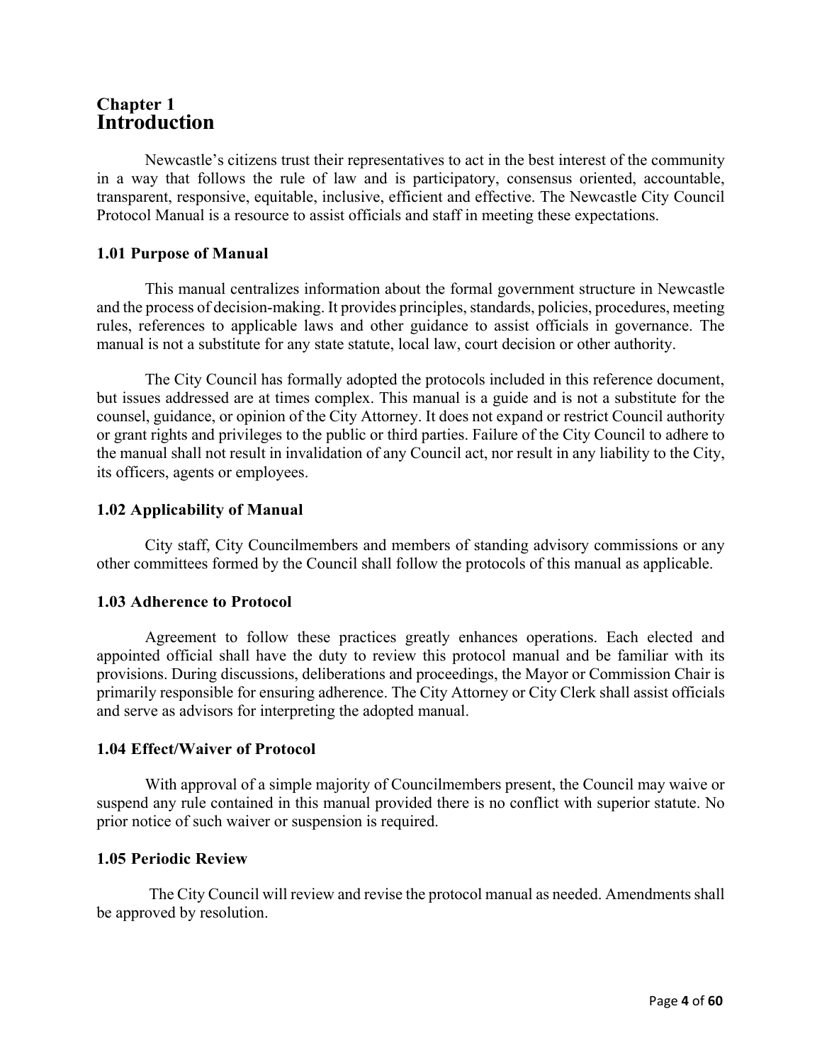# Chapter 1
# Introduction

Newcastle's citizens trust their representatives to act in the best interest of the community in a way that follows the rule of law and is participatory, consensus oriented, accountable, transparent, responsive, equitable, inclusive, efficient and effective. The Newcastle City Council Protocol Manual is a resource to assist officials and staff in meeting these expectations.

### 1.01 Purpose of Manual

This manual centralizes information about the formal government structure in Newcastle and the process of decision-making. It provides principles, standards, policies, procedures, meeting rules, references to applicable laws and other guidance to assist officials in governance. The manual is not a substitute for any state statute, local law, court decision or other authority.

The City Council has formally adopted the protocols included in this reference document, but issues addressed are at times complex. This manual is a guide and is not a substitute for the counsel, guidance, or opinion of the City Attorney. It does not expand or restrict Council authority or grant rights and privileges to the public or third parties. Failure of the City Council to adhere to the manual shall not result in invalidation of any Council act, nor result in any liability to the City, its officers, agents or employees.

### 1.02 Applicability of Manual

City staff, City Councilmembers and members of standing advisory commissions or any other committees formed by the Council shall follow the protocols of this manual as applicable.

### 1.03 Adherence to Protocol

Agreement to follow these practices greatly enhances operations. Each elected and appointed official shall have the duty to review this protocol manual and be familiar with its provisions. During discussions, deliberations and proceedings, the Mayor or Commission Chair is primarily responsible for ensuring adherence. The City Attorney or City Clerk shall assist officials and serve as advisors for interpreting the adopted manual.

### 1.04 Effect/Waiver of Protocol

With approval of a simple majority of Councilmembers present, the Council may waive or suspend any rule contained in this manual provided there is no conflict with superior statute. No prior notice of such waiver or suspension is required.

### 1.05 Periodic Review

The City Council will review and revise the protocol manual as needed. Amendments shall be approved by resolution.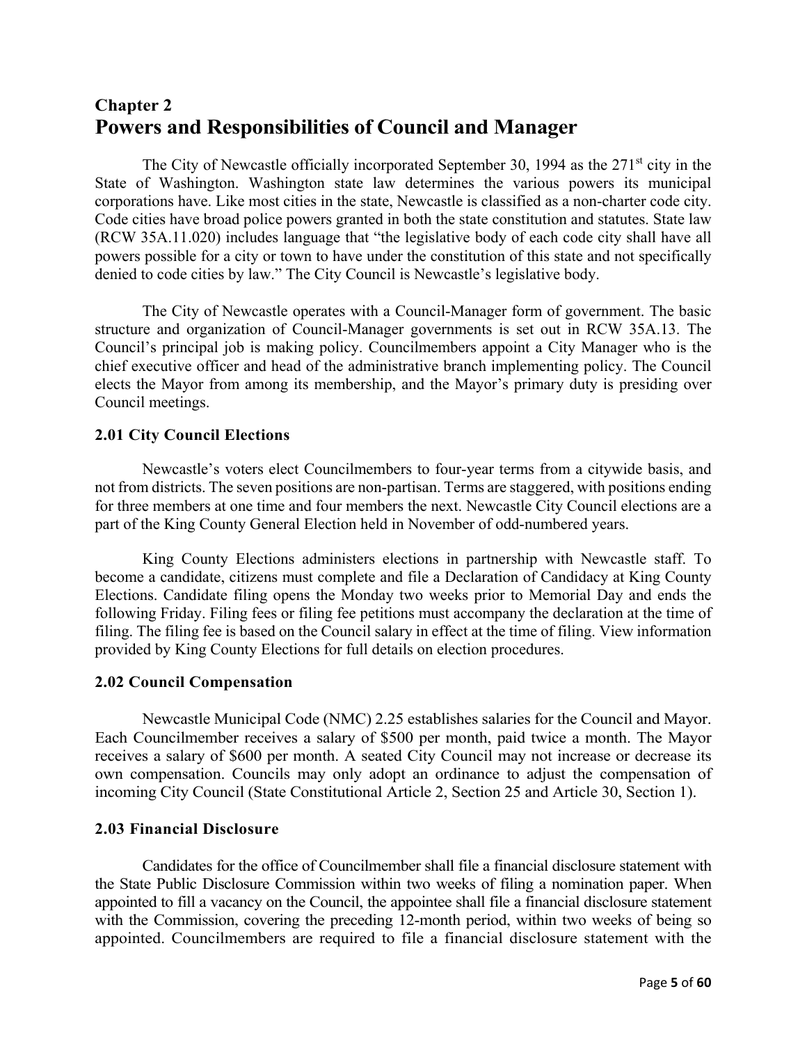# Chapter 2
# Powers and Responsibilities of Council and Manager

The City of Newcastle officially incorporated September 30, 1994 as the 271st city in the State of Washington. Washington state law determines the various powers its municipal corporations have. Like most cities in the state, Newcastle is classified as a non-charter code city. Code cities have broad police powers granted in both the state constitution and statutes. State law (RCW 35A.11.020) includes language that "the legislative body of each code city shall have all powers possible for a city or town to have under the constitution of this state and not specifically denied to code cities by law." The City Council is Newcastle's legislative body.

The City of Newcastle operates with a Council-Manager form of government. The basic structure and organization of Council-Manager governments is set out in RCW 35A.13. The Council's principal job is making policy. Councilmembers appoint a City Manager who is the chief executive officer and head of the administrative branch implementing policy. The Council elects the Mayor from among its membership, and the Mayor's primary duty is presiding over Council meetings.

### 2.01 City Council Elections

Newcastle's voters elect Councilmembers to four-year terms from a citywide basis, and not from districts. The seven positions are non-partisan. Terms are staggered, with positions ending for three members at one time and four members the next. Newcastle City Council elections are a part of the King County General Election held in November of odd-numbered years.

King County Elections administers elections in partnership with Newcastle staff. To become a candidate, citizens must complete and file a Declaration of Candidacy at King County Elections. Candidate filing opens the Monday two weeks prior to Memorial Day and ends the following Friday. Filing fees or filing fee petitions must accompany the declaration at the time of filing. The filing fee is based on the Council salary in effect at the time of filing. View information provided by King County Elections for full details on election procedures.

### 2.02 Council Compensation

Newcastle Municipal Code (NMC) 2.25 establishes salaries for the Council and Mayor. Each Councilmember receives a salary of $500 per month, paid twice a month. The Mayor receives a salary of $600 per month. A seated City Council may not increase or decrease its own compensation. Councils may only adopt an ordinance to adjust the compensation of incoming City Council (State Constitutional Article 2, Section 25 and Article 30, Section 1).

### 2.03 Financial Disclosure

Candidates for the office of Councilmember shall file a financial disclosure statement with the State Public Disclosure Commission within two weeks of filing a nomination paper. When appointed to fill a vacancy on the Council, the appointee shall file a financial disclosure statement with the Commission, covering the preceding 12-month period, within two weeks of being so appointed. Councilmembers are required to file a financial disclosure statement with the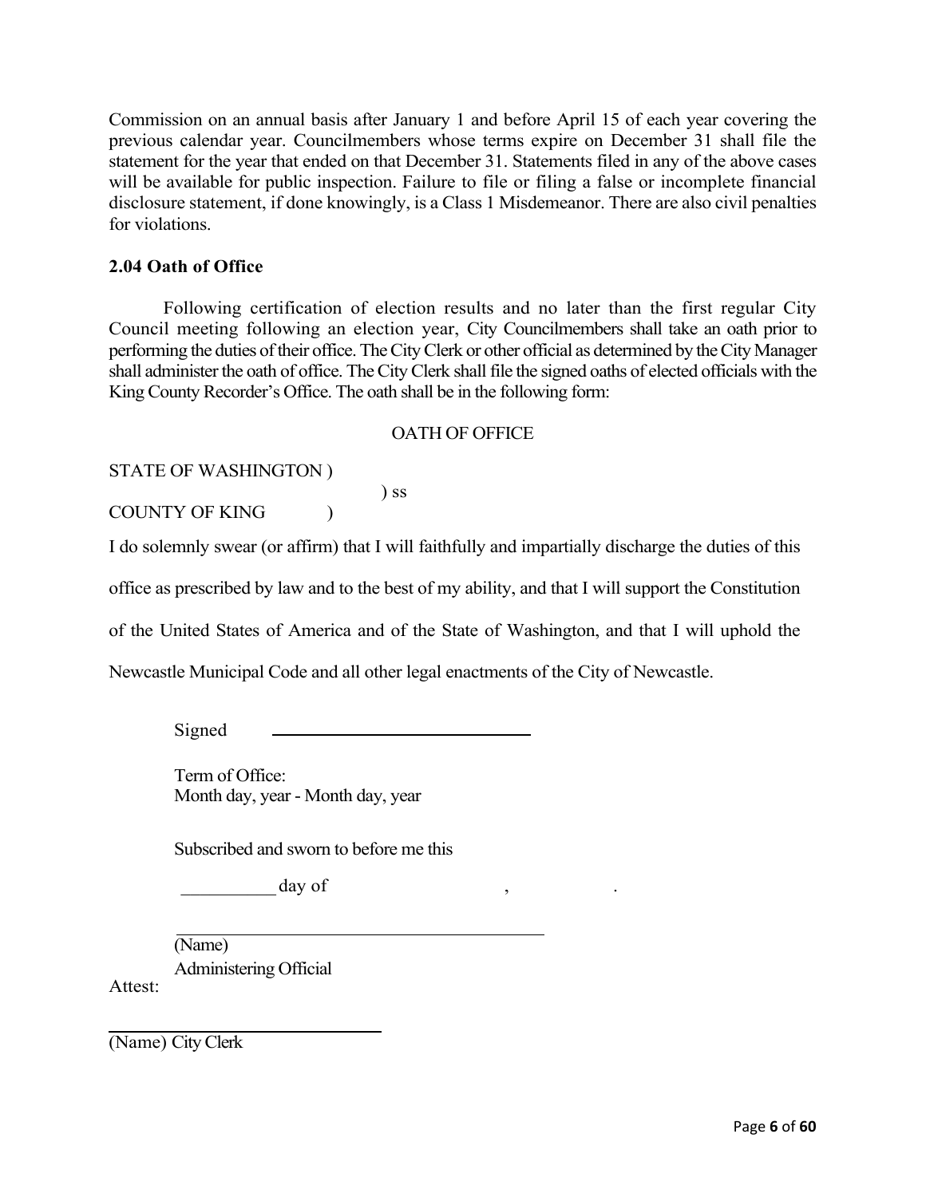Commission on an annual basis after January 1 and before April 15 of each year covering the previous calendar year. Councilmembers whose terms expire on December 31 shall file the statement for the year that ended on that December 31. Statements filed in any of the above cases will be available for public inspection. Failure to file or filing a false or incomplete financial disclosure statement, if done knowingly, is a Class 1 Misdemeanor. There are also civil penalties for violations.

**2.04 Oath of Office**

Following certification of election results and no later than the first regular City Council meeting following an election year, City Councilmembers shall take an oath prior to performing the duties of their office. The City Clerk or other official as determined by the City Manager shall administer the oath of office. The City Clerk shall file the signed oaths of elected officials with the King County Recorder's Office. The oath shall be in the following form:

OATH OF OFFICE

STATE OF WASHINGTON )
) ss
COUNTY OF KING )

I do solemnly swear (or affirm) that I will faithfully and impartially discharge the duties of this office as prescribed by law and to the best of my ability, and that I will support the Constitution of the United States of America and of the State of Washington, and that I will uphold the Newcastle Municipal Code and all other legal enactments of the City of Newcastle.

Signed ______________________________

Term of Office:
Month day, year - Month day, year

Subscribed and sworn to before me this

__________ day of ____________________, __________.

________________________________________
(Name)
Administering Official

Attest:

____________________________
(Name) City Clerk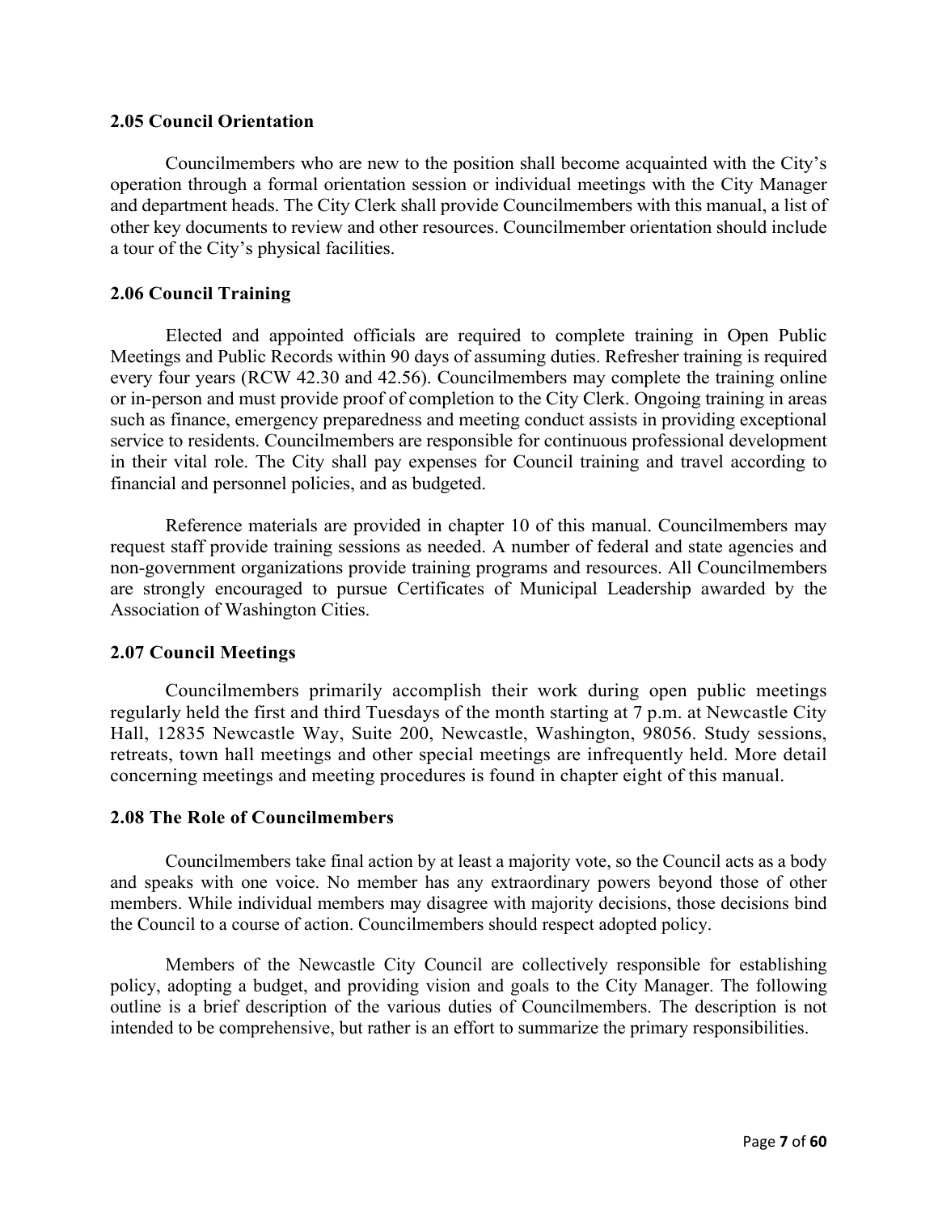### 2.05 Council Orientation

Councilmembers who are new to the position shall become acquainted with the City's operation through a formal orientation session or individual meetings with the City Manager and department heads. The City Clerk shall provide Councilmembers with this manual, a list of other key documents to review and other resources. Councilmember orientation should include a tour of the City's physical facilities.

### 2.06 Council Training

Elected and appointed officials are required to complete training in Open Public Meetings and Public Records within 90 days of assuming duties. Refresher training is required every four years (RCW 42.30 and 42.56). Councilmembers may complete the training online or in-person and must provide proof of completion to the City Clerk. Ongoing training in areas such as finance, emergency preparedness and meeting conduct assists in providing exceptional service to residents. Councilmembers are responsible for continuous professional development in their vital role. The City shall pay expenses for Council training and travel according to financial and personnel policies, and as budgeted.

Reference materials are provided in chapter 10 of this manual. Councilmembers may request staff provide training sessions as needed. A number of federal and state agencies and non-government organizations provide training programs and resources. All Councilmembers are strongly encouraged to pursue Certificates of Municipal Leadership awarded by the Association of Washington Cities.

### 2.07 Council Meetings

Councilmembers primarily accomplish their work during open public meetings regularly held the first and third Tuesdays of the month starting at 7 p.m. at Newcastle City Hall, 12835 Newcastle Way, Suite 200, Newcastle, Washington, 98056. Study sessions, retreats, town hall meetings and other special meetings are infrequently held. More detail concerning meetings and meeting procedures is found in chapter eight of this manual.

### 2.08 The Role of Councilmembers

Councilmembers take final action by at least a majority vote, so the Council acts as a body and speaks with one voice. No member has any extraordinary powers beyond those of other members. While individual members may disagree with majority decisions, those decisions bind the Council to a course of action. Councilmembers should respect adopted policy.

Members of the Newcastle City Council are collectively responsible for establishing policy, adopting a budget, and providing vision and goals to the City Manager. The following outline is a brief description of the various duties of Councilmembers. The description is not intended to be comprehensive, but rather is an effort to summarize the primary responsibilities.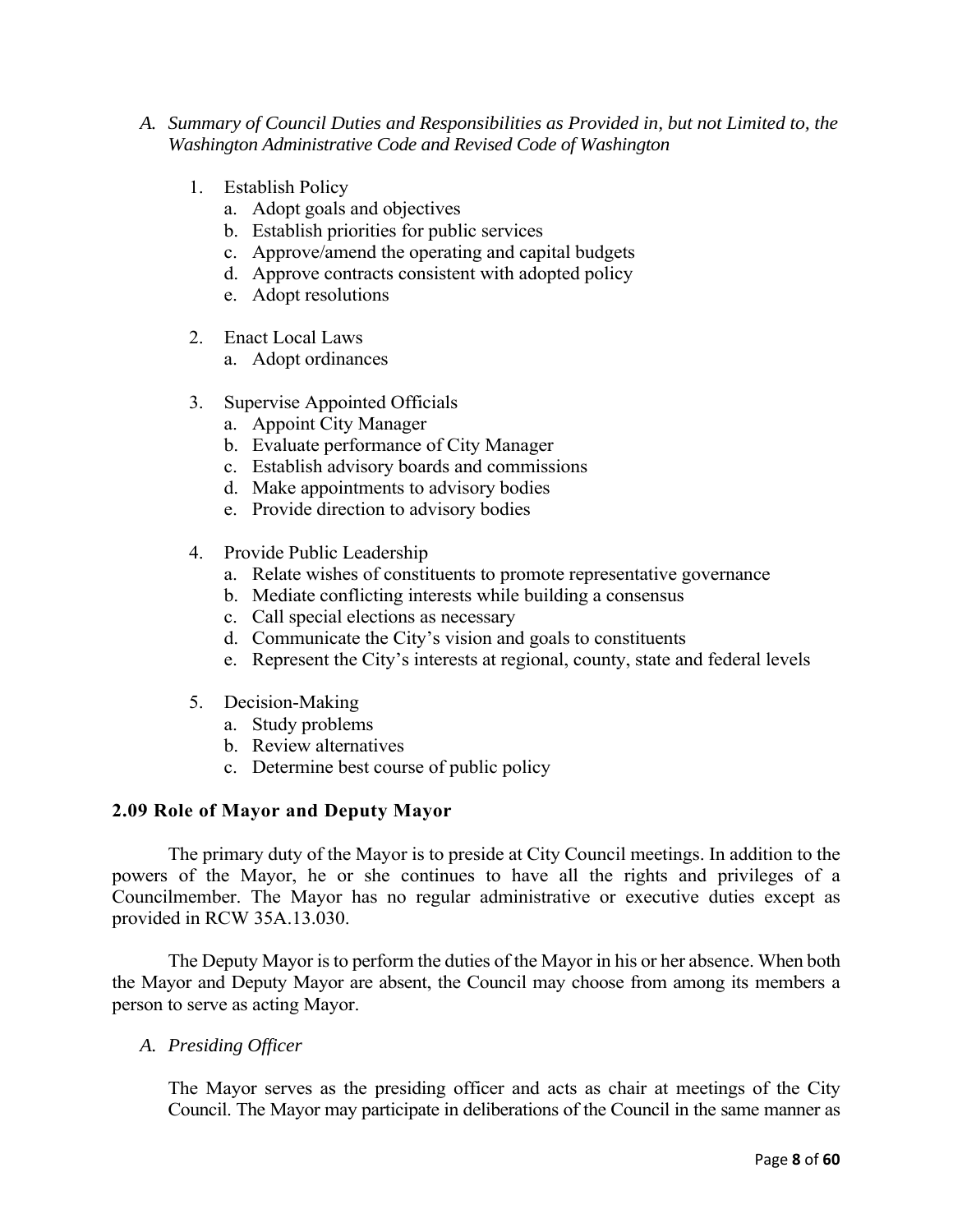*A. Summary of Council Duties and Responsibilities as Provided in, but not Limited to, the Washington Administrative Code and Revised Code of Washington*

1. Establish Policy
   a. Adopt goals and objectives
   b. Establish priorities for public services
   c. Approve/amend the operating and capital budgets
   d. Approve contracts consistent with adopted policy
   e. Adopt resolutions

2. Enact Local Laws
   a. Adopt ordinances

3. Supervise Appointed Officials
   a. Appoint City Manager
   b. Evaluate performance of City Manager
   c. Establish advisory boards and commissions
   d. Make appointments to advisory bodies
   e. Provide direction to advisory bodies

4. Provide Public Leadership
   a. Relate wishes of constituents to promote representative governance
   b. Mediate conflicting interests while building a consensus
   c. Call special elections as necessary
   d. Communicate the City's vision and goals to constituents
   e. Represent the City's interests at regional, county, state and federal levels

5. Decision-Making
   a. Study problems
   b. Review alternatives
   c. Determine best course of public policy

## 2.09 Role of Mayor and Deputy Mayor

The primary duty of the Mayor is to preside at City Council meetings. In addition to the powers of the Mayor, he or she continues to have all the rights and privileges of a Councilmember. The Mayor has no regular administrative or executive duties except as provided in RCW 35A.13.030.

The Deputy Mayor is to perform the duties of the Mayor in his or her absence. When both the Mayor and Deputy Mayor are absent, the Council may choose from among its members a person to serve as acting Mayor.

*A. Presiding Officer*

The Mayor serves as the presiding officer and acts as chair at meetings of the City Council. The Mayor may participate in deliberations of the Council in the same manner as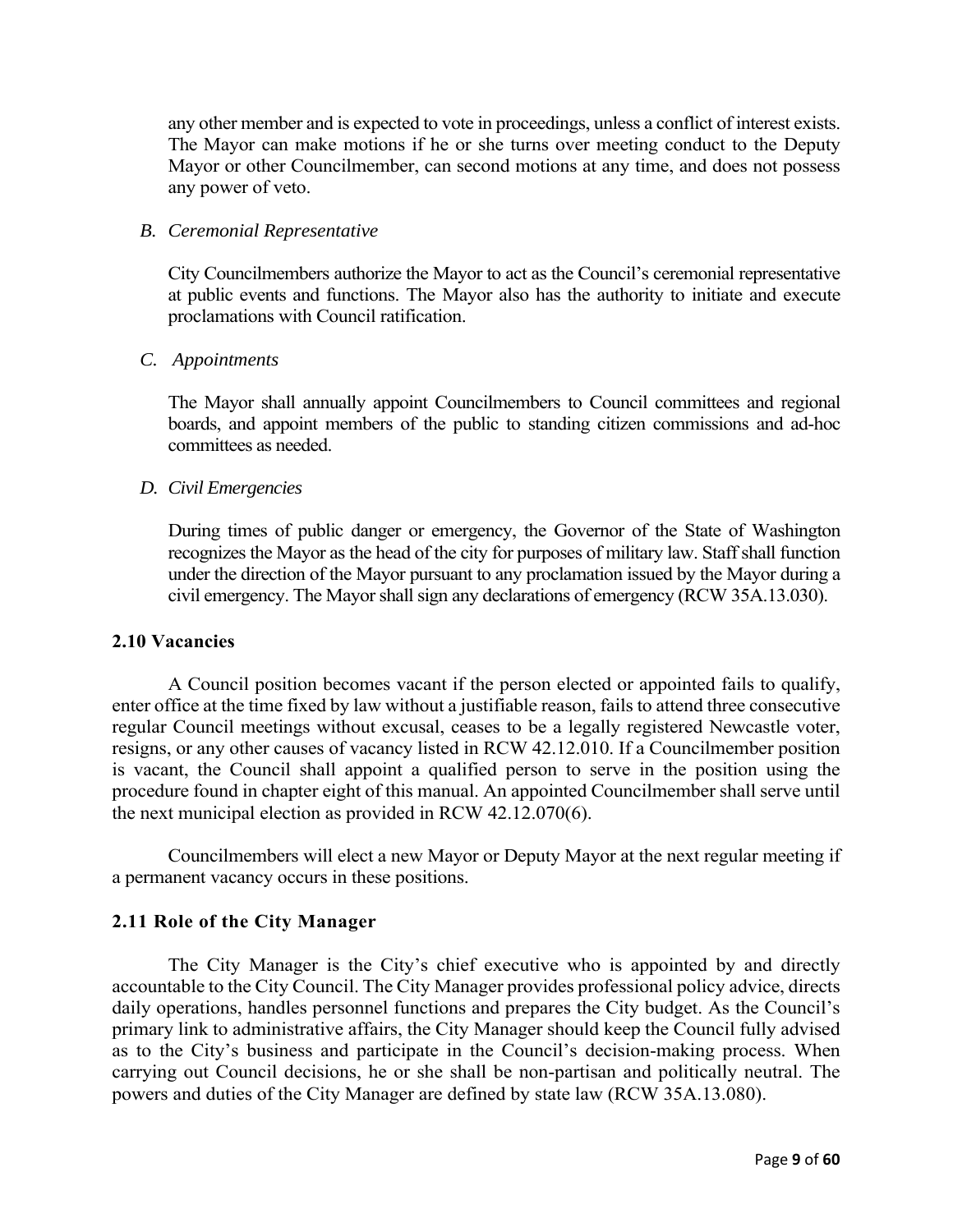any other member and is expected to vote in proceedings, unless a conflict of interest exists. The Mayor can make motions if he or she turns over meeting conduct to the Deputy Mayor or other Councilmember, can second motions at any time, and does not possess any power of veto.

*B. Ceremonial Representative*

City Councilmembers authorize the Mayor to act as the Council's ceremonial representative at public events and functions. The Mayor also has the authority to initiate and execute proclamations with Council ratification.

*C. Appointments*

The Mayor shall annually appoint Councilmembers to Council committees and regional boards, and appoint members of the public to standing citizen commissions and ad-hoc committees as needed.

*D. Civil Emergencies*

During times of public danger or emergency, the Governor of the State of Washington recognizes the Mayor as the head of the city for purposes of military law. Staff shall function under the direction of the Mayor pursuant to any proclamation issued by the Mayor during a civil emergency. The Mayor shall sign any declarations of emergency (RCW 35A.13.030).

### 2.10 Vacancies

A Council position becomes vacant if the person elected or appointed fails to qualify, enter office at the time fixed by law without a justifiable reason, fails to attend three consecutive regular Council meetings without excusal, ceases to be a legally registered Newcastle voter, resigns, or any other causes of vacancy listed in RCW 42.12.010. If a Councilmember position is vacant, the Council shall appoint a qualified person to serve in the position using the procedure found in chapter eight of this manual. An appointed Councilmember shall serve until the next municipal election as provided in RCW 42.12.070(6).

Councilmembers will elect a new Mayor or Deputy Mayor at the next regular meeting if a permanent vacancy occurs in these positions.

### 2.11 Role of the City Manager

The City Manager is the City's chief executive who is appointed by and directly accountable to the City Council. The City Manager provides professional policy advice, directs daily operations, handles personnel functions and prepares the City budget. As the Council's primary link to administrative affairs, the City Manager should keep the Council fully advised as to the City's business and participate in the Council's decision-making process. When carrying out Council decisions, he or she shall be non-partisan and politically neutral. The powers and duties of the City Manager are defined by state law (RCW 35A.13.080).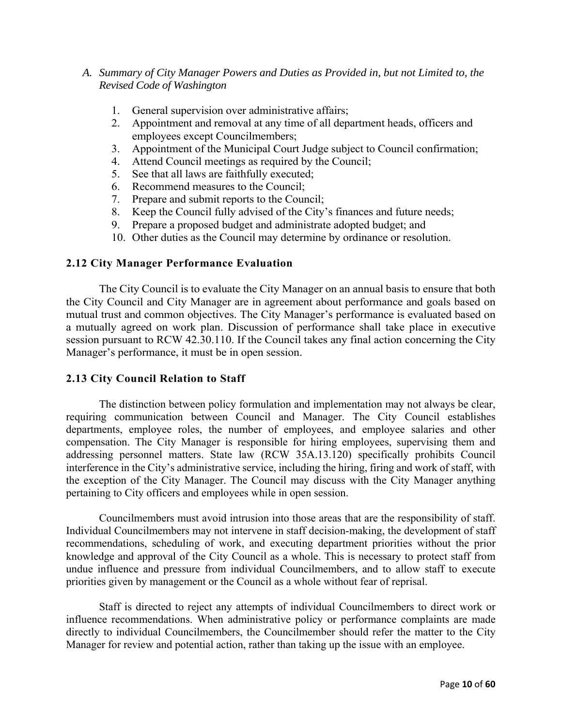A. *Summary of City Manager Powers and Duties as Provided in, but not Limited to, the Revised Code of Washington*

    1. General supervision over administrative affairs;
    2. Appointment and removal at any time of all department heads, officers and employees except Councilmembers;
    3. Appointment of the Municipal Court Judge subject to Council confirmation;
    4. Attend Council meetings as required by the Council;
    5. See that all laws are faithfully executed;
    6. Recommend measures to the Council;
    7. Prepare and submit reports to the Council;
    8. Keep the Council fully advised of the City's finances and future needs;
    9. Prepare a proposed budget and administrate adopted budget; and
    10. Other duties as the Council may determine by ordinance or resolution.

### 2.12 City Manager Performance Evaluation

The City Council is to evaluate the City Manager on an annual basis to ensure that both the City Council and City Manager are in agreement about performance and goals based on mutual trust and common objectives. The City Manager's performance is evaluated based on a mutually agreed on work plan. Discussion of performance shall take place in executive session pursuant to RCW 42.30.110. If the Council takes any final action concerning the City Manager's performance, it must be in open session.

### 2.13 City Council Relation to Staff

The distinction between policy formulation and implementation may not always be clear, requiring communication between Council and Manager. The City Council establishes departments, employee roles, the number of employees, and employee salaries and other compensation. The City Manager is responsible for hiring employees, supervising them and addressing personnel matters. State law (RCW 35A.13.120) specifically prohibits Council interference in the City's administrative service, including the hiring, firing and work of staff, with the exception of the City Manager. The Council may discuss with the City Manager anything pertaining to City officers and employees while in open session.

Councilmembers must avoid intrusion into those areas that are the responsibility of staff. Individual Councilmembers may not intervene in staff decision-making, the development of staff recommendations, scheduling of work, and executing department priorities without the prior knowledge and approval of the City Council as a whole. This is necessary to protect staff from undue influence and pressure from individual Councilmembers, and to allow staff to execute priorities given by management or the Council as a whole without fear of reprisal.

Staff is directed to reject any attempts of individual Councilmembers to direct work or influence recommendations. When administrative policy or performance complaints are made directly to individual Councilmembers, the Councilmember should refer the matter to the City Manager for review and potential action, rather than taking up the issue with an employee.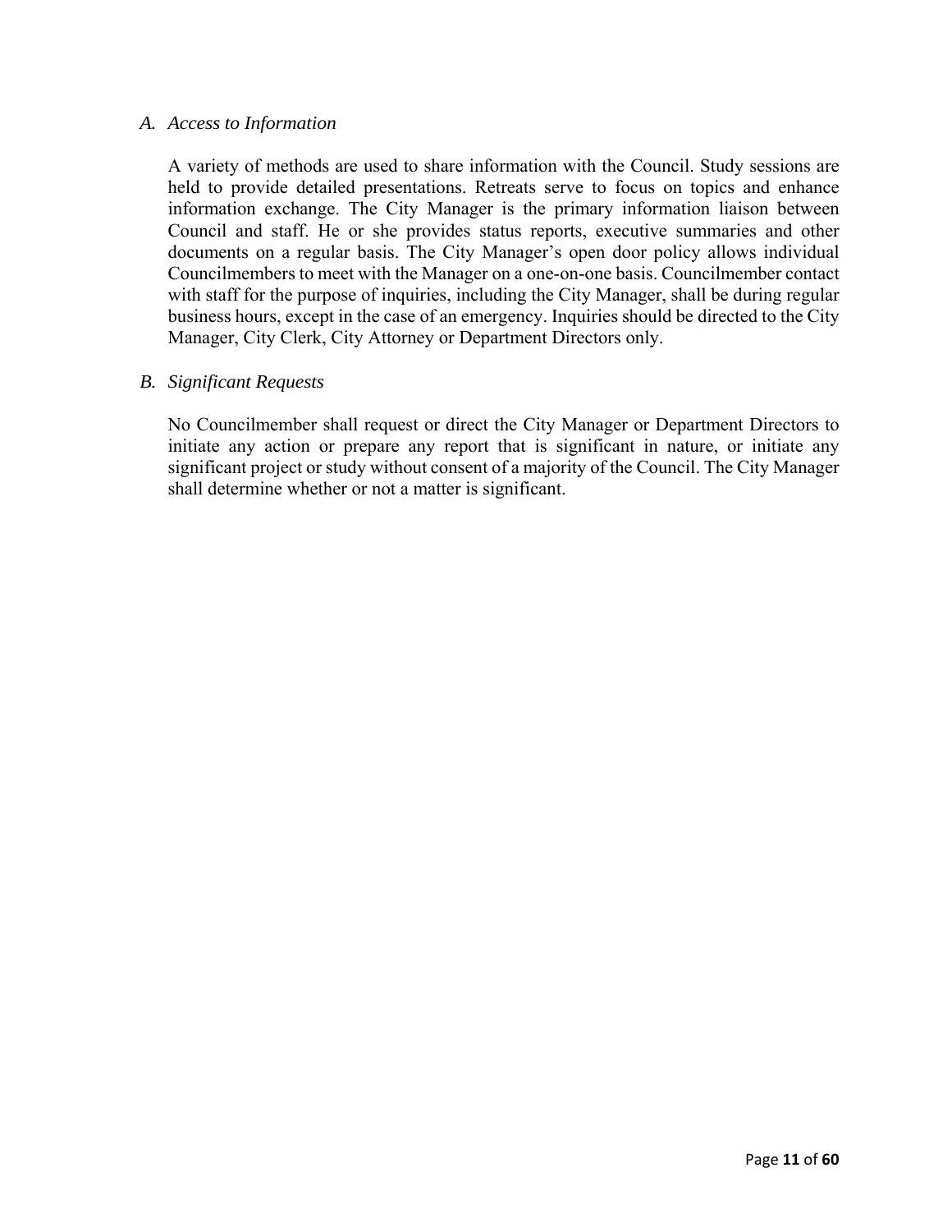### *A. Access to Information*

A variety of methods are used to share information with the Council. Study sessions are held to provide detailed presentations. Retreats serve to focus on topics and enhance information exchange. The City Manager is the primary information liaison between Council and staff. He or she provides status reports, executive summaries and other documents on a regular basis. The City Manager's open door policy allows individual Councilmembers to meet with the Manager on a one-on-one basis. Councilmember contact with staff for the purpose of inquiries, including the City Manager, shall be during regular business hours, except in the case of an emergency. Inquiries should be directed to the City Manager, City Clerk, City Attorney or Department Directors only.

### *B. Significant Requests*

No Councilmember shall request or direct the City Manager or Department Directors to initiate any action or prepare any report that is significant in nature, or initiate any significant project or study without consent of a majority of the Council. The City Manager shall determine whether or not a matter is significant.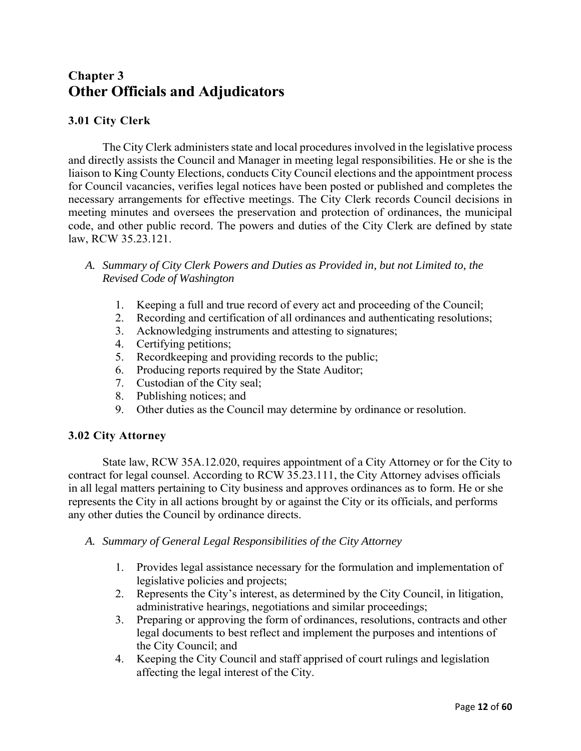# Chapter 3
# Other Officials and Adjudicators

### 3.01 City Clerk

The City Clerk administers state and local procedures involved in the legislative process and directly assists the Council and Manager in meeting legal responsibilities. He or she is the liaison to King County Elections, conducts City Council elections and the appointment process for Council vacancies, verifies legal notices have been posted or published and completes the necessary arrangements for effective meetings. The City Clerk records Council decisions in meeting minutes and oversees the preservation and protection of ordinances, the municipal code, and other public record. The powers and duties of the City Clerk are defined by state law, RCW 35.23.121.

*A. Summary of City Clerk Powers and Duties as Provided in, but not Limited to, the Revised Code of Washington*

1. Keeping a full and true record of every act and proceeding of the Council;
2. Recording and certification of all ordinances and authenticating resolutions;
3. Acknowledging instruments and attesting to signatures;
4. Certifying petitions;
5. Recordkeeping and providing records to the public;
6. Producing reports required by the State Auditor;
7. Custodian of the City seal;
8. Publishing notices; and
9. Other duties as the Council may determine by ordinance or resolution.

### 3.02 City Attorney

State law, RCW 35A.12.020, requires appointment of a City Attorney or for the City to contract for legal counsel. According to RCW 35.23.111, the City Attorney advises officials in all legal matters pertaining to City business and approves ordinances as to form. He or she represents the City in all actions brought by or against the City or its officials, and performs any other duties the Council by ordinance directs.

*A. Summary of General Legal Responsibilities of the City Attorney*

1. Provides legal assistance necessary for the formulation and implementation of legislative policies and projects;
2. Represents the City's interest, as determined by the City Council, in litigation, administrative hearings, negotiations and similar proceedings;
3. Preparing or approving the form of ordinances, resolutions, contracts and other legal documents to best reflect and implement the purposes and intentions of the City Council; and
4. Keeping the City Council and staff apprised of court rulings and legislation affecting the legal interest of the City.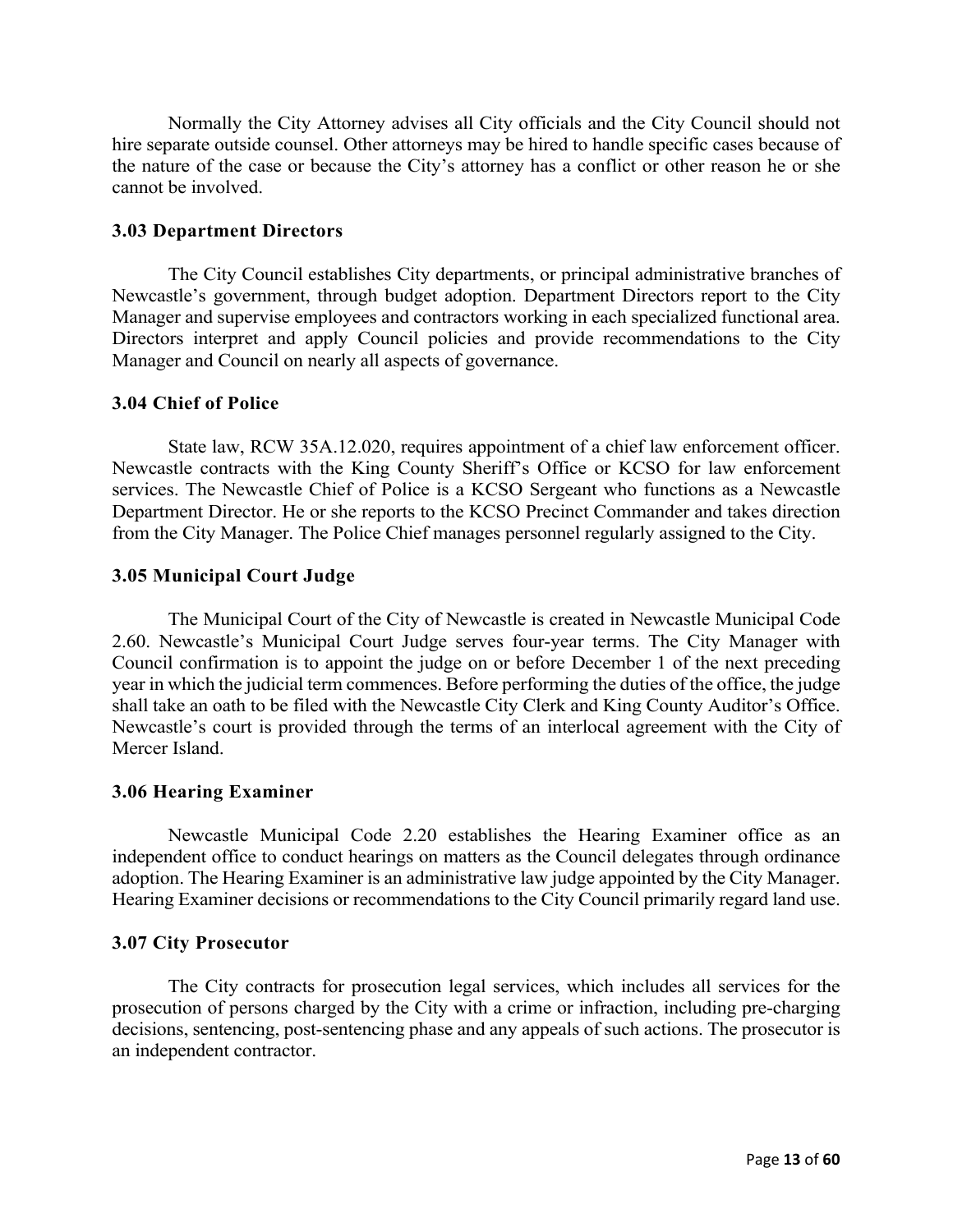Normally the City Attorney advises all City officials and the City Council should not hire separate outside counsel. Other attorneys may be hired to handle specific cases because of the nature of the case or because the City's attorney has a conflict or other reason he or she cannot be involved.

### 3.03 Department Directors

The City Council establishes City departments, or principal administrative branches of Newcastle's government, through budget adoption. Department Directors report to the City Manager and supervise employees and contractors working in each specialized functional area. Directors interpret and apply Council policies and provide recommendations to the City Manager and Council on nearly all aspects of governance.

### 3.04 Chief of Police

State law, RCW 35A.12.020, requires appointment of a chief law enforcement officer. Newcastle contracts with the King County Sheriff's Office or KCSO for law enforcement services. The Newcastle Chief of Police is a KCSO Sergeant who functions as a Newcastle Department Director. He or she reports to the KCSO Precinct Commander and takes direction from the City Manager. The Police Chief manages personnel regularly assigned to the City.

### 3.05 Municipal Court Judge

The Municipal Court of the City of Newcastle is created in Newcastle Municipal Code 2.60. Newcastle's Municipal Court Judge serves four-year terms. The City Manager with Council confirmation is to appoint the judge on or before December 1 of the next preceding year in which the judicial term commences. Before performing the duties of the office, the judge shall take an oath to be filed with the Newcastle City Clerk and King County Auditor's Office. Newcastle's court is provided through the terms of an interlocal agreement with the City of Mercer Island.

### 3.06 Hearing Examiner

Newcastle Municipal Code 2.20 establishes the Hearing Examiner office as an independent office to conduct hearings on matters as the Council delegates through ordinance adoption. The Hearing Examiner is an administrative law judge appointed by the City Manager. Hearing Examiner decisions or recommendations to the City Council primarily regard land use.

### 3.07 City Prosecutor

The City contracts for prosecution legal services, which includes all services for the prosecution of persons charged by the City with a crime or infraction, including pre-charging decisions, sentencing, post-sentencing phase and any appeals of such actions. The prosecutor is an independent contractor.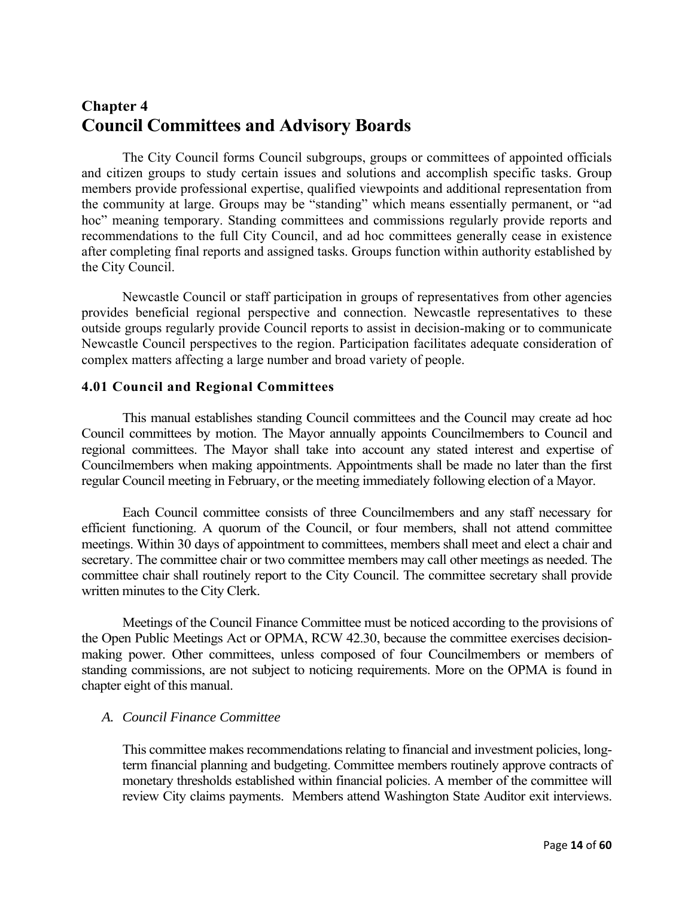# Chapter 4
# Council Committees and Advisory Boards

The City Council forms Council subgroups, groups or committees of appointed officials and citizen groups to study certain issues and solutions and accomplish specific tasks. Group members provide professional expertise, qualified viewpoints and additional representation from the community at large. Groups may be "standing" which means essentially permanent, or "ad hoc" meaning temporary. Standing committees and commissions regularly provide reports and recommendations to the full City Council, and ad hoc committees generally cease in existence after completing final reports and assigned tasks. Groups function within authority established by the City Council.

Newcastle Council or staff participation in groups of representatives from other agencies provides beneficial regional perspective and connection. Newcastle representatives to these outside groups regularly provide Council reports to assist in decision-making or to communicate Newcastle Council perspectives to the region. Participation facilitates adequate consideration of complex matters affecting a large number and broad variety of people.

### 4.01 Council and Regional Committees

This manual establishes standing Council committees and the Council may create ad hoc Council committees by motion. The Mayor annually appoints Councilmembers to Council and regional committees. The Mayor shall take into account any stated interest and expertise of Councilmembers when making appointments. Appointments shall be made no later than the first regular Council meeting in February, or the meeting immediately following election of a Mayor.

Each Council committee consists of three Councilmembers and any staff necessary for efficient functioning. A quorum of the Council, or four members, shall not attend committee meetings. Within 30 days of appointment to committees, members shall meet and elect a chair and secretary. The committee chair or two committee members may call other meetings as needed. The committee chair shall routinely report to the City Council. The committee secretary shall provide written minutes to the City Clerk.

Meetings of the Council Finance Committee must be noticed according to the provisions of the Open Public Meetings Act or OPMA, RCW 42.30, because the committee exercises decision-making power. Other committees, unless composed of four Councilmembers or members of standing commissions, are not subject to noticing requirements. More on the OPMA is found in chapter eight of this manual.

*A. Council Finance Committee*

This committee makes recommendations relating to financial and investment policies, long-term financial planning and budgeting. Committee members routinely approve contracts of monetary thresholds established within financial policies. A member of the committee will review City claims payments. Members attend Washington State Auditor exit interviews.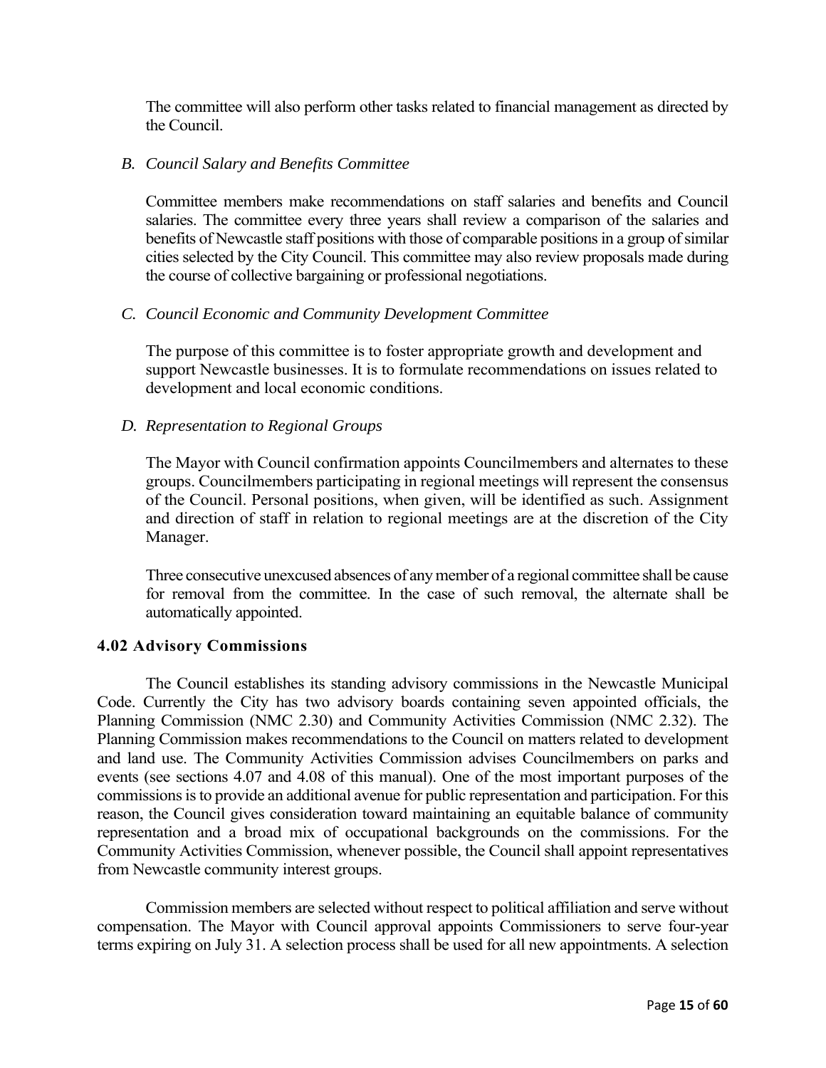The committee will also perform other tasks related to financial management as directed by the Council.

*B. Council Salary and Benefits Committee*

Committee members make recommendations on staff salaries and benefits and Council salaries. The committee every three years shall review a comparison of the salaries and benefits of Newcastle staff positions with those of comparable positions in a group of similar cities selected by the City Council. This committee may also review proposals made during the course of collective bargaining or professional negotiations.

*C. Council Economic and Community Development Committee*

The purpose of this committee is to foster appropriate growth and development and support Newcastle businesses. It is to formulate recommendations on issues related to development and local economic conditions.

*D. Representation to Regional Groups*

The Mayor with Council confirmation appoints Councilmembers and alternates to these groups. Councilmembers participating in regional meetings will represent the consensus of the Council. Personal positions, when given, will be identified as such. Assignment and direction of staff in relation to regional meetings are at the discretion of the City Manager.

Three consecutive unexcused absences of any member of a regional committee shall be cause for removal from the committee. In the case of such removal, the alternate shall be automatically appointed.

### 4.02 Advisory Commissions

The Council establishes its standing advisory commissions in the Newcastle Municipal Code. Currently the City has two advisory boards containing seven appointed officials, the Planning Commission (NMC 2.30) and Community Activities Commission (NMC 2.32). The Planning Commission makes recommendations to the Council on matters related to development and land use. The Community Activities Commission advises Councilmembers on parks and events (see sections 4.07 and 4.08 of this manual). One of the most important purposes of the commissions is to provide an additional avenue for public representation and participation. For this reason, the Council gives consideration toward maintaining an equitable balance of community representation and a broad mix of occupational backgrounds on the commissions. For the Community Activities Commission, whenever possible, the Council shall appoint representatives from Newcastle community interest groups.

Commission members are selected without respect to political affiliation and serve without compensation. The Mayor with Council approval appoints Commissioners to serve four-year terms expiring on July 31. A selection process shall be used for all new appointments. A selection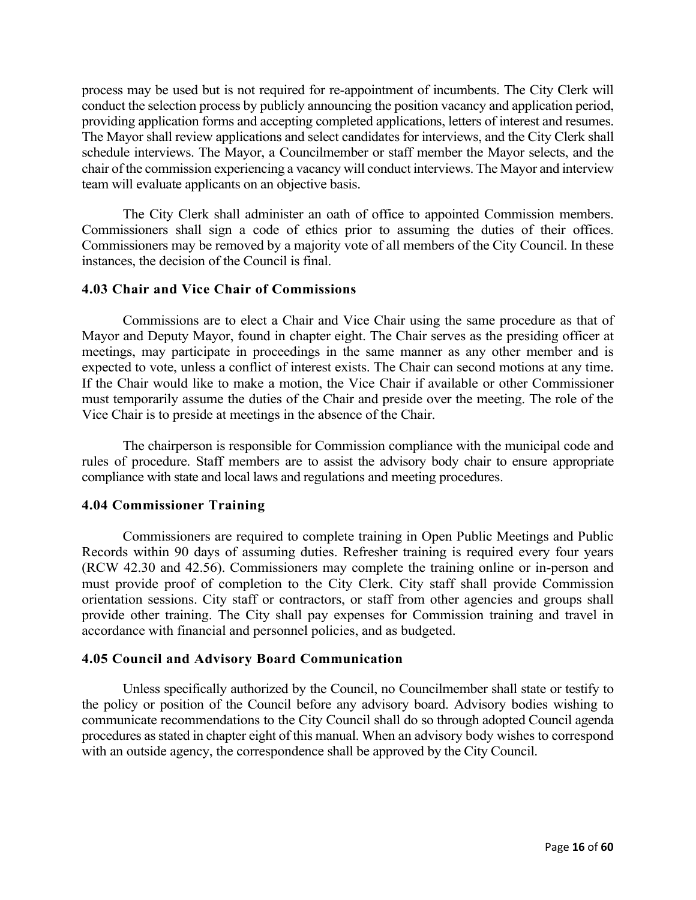process may be used but is not required for re-appointment of incumbents. The City Clerk will conduct the selection process by publicly announcing the position vacancy and application period, providing application forms and accepting completed applications, letters of interest and resumes. The Mayor shall review applications and select candidates for interviews, and the City Clerk shall schedule interviews. The Mayor, a Councilmember or staff member the Mayor selects, and the chair of the commission experiencing a vacancy will conduct interviews. The Mayor and interview team will evaluate applicants on an objective basis.

The City Clerk shall administer an oath of office to appointed Commission members. Commissioners shall sign a code of ethics prior to assuming the duties of their offices. Commissioners may be removed by a majority vote of all members of the City Council. In these instances, the decision of the Council is final.

### 4.03 Chair and Vice Chair of Commissions

Commissions are to elect a Chair and Vice Chair using the same procedure as that of Mayor and Deputy Mayor, found in chapter eight. The Chair serves as the presiding officer at meetings, may participate in proceedings in the same manner as any other member and is expected to vote, unless a conflict of interest exists. The Chair can second motions at any time. If the Chair would like to make a motion, the Vice Chair if available or other Commissioner must temporarily assume the duties of the Chair and preside over the meeting. The role of the Vice Chair is to preside at meetings in the absence of the Chair.

The chairperson is responsible for Commission compliance with the municipal code and rules of procedure. Staff members are to assist the advisory body chair to ensure appropriate compliance with state and local laws and regulations and meeting procedures.

### 4.04 Commissioner Training

Commissioners are required to complete training in Open Public Meetings and Public Records within 90 days of assuming duties. Refresher training is required every four years (RCW 42.30 and 42.56). Commissioners may complete the training online or in-person and must provide proof of completion to the City Clerk. City staff shall provide Commission orientation sessions. City staff or contractors, or staff from other agencies and groups shall provide other training. The City shall pay expenses for Commission training and travel in accordance with financial and personnel policies, and as budgeted.

### 4.05 Council and Advisory Board Communication

Unless specifically authorized by the Council, no Councilmember shall state or testify to the policy or position of the Council before any advisory board. Advisory bodies wishing to communicate recommendations to the City Council shall do so through adopted Council agenda procedures as stated in chapter eight of this manual. When an advisory body wishes to correspond with an outside agency, the correspondence shall be approved by the City Council.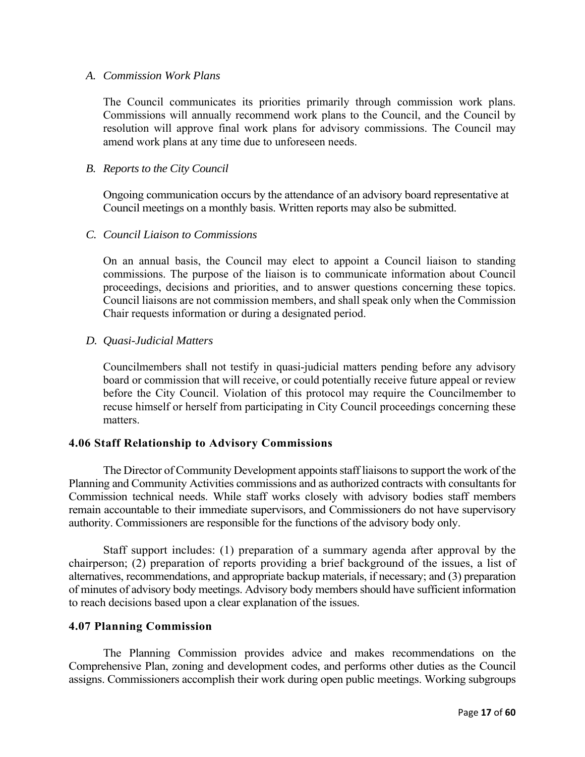### *A. Commission Work Plans*

The Council communicates its priorities primarily through commission work plans. Commissions will annually recommend work plans to the Council, and the Council by resolution will approve final work plans for advisory commissions. The Council may amend work plans at any time due to unforeseen needs.

### *B. Reports to the City Council*

Ongoing communication occurs by the attendance of an advisory board representative at Council meetings on a monthly basis. Written reports may also be submitted.

### *C. Council Liaison to Commissions*

On an annual basis, the Council may elect to appoint a Council liaison to standing commissions. The purpose of the liaison is to communicate information about Council proceedings, decisions and priorities, and to answer questions concerning these topics. Council liaisons are not commission members, and shall speak only when the Commission Chair requests information or during a designated period.

### *D. Quasi-Judicial Matters*

Councilmembers shall not testify in quasi-judicial matters pending before any advisory board or commission that will receive, or could potentially receive future appeal or review before the City Council. Violation of this protocol may require the Councilmember to recuse himself or herself from participating in City Council proceedings concerning these matters.

## 4.06 Staff Relationship to Advisory Commissions

The Director of Community Development appoints staff liaisons to support the work of the Planning and Community Activities commissions and as authorized contracts with consultants for Commission technical needs. While staff works closely with advisory bodies staff members remain accountable to their immediate supervisors, and Commissioners do not have supervisory authority. Commissioners are responsible for the functions of the advisory body only.

Staff support includes: (1) preparation of a summary agenda after approval by the chairperson; (2) preparation of reports providing a brief background of the issues, a list of alternatives, recommendations, and appropriate backup materials, if necessary; and (3) preparation of minutes of advisory body meetings. Advisory body members should have sufficient information to reach decisions based upon a clear explanation of the issues.

## 4.07 Planning Commission

The Planning Commission provides advice and makes recommendations on the Comprehensive Plan, zoning and development codes, and performs other duties as the Council assigns. Commissioners accomplish their work during open public meetings. Working subgroups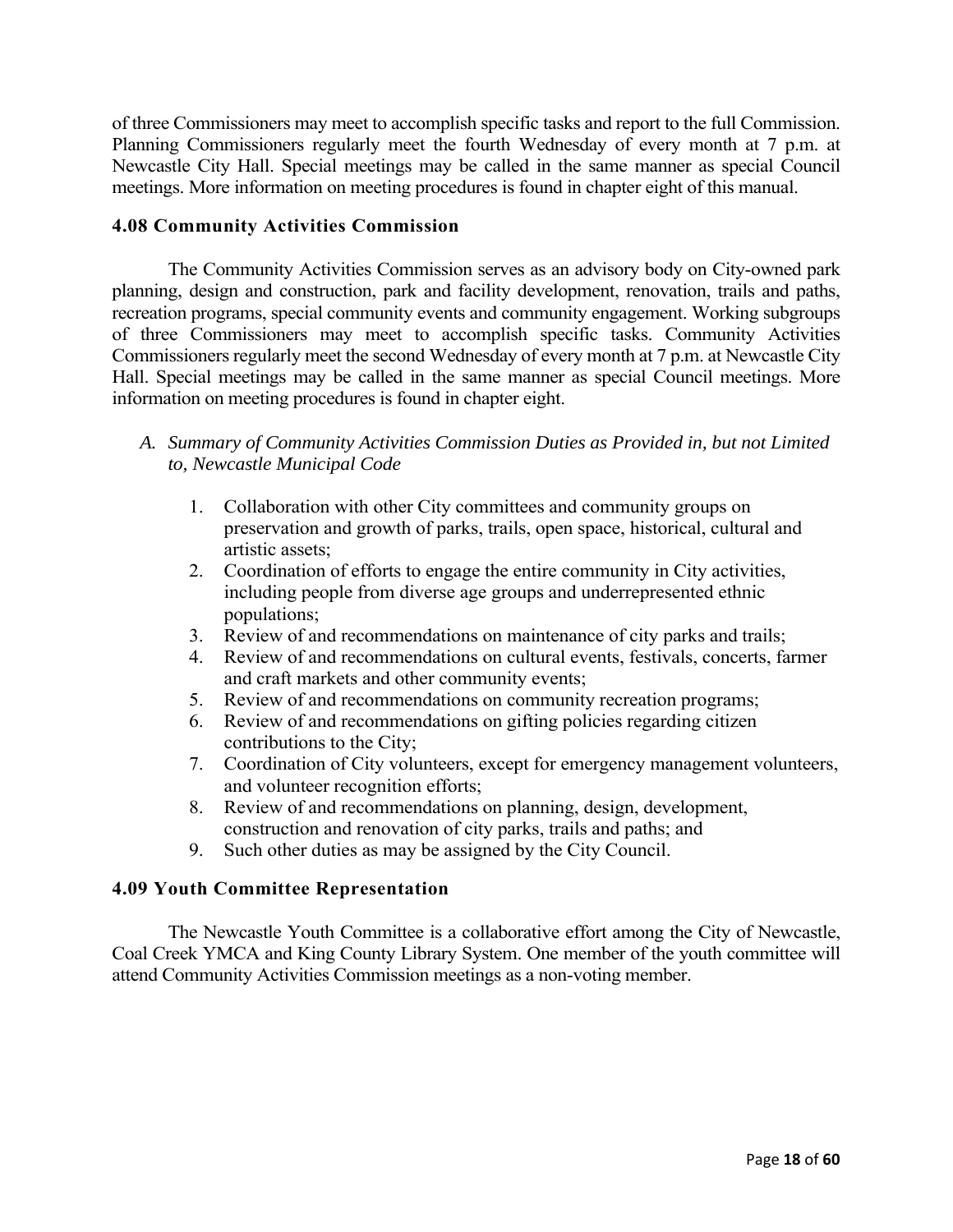of three Commissioners may meet to accomplish specific tasks and report to the full Commission. Planning Commissioners regularly meet the fourth Wednesday of every month at 7 p.m. at Newcastle City Hall. Special meetings may be called in the same manner as special Council meetings. More information on meeting procedures is found in chapter eight of this manual.

### 4.08 Community Activities Commission

The Community Activities Commission serves as an advisory body on City-owned park planning, design and construction, park and facility development, renovation, trails and paths, recreation programs, special community events and community engagement. Working subgroups of three Commissioners may meet to accomplish specific tasks. Community Activities Commissioners regularly meet the second Wednesday of every month at 7 p.m. at Newcastle City Hall. Special meetings may be called in the same manner as special Council meetings. More information on meeting procedures is found in chapter eight.

*A. Summary of Community Activities Commission Duties as Provided in, but not Limited to, Newcastle Municipal Code*

1. Collaboration with other City committees and community groups on preservation and growth of parks, trails, open space, historical, cultural and artistic assets;
2. Coordination of efforts to engage the entire community in City activities, including people from diverse age groups and underrepresented ethnic populations;
3. Review of and recommendations on maintenance of city parks and trails;
4. Review of and recommendations on cultural events, festivals, concerts, farmer and craft markets and other community events;
5. Review of and recommendations on community recreation programs;
6. Review of and recommendations on gifting policies regarding citizen contributions to the City;
7. Coordination of City volunteers, except for emergency management volunteers, and volunteer recognition efforts;
8. Review of and recommendations on planning, design, development, construction and renovation of city parks, trails and paths; and
9. Such other duties as may be assigned by the City Council.

### 4.09 Youth Committee Representation

The Newcastle Youth Committee is a collaborative effort among the City of Newcastle, Coal Creek YMCA and King County Library System. One member of the youth committee will attend Community Activities Commission meetings as a non-voting member.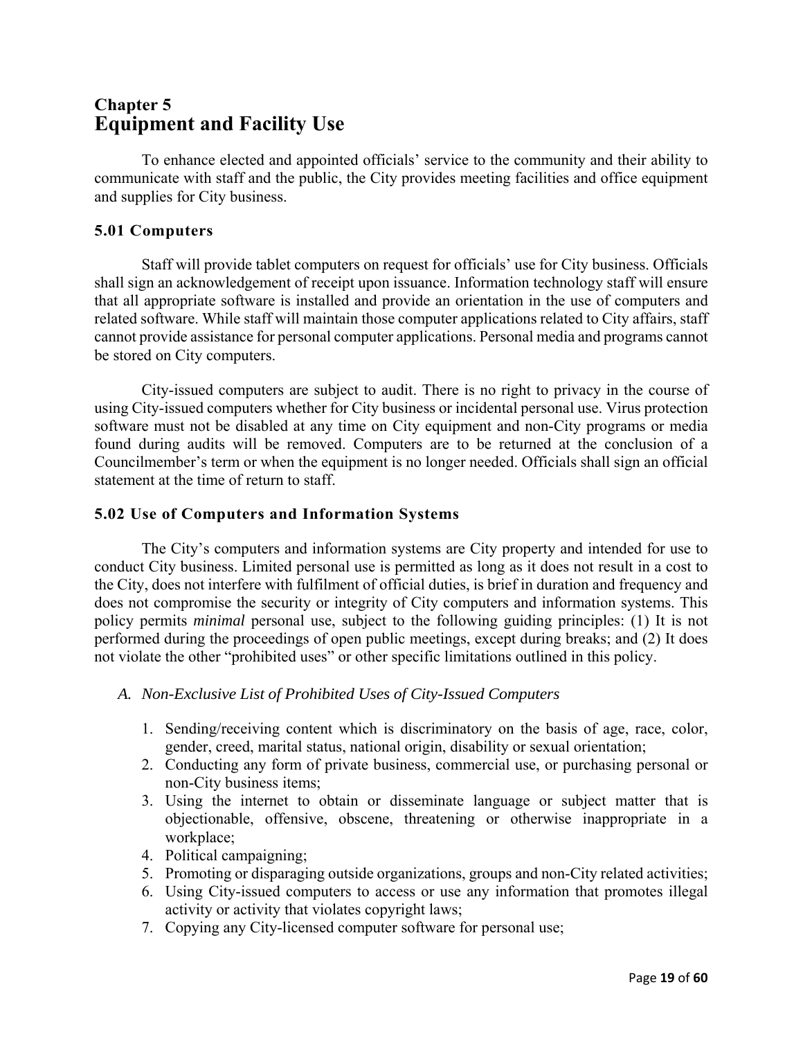# Chapter 5
# Equipment and Facility Use

To enhance elected and appointed officials' service to the community and their ability to communicate with staff and the public, the City provides meeting facilities and office equipment and supplies for City business.

### 5.01 Computers

Staff will provide tablet computers on request for officials' use for City business. Officials shall sign an acknowledgement of receipt upon issuance. Information technology staff will ensure that all appropriate software is installed and provide an orientation in the use of computers and related software. While staff will maintain those computer applications related to City affairs, staff cannot provide assistance for personal computer applications. Personal media and programs cannot be stored on City computers.

City-issued computers are subject to audit. There is no right to privacy in the course of using City-issued computers whether for City business or incidental personal use. Virus protection software must not be disabled at any time on City equipment and non-City programs or media found during audits will be removed. Computers are to be returned at the conclusion of a Councilmember's term or when the equipment is no longer needed. Officials shall sign an official statement at the time of return to staff.

### 5.02 Use of Computers and Information Systems

The City's computers and information systems are City property and intended for use to conduct City business. Limited personal use is permitted as long as it does not result in a cost to the City, does not interfere with fulfilment of official duties, is brief in duration and frequency and does not compromise the security or integrity of City computers and information systems. This policy permits *minimal* personal use, subject to the following guiding principles: (1) It is not performed during the proceedings of open public meetings, except during breaks; and (2) It does not violate the other "prohibited uses" or other specific limitations outlined in this policy.

*A. Non-Exclusive List of Prohibited Uses of City-Issued Computers*

1. Sending/receiving content which is discriminatory on the basis of age, race, color, gender, creed, marital status, national origin, disability or sexual orientation;
2. Conducting any form of private business, commercial use, or purchasing personal or non-City business items;
3. Using the internet to obtain or disseminate language or subject matter that is objectionable, offensive, obscene, threatening or otherwise inappropriate in a workplace;
4. Political campaigning;
5. Promoting or disparaging outside organizations, groups and non-City related activities;
6. Using City-issued computers to access or use any information that promotes illegal activity or activity that violates copyright laws;
7. Copying any City-licensed computer software for personal use;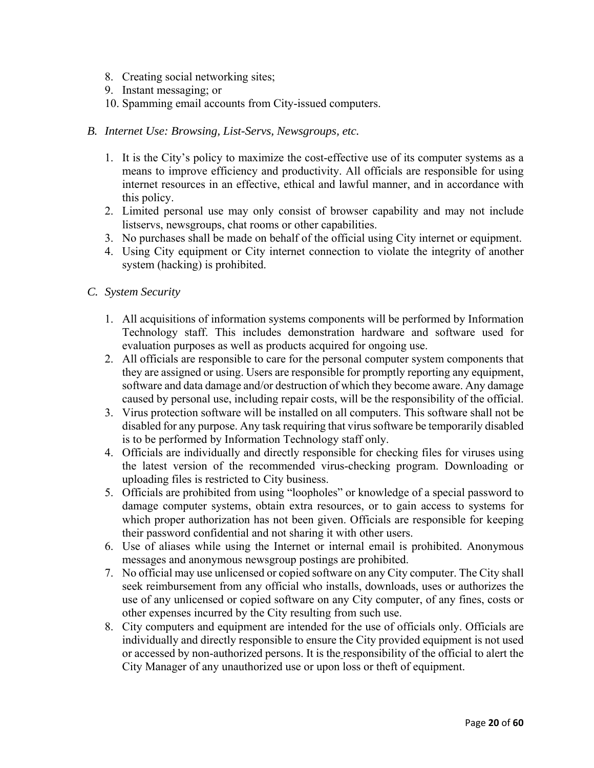8. Creating social networking sites;
9. Instant messaging; or
10. Spamming email accounts from City-issued computers.

*B. Internet Use: Browsing, List-Servs, Newsgroups, etc.*

1. It is the City's policy to maximize the cost-effective use of its computer systems as a means to improve efficiency and productivity. All officials are responsible for using internet resources in an effective, ethical and lawful manner, and in accordance with this policy.
2. Limited personal use may only consist of browser capability and may not include listservs, newsgroups, chat rooms or other capabilities.
3. No purchases shall be made on behalf of the official using City internet or equipment.
4. Using City equipment or City internet connection to violate the integrity of another system (hacking) is prohibited.

*C. System Security*

1. All acquisitions of information systems components will be performed by Information Technology staff. This includes demonstration hardware and software used for evaluation purposes as well as products acquired for ongoing use.
2. All officials are responsible to care for the personal computer system components that they are assigned or using. Users are responsible for promptly reporting any equipment, software and data damage and/or destruction of which they become aware. Any damage caused by personal use, including repair costs, will be the responsibility of the official.
3. Virus protection software will be installed on all computers. This software shall not be disabled for any purpose. Any task requiring that virus software be temporarily disabled is to be performed by Information Technology staff only.
4. Officials are individually and directly responsible for checking files for viruses using the latest version of the recommended virus-checking program. Downloading or uploading files is restricted to City business.
5. Officials are prohibited from using "loopholes" or knowledge of a special password to damage computer systems, obtain extra resources, or to gain access to systems for which proper authorization has not been given. Officials are responsible for keeping their password confidential and not sharing it with other users.
6. Use of aliases while using the Internet or internal email is prohibited. Anonymous messages and anonymous newsgroup postings are prohibited.
7. No official may use unlicensed or copied software on any City computer. The City shall seek reimbursement from any official who installs, downloads, uses or authorizes the use of any unlicensed or copied software on any City computer, of any fines, costs or other expenses incurred by the City resulting from such use.
8. City computers and equipment are intended for the use of officials only. Officials are individually and directly responsible to ensure the City provided equipment is not used or accessed by non-authorized persons. It is the responsibility of the official to alert the City Manager of any unauthorized use or upon loss or theft of equipment.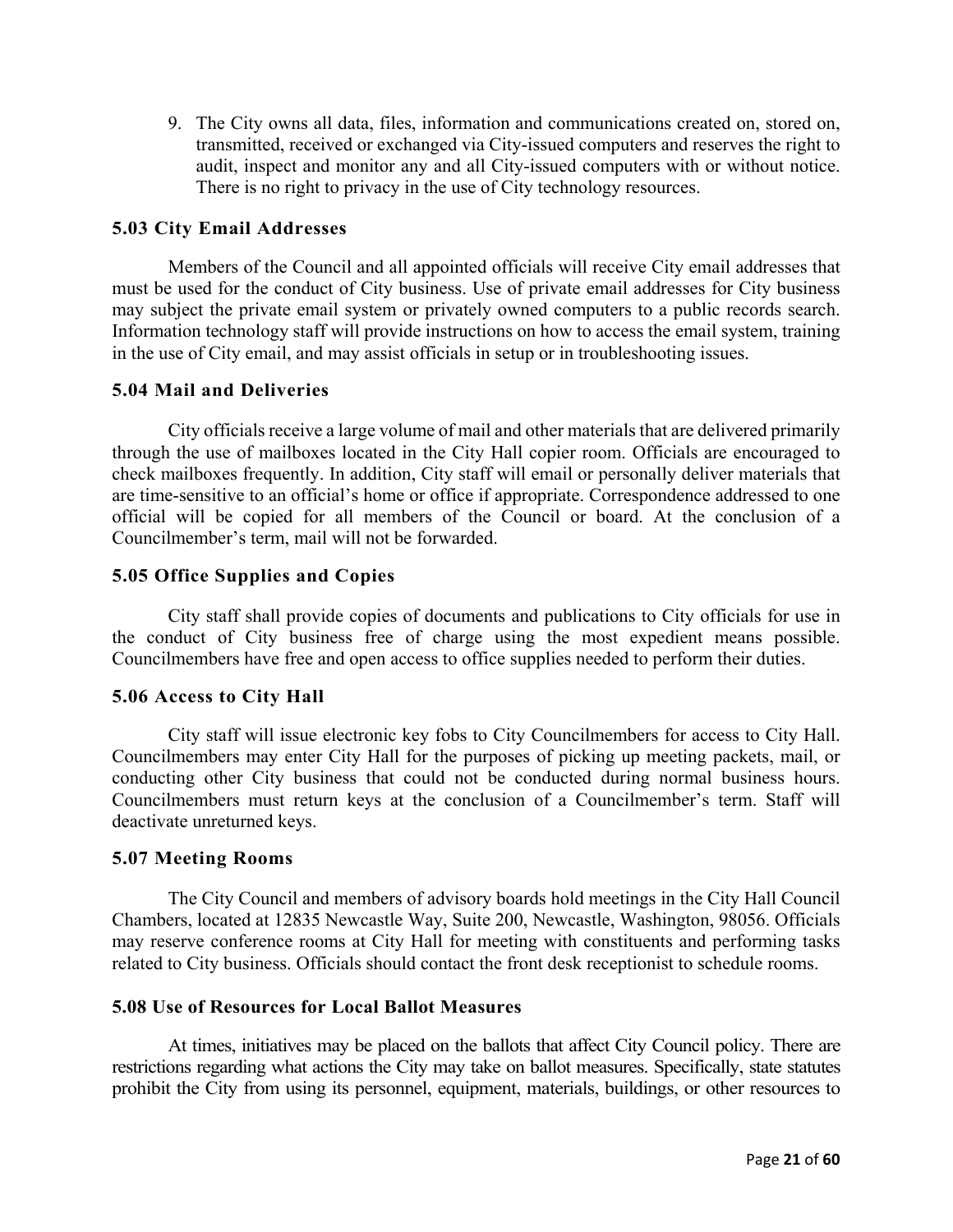9. The City owns all data, files, information and communications created on, stored on, transmitted, received or exchanged via City-issued computers and reserves the right to audit, inspect and monitor any and all City-issued computers with or without notice. There is no right to privacy in the use of City technology resources.

### 5.03 City Email Addresses

Members of the Council and all appointed officials will receive City email addresses that must be used for the conduct of City business. Use of private email addresses for City business may subject the private email system or privately owned computers to a public records search. Information technology staff will provide instructions on how to access the email system, training in the use of City email, and may assist officials in setup or in troubleshooting issues.

### 5.04 Mail and Deliveries

City officials receive a large volume of mail and other materials that are delivered primarily through the use of mailboxes located in the City Hall copier room. Officials are encouraged to check mailboxes frequently. In addition, City staff will email or personally deliver materials that are time-sensitive to an official's home or office if appropriate. Correspondence addressed to one official will be copied for all members of the Council or board. At the conclusion of a Councilmember's term, mail will not be forwarded.

### 5.05 Office Supplies and Copies

City staff shall provide copies of documents and publications to City officials for use in the conduct of City business free of charge using the most expedient means possible. Councilmembers have free and open access to office supplies needed to perform their duties.

### 5.06 Access to City Hall

City staff will issue electronic key fobs to City Councilmembers for access to City Hall. Councilmembers may enter City Hall for the purposes of picking up meeting packets, mail, or conducting other City business that could not be conducted during normal business hours. Councilmembers must return keys at the conclusion of a Councilmember's term. Staff will deactivate unreturned keys.

### 5.07 Meeting Rooms

The City Council and members of advisory boards hold meetings in the City Hall Council Chambers, located at 12835 Newcastle Way, Suite 200, Newcastle, Washington, 98056. Officials may reserve conference rooms at City Hall for meeting with constituents and performing tasks related to City business. Officials should contact the front desk receptionist to schedule rooms.

### 5.08 Use of Resources for Local Ballot Measures

At times, initiatives may be placed on the ballots that affect City Council policy. There are restrictions regarding what actions the City may take on ballot measures. Specifically, state statutes prohibit the City from using its personnel, equipment, materials, buildings, or other resources to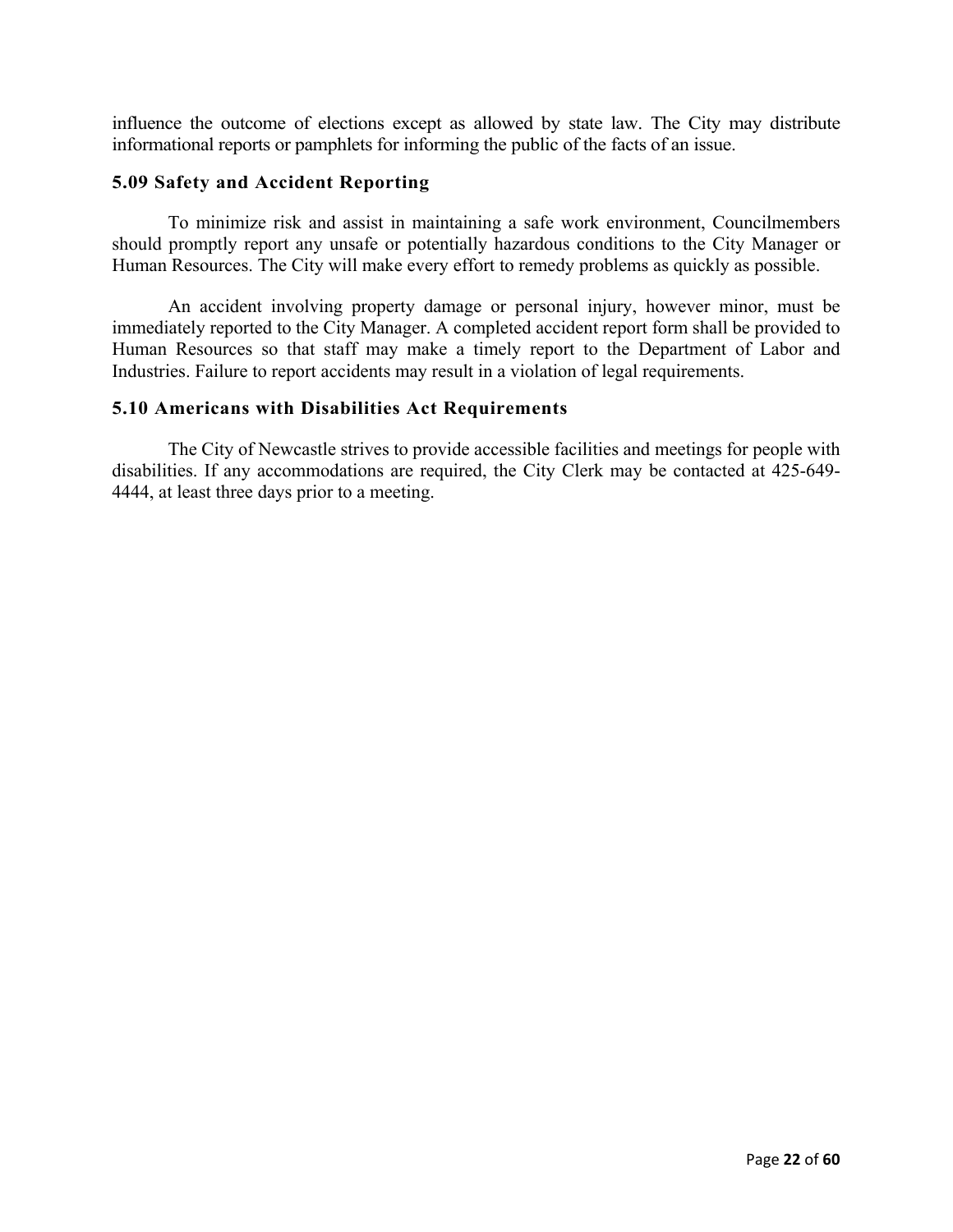influence the outcome of elections except as allowed by state law. The City may distribute informational reports or pamphlets for informing the public of the facts of an issue.

### 5.09 Safety and Accident Reporting

To minimize risk and assist in maintaining a safe work environment, Councilmembers should promptly report any unsafe or potentially hazardous conditions to the City Manager or Human Resources. The City will make every effort to remedy problems as quickly as possible.

An accident involving property damage or personal injury, however minor, must be immediately reported to the City Manager. A completed accident report form shall be provided to Human Resources so that staff may make a timely report to the Department of Labor and Industries. Failure to report accidents may result in a violation of legal requirements.

### 5.10 Americans with Disabilities Act Requirements

The City of Newcastle strives to provide accessible facilities and meetings for people with disabilities. If any accommodations are required, the City Clerk may be contacted at 425-649-4444, at least three days prior to a meeting.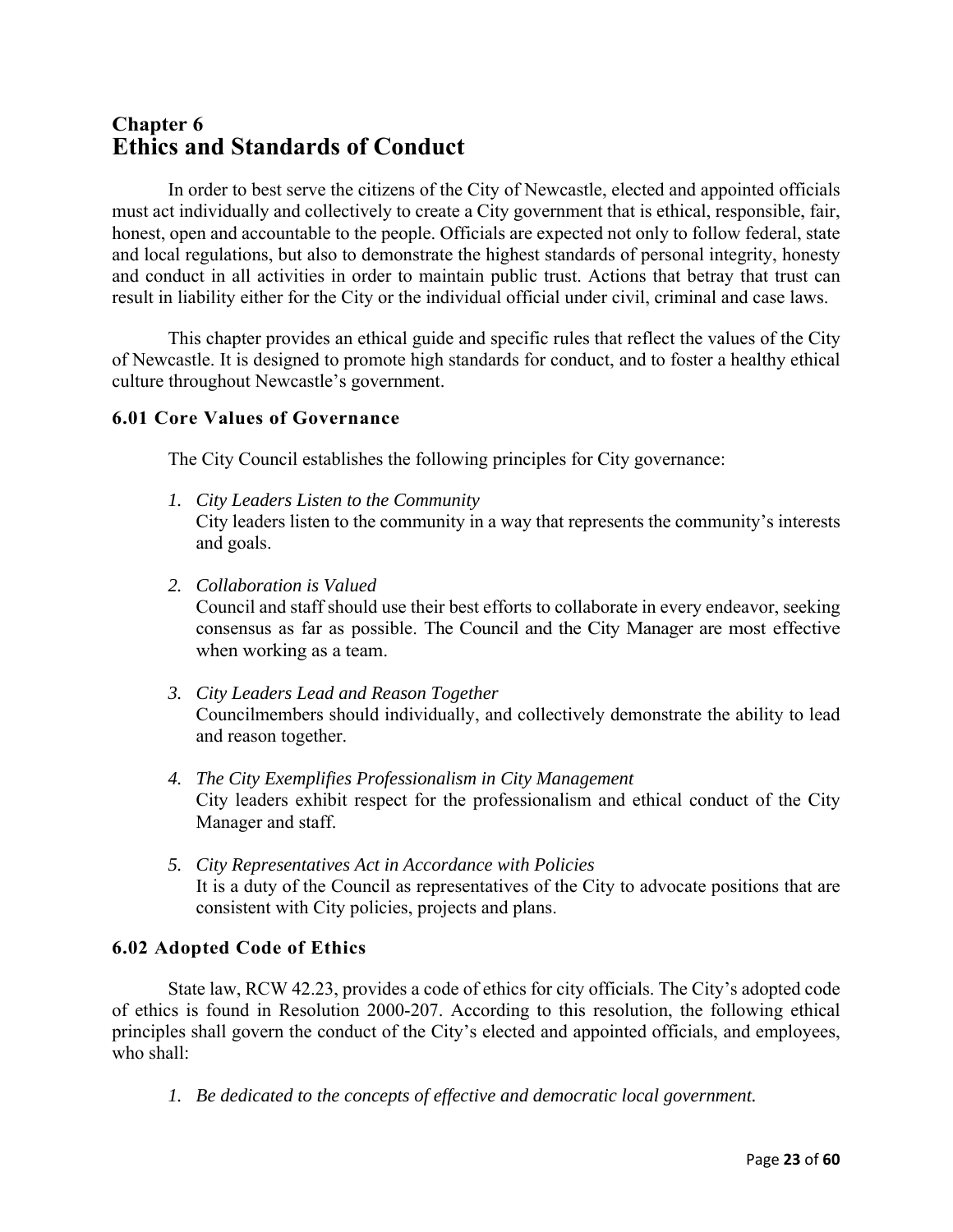# Chapter 6
# Ethics and Standards of Conduct

In order to best serve the citizens of the City of Newcastle, elected and appointed officials must act individually and collectively to create a City government that is ethical, responsible, fair, honest, open and accountable to the people. Officials are expected not only to follow federal, state and local regulations, but also to demonstrate the highest standards of personal integrity, honesty and conduct in all activities in order to maintain public trust. Actions that betray that trust can result in liability either for the City or the individual official under civil, criminal and case laws.

This chapter provides an ethical guide and specific rules that reflect the values of the City of Newcastle. It is designed to promote high standards for conduct, and to foster a healthy ethical culture throughout Newcastle's government.

### 6.01 Core Values of Governance

The City Council establishes the following principles for City governance:

1. *City Leaders Listen to the Community*
   City leaders listen to the community in a way that represents the community's interests and goals.

2. *Collaboration is Valued*
   Council and staff should use their best efforts to collaborate in every endeavor, seeking consensus as far as possible. The Council and the City Manager are most effective when working as a team.

3. *City Leaders Lead and Reason Together*
   Councilmembers should individually, and collectively demonstrate the ability to lead and reason together.

4. *The City Exemplifies Professionalism in City Management*
   City leaders exhibit respect for the professionalism and ethical conduct of the City Manager and staff.

5. *City Representatives Act in Accordance with Policies*
   It is a duty of the Council as representatives of the City to advocate positions that are consistent with City policies, projects and plans.

### 6.02 Adopted Code of Ethics

State law, RCW 42.23, provides a code of ethics for city officials. The City's adopted code of ethics is found in Resolution 2000-207. According to this resolution, the following ethical principles shall govern the conduct of the City's elected and appointed officials, and employees, who shall:

1. *Be dedicated to the concepts of effective and democratic local government.*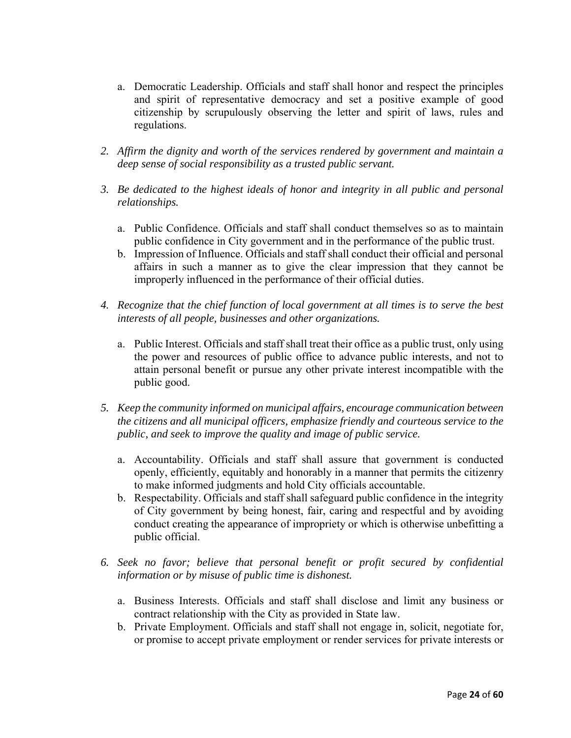a. Democratic Leadership. Officials and staff shall honor and respect the principles and spirit of representative democracy and set a positive example of good citizenship by scrupulously observing the letter and spirit of laws, rules and regulations.

2. *Affirm the dignity and worth of the services rendered by government and maintain a deep sense of social responsibility as a trusted public servant.*

3. *Be dedicated to the highest ideals of honor and integrity in all public and personal relationships.*

   a. Public Confidence. Officials and staff shall conduct themselves so as to maintain public confidence in City government and in the performance of the public trust.
   b. Impression of Influence. Officials and staff shall conduct their official and personal affairs in such a manner as to give the clear impression that they cannot be improperly influenced in the performance of their official duties.

4. *Recognize that the chief function of local government at all times is to serve the best interests of all people, businesses and other organizations.*

   a. Public Interest. Officials and staff shall treat their office as a public trust, only using the power and resources of public office to advance public interests, and not to attain personal benefit or pursue any other private interest incompatible with the public good.

5. *Keep the community informed on municipal affairs, encourage communication between the citizens and all municipal officers, emphasize friendly and courteous service to the public, and seek to improve the quality and image of public service.*

   a. Accountability. Officials and staff shall assure that government is conducted openly, efficiently, equitably and honorably in a manner that permits the citizenry to make informed judgments and hold City officials accountable.
   b. Respectability. Officials and staff shall safeguard public confidence in the integrity of City government by being honest, fair, caring and respectful and by avoiding conduct creating the appearance of impropriety or which is otherwise unbefitting a public official.

6. *Seek no favor; believe that personal benefit or profit secured by confidential information or by misuse of public time is dishonest.*

   a. Business Interests. Officials and staff shall disclose and limit any business or contract relationship with the City as provided in State law.
   b. Private Employment. Officials and staff shall not engage in, solicit, negotiate for, or promise to accept private employment or render services for private interests or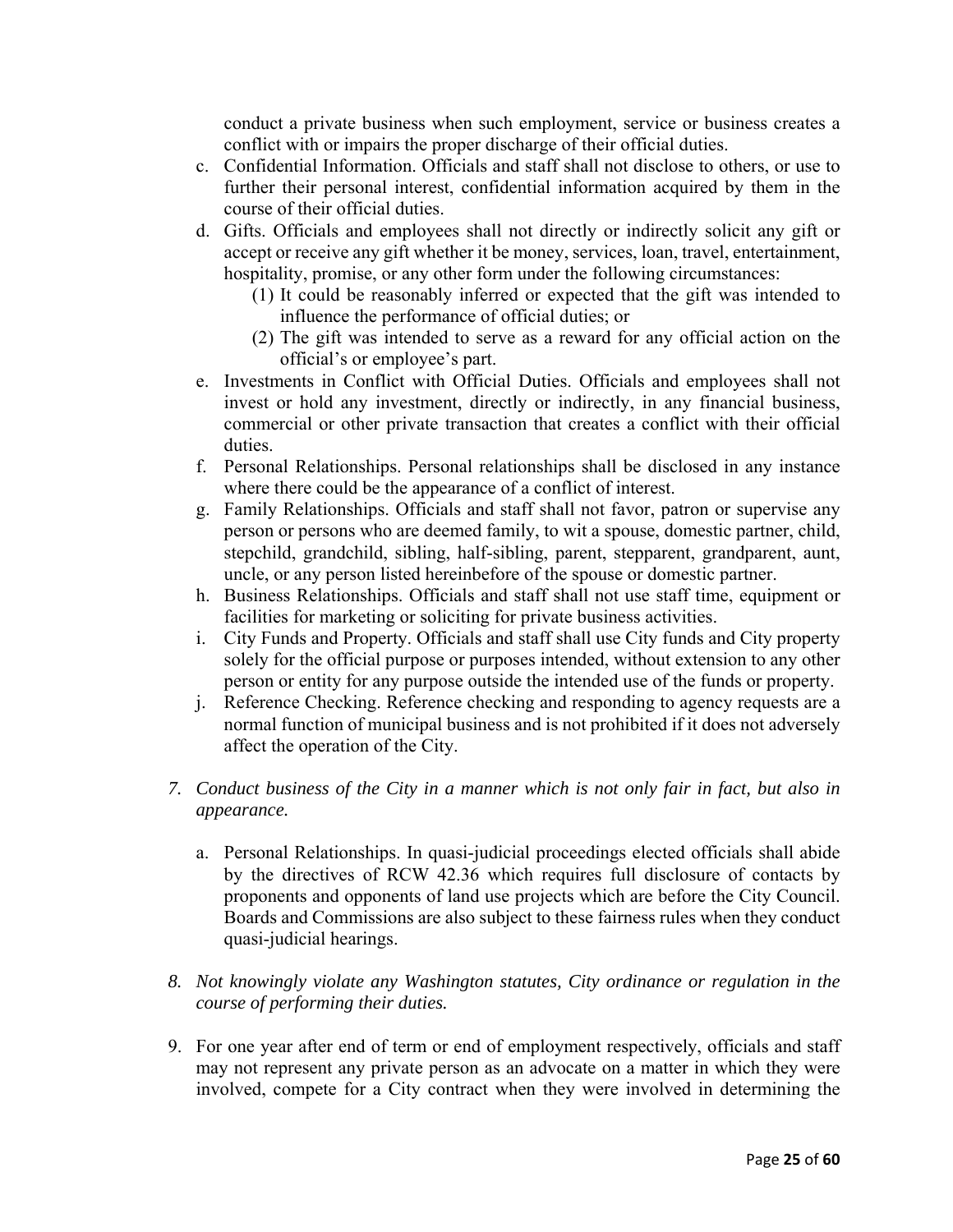conduct a private business when such employment, service or business creates a conflict with or impairs the proper discharge of their official duties.

c. Confidential Information. Officials and staff shall not disclose to others, or use to further their personal interest, confidential information acquired by them in the course of their official duties.
d. Gifts. Officials and employees shall not directly or indirectly solicit any gift or accept or receive any gift whether it be money, services, loan, travel, entertainment, hospitality, promise, or any other form under the following circumstances:
   (1) It could be reasonably inferred or expected that the gift was intended to influence the performance of official duties; or
   (2) The gift was intended to serve as a reward for any official action on the official's or employee's part.
e. Investments in Conflict with Official Duties. Officials and employees shall not invest or hold any investment, directly or indirectly, in any financial business, commercial or other private transaction that creates a conflict with their official duties.
f. Personal Relationships. Personal relationships shall be disclosed in any instance where there could be the appearance of a conflict of interest.
g. Family Relationships. Officials and staff shall not favor, patron or supervise any person or persons who are deemed family, to wit a spouse, domestic partner, child, stepchild, grandchild, sibling, half-sibling, parent, stepparent, grandparent, aunt, uncle, or any person listed hereinbefore of the spouse or domestic partner.
h. Business Relationships. Officials and staff shall not use staff time, equipment or facilities for marketing or soliciting for private business activities.
i. City Funds and Property. Officials and staff shall use City funds and City property solely for the official purpose or purposes intended, without extension to any other person or entity for any purpose outside the intended use of the funds or property.
j. Reference Checking. Reference checking and responding to agency requests are a normal function of municipal business and is not prohibited if it does not adversely affect the operation of the City.

7. *Conduct business of the City in a manner which is not only fair in fact, but also in appearance.*

   a. Personal Relationships. In quasi-judicial proceedings elected officials shall abide by the directives of RCW 42.36 which requires full disclosure of contacts by proponents and opponents of land use projects which are before the City Council. Boards and Commissions are also subject to these fairness rules when they conduct quasi-judicial hearings.

8. *Not knowingly violate any Washington statutes, City ordinance or regulation in the course of performing their duties.*

9. For one year after end of term or end of employment respectively, officials and staff may not represent any private person as an advocate on a matter in which they were involved, compete for a City contract when they were involved in determining the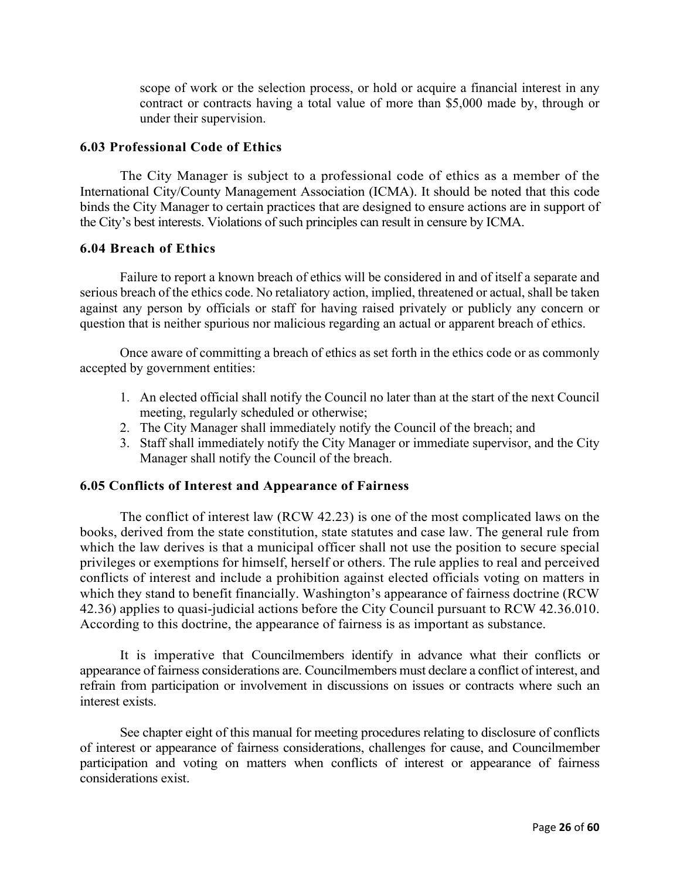scope of work or the selection process, or hold or acquire a financial interest in any contract or contracts having a total value of more than $5,000 made by, through or under their supervision.

### 6.03 Professional Code of Ethics

The City Manager is subject to a professional code of ethics as a member of the International City/County Management Association (ICMA). It should be noted that this code binds the City Manager to certain practices that are designed to ensure actions are in support of the City's best interests. Violations of such principles can result in censure by ICMA.

### 6.04 Breach of Ethics

Failure to report a known breach of ethics will be considered in and of itself a separate and serious breach of the ethics code. No retaliatory action, implied, threatened or actual, shall be taken against any person by officials or staff for having raised privately or publicly any concern or question that is neither spurious nor malicious regarding an actual or apparent breach of ethics.

Once aware of committing a breach of ethics as set forth in the ethics code or as commonly accepted by government entities:

1. An elected official shall notify the Council no later than at the start of the next Council meeting, regularly scheduled or otherwise;
2. The City Manager shall immediately notify the Council of the breach; and
3. Staff shall immediately notify the City Manager or immediate supervisor, and the City Manager shall notify the Council of the breach.

### 6.05 Conflicts of Interest and Appearance of Fairness

The conflict of interest law (RCW 42.23) is one of the most complicated laws on the books, derived from the state constitution, state statutes and case law. The general rule from which the law derives is that a municipal officer shall not use the position to secure special privileges or exemptions for himself, herself or others. The rule applies to real and perceived conflicts of interest and include a prohibition against elected officials voting on matters in which they stand to benefit financially. Washington's appearance of fairness doctrine (RCW 42.36) applies to quasi-judicial actions before the City Council pursuant to RCW 42.36.010. According to this doctrine, the appearance of fairness is as important as substance.

It is imperative that Councilmembers identify in advance what their conflicts or appearance of fairness considerations are. Councilmembers must declare a conflict of interest, and refrain from participation or involvement in discussions on issues or contracts where such an interest exists.

See chapter eight of this manual for meeting procedures relating to disclosure of conflicts of interest or appearance of fairness considerations, challenges for cause, and Councilmember participation and voting on matters when conflicts of interest or appearance of fairness considerations exist.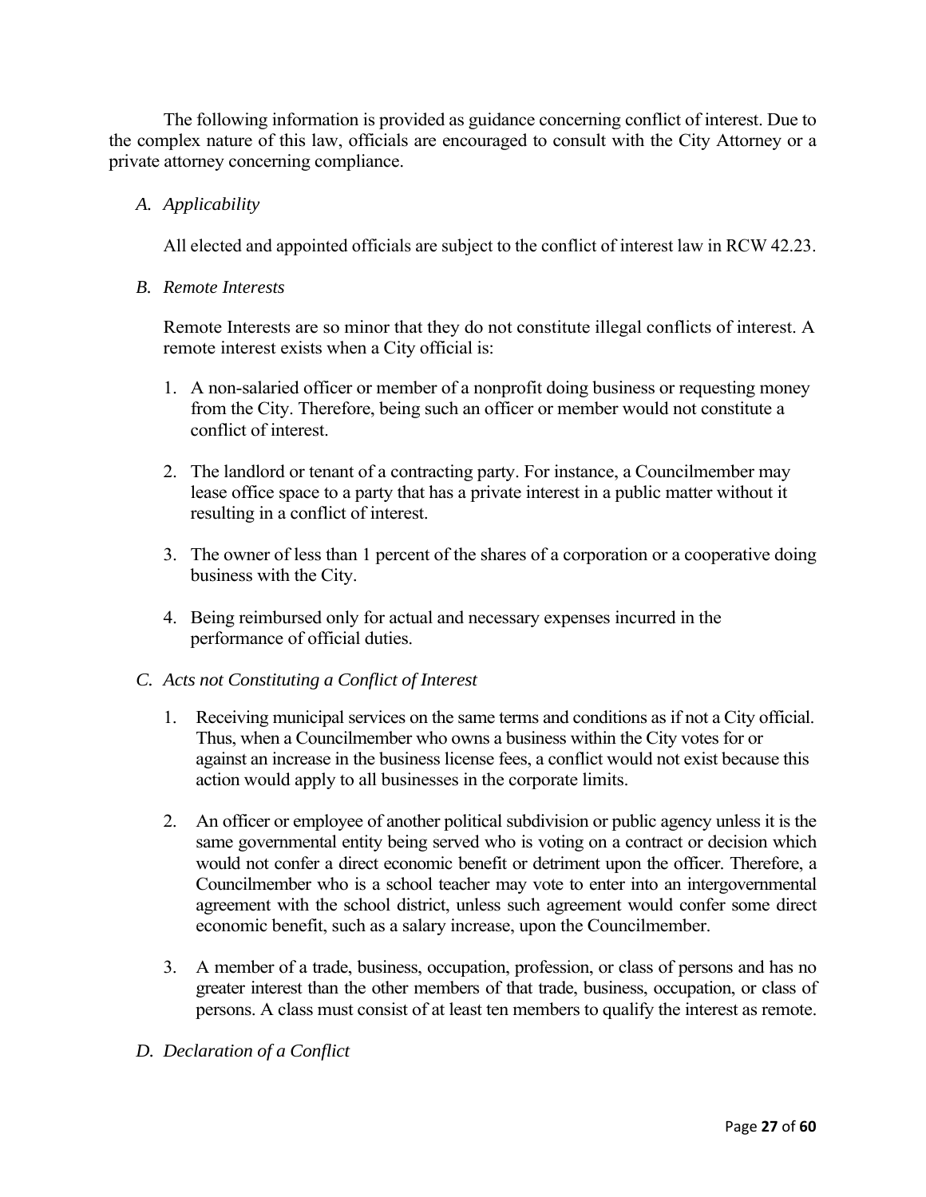The following information is provided as guidance concerning conflict of interest. Due to the complex nature of this law, officials are encouraged to consult with the City Attorney or a private attorney concerning compliance.

*A. Applicability*

All elected and appointed officials are subject to the conflict of interest law in RCW 42.23.

*B. Remote Interests*

Remote Interests are so minor that they do not constitute illegal conflicts of interest. A remote interest exists when a City official is:

1. A non-salaried officer or member of a nonprofit doing business or requesting money from the City. Therefore, being such an officer or member would not constitute a conflict of interest.
2. The landlord or tenant of a contracting party. For instance, a Councilmember may lease office space to a party that has a private interest in a public matter without it resulting in a conflict of interest.
3. The owner of less than 1 percent of the shares of a corporation or a cooperative doing business with the City.
4. Being reimbursed only for actual and necessary expenses incurred in the performance of official duties.

*C. Acts not Constituting a Conflict of Interest*

1. Receiving municipal services on the same terms and conditions as if not a City official. Thus, when a Councilmember who owns a business within the City votes for or against an increase in the business license fees, a conflict would not exist because this action would apply to all businesses in the corporate limits.
2. An officer or employee of another political subdivision or public agency unless it is the same governmental entity being served who is voting on a contract or decision which would not confer a direct economic benefit or detriment upon the officer. Therefore, a Councilmember who is a school teacher may vote to enter into an intergovernmental agreement with the school district, unless such agreement would confer some direct economic benefit, such as a salary increase, upon the Councilmember.
3. A member of a trade, business, occupation, profession, or class of persons and has no greater interest than the other members of that trade, business, occupation, or class of persons. A class must consist of at least ten members to qualify the interest as remote.

*D. Declaration of a Conflict*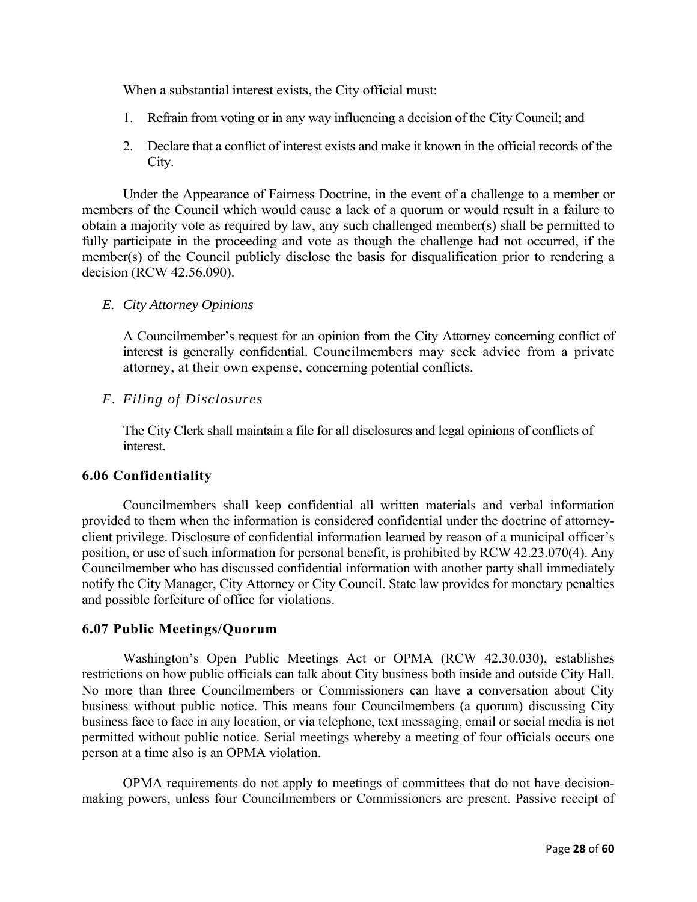When a substantial interest exists, the City official must:

1. Refrain from voting or in any way influencing a decision of the City Council; and
2. Declare that a conflict of interest exists and make it known in the official records of the City.

Under the Appearance of Fairness Doctrine, in the event of a challenge to a member or members of the Council which would cause a lack of a quorum or would result in a failure to obtain a majority vote as required by law, any such challenged member(s) shall be permitted to fully participate in the proceeding and vote as though the challenge had not occurred, if the member(s) of the Council publicly disclose the basis for disqualification prior to rendering a decision (RCW 42.56.090).

*E. City Attorney Opinions*

A Councilmember's request for an opinion from the City Attorney concerning conflict of interest is generally confidential. Councilmembers may seek advice from a private attorney, at their own expense, concerning potential conflicts.

*F. Filing of Disclosures*

The City Clerk shall maintain a file for all disclosures and legal opinions of conflicts of interest.

### 6.06 Confidentiality

Councilmembers shall keep confidential all written materials and verbal information provided to them when the information is considered confidential under the doctrine of attorney-client privilege. Disclosure of confidential information learned by reason of a municipal officer's position, or use of such information for personal benefit, is prohibited by RCW 42.23.070(4). Any Councilmember who has discussed confidential information with another party shall immediately notify the City Manager, City Attorney or City Council. State law provides for monetary penalties and possible forfeiture of office for violations.

### 6.07 Public Meetings/Quorum

Washington's Open Public Meetings Act or OPMA (RCW 42.30.030), establishes restrictions on how public officials can talk about City business both inside and outside City Hall. No more than three Councilmembers or Commissioners can have a conversation about City business without public notice. This means four Councilmembers (a quorum) discussing City business face to face in any location, or via telephone, text messaging, email or social media is not permitted without public notice. Serial meetings whereby a meeting of four officials occurs one person at a time also is an OPMA violation.

OPMA requirements do not apply to meetings of committees that do not have decision-making powers, unless four Councilmembers or Commissioners are present. Passive receipt of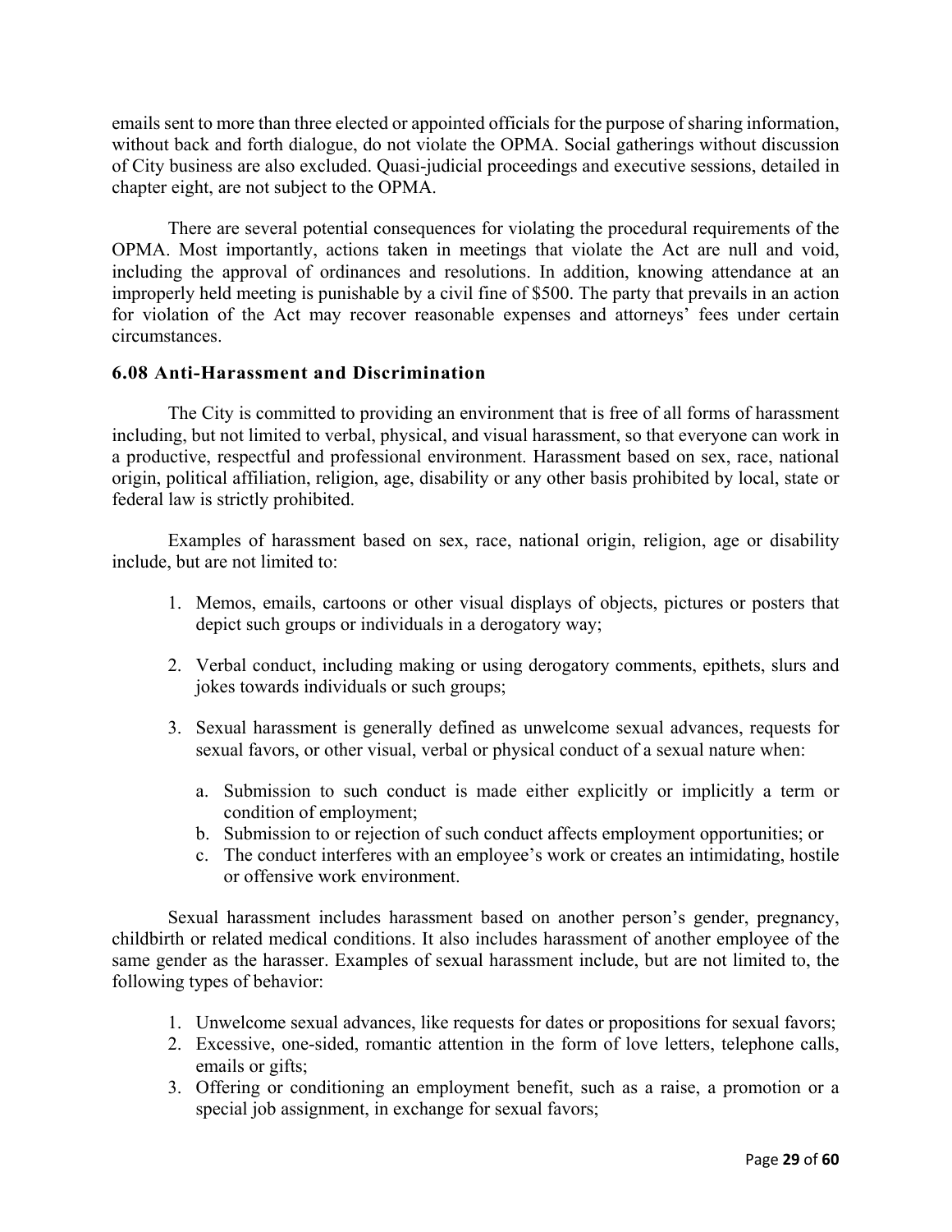emails sent to more than three elected or appointed officials for the purpose of sharing information, without back and forth dialogue, do not violate the OPMA. Social gatherings without discussion of City business are also excluded. Quasi-judicial proceedings and executive sessions, detailed in chapter eight, are not subject to the OPMA.

There are several potential consequences for violating the procedural requirements of the OPMA. Most importantly, actions taken in meetings that violate the Act are null and void, including the approval of ordinances and resolutions. In addition, knowing attendance at an improperly held meeting is punishable by a civil fine of $500. The party that prevails in an action for violation of the Act may recover reasonable expenses and attorneys' fees under certain circumstances.

### 6.08 Anti-Harassment and Discrimination

The City is committed to providing an environment that is free of all forms of harassment including, but not limited to verbal, physical, and visual harassment, so that everyone can work in a productive, respectful and professional environment. Harassment based on sex, race, national origin, political affiliation, religion, age, disability or any other basis prohibited by local, state or federal law is strictly prohibited.

Examples of harassment based on sex, race, national origin, religion, age or disability include, but are not limited to:

1. Memos, emails, cartoons or other visual displays of objects, pictures or posters that depict such groups or individuals in a derogatory way;

2. Verbal conduct, including making or using derogatory comments, epithets, slurs and jokes towards individuals or such groups;

3. Sexual harassment is generally defined as unwelcome sexual advances, requests for sexual favors, or other visual, verbal or physical conduct of a sexual nature when:

   a. Submission to such conduct is made either explicitly or implicitly a term or condition of employment;
   b. Submission to or rejection of such conduct affects employment opportunities; or
   c. The conduct interferes with an employee's work or creates an intimidating, hostile or offensive work environment.

Sexual harassment includes harassment based on another person's gender, pregnancy, childbirth or related medical conditions. It also includes harassment of another employee of the same gender as the harasser. Examples of sexual harassment include, but are not limited to, the following types of behavior:

1. Unwelcome sexual advances, like requests for dates or propositions for sexual favors;
2. Excessive, one-sided, romantic attention in the form of love letters, telephone calls, emails or gifts;
3. Offering or conditioning an employment benefit, such as a raise, a promotion or a special job assignment, in exchange for sexual favors;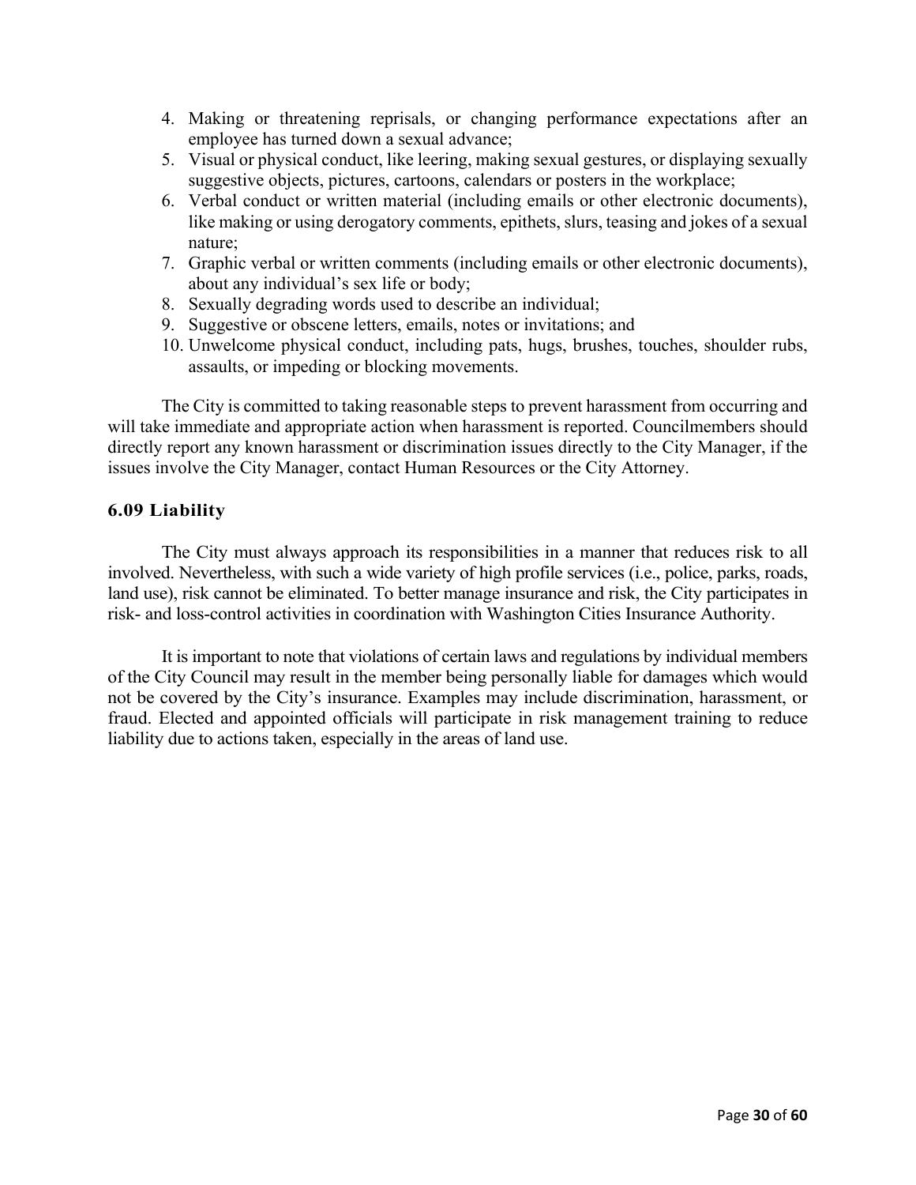4. Making or threatening reprisals, or changing performance expectations after an employee has turned down a sexual advance;
5. Visual or physical conduct, like leering, making sexual gestures, or displaying sexually suggestive objects, pictures, cartoons, calendars or posters in the workplace;
6. Verbal conduct or written material (including emails or other electronic documents), like making or using derogatory comments, epithets, slurs, teasing and jokes of a sexual nature;
7. Graphic verbal or written comments (including emails or other electronic documents), about any individual's sex life or body;
8. Sexually degrading words used to describe an individual;
9. Suggestive or obscene letters, emails, notes or invitations; and
10. Unwelcome physical conduct, including pats, hugs, brushes, touches, shoulder rubs, assaults, or impeding or blocking movements.

The City is committed to taking reasonable steps to prevent harassment from occurring and will take immediate and appropriate action when harassment is reported. Councilmembers should directly report any known harassment or discrimination issues directly to the City Manager, if the issues involve the City Manager, contact Human Resources or the City Attorney.

### 6.09 Liability

The City must always approach its responsibilities in a manner that reduces risk to all involved. Nevertheless, with such a wide variety of high profile services (i.e., police, parks, roads, land use), risk cannot be eliminated. To better manage insurance and risk, the City participates in risk- and loss-control activities in coordination with Washington Cities Insurance Authority.

It is important to note that violations of certain laws and regulations by individual members of the City Council may result in the member being personally liable for damages which would not be covered by the City's insurance. Examples may include discrimination, harassment, or fraud. Elected and appointed officials will participate in risk management training to reduce liability due to actions taken, especially in the areas of land use.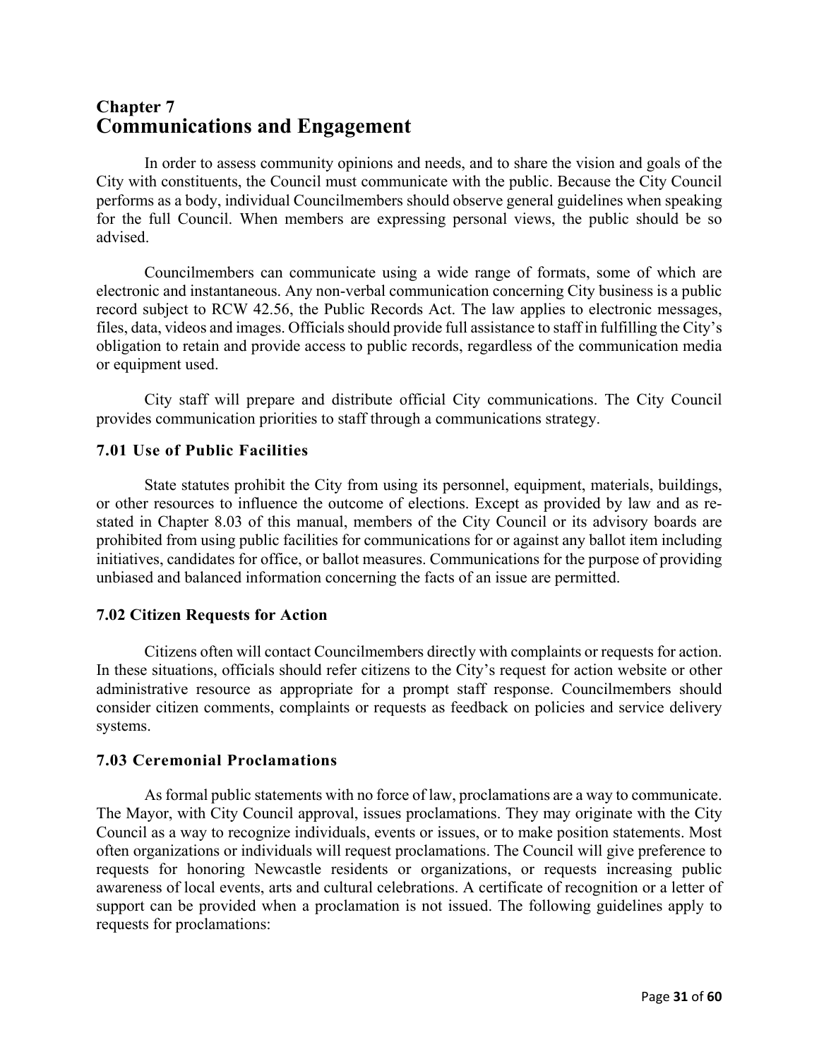# Chapter 7
# Communications and Engagement

In order to assess community opinions and needs, and to share the vision and goals of the City with constituents, the Council must communicate with the public. Because the City Council performs as a body, individual Councilmembers should observe general guidelines when speaking for the full Council. When members are expressing personal views, the public should be so advised.

Councilmembers can communicate using a wide range of formats, some of which are electronic and instantaneous. Any non-verbal communication concerning City business is a public record subject to RCW 42.56, the Public Records Act. The law applies to electronic messages, files, data, videos and images. Officials should provide full assistance to staff in fulfilling the City's obligation to retain and provide access to public records, regardless of the communication media or equipment used.

City staff will prepare and distribute official City communications. The City Council provides communication priorities to staff through a communications strategy.

### 7.01 Use of Public Facilities

State statutes prohibit the City from using its personnel, equipment, materials, buildings, or other resources to influence the outcome of elections. Except as provided by law and as re-stated in Chapter 8.03 of this manual, members of the City Council or its advisory boards are prohibited from using public facilities for communications for or against any ballot item including initiatives, candidates for office, or ballot measures. Communications for the purpose of providing unbiased and balanced information concerning the facts of an issue are permitted.

### 7.02 Citizen Requests for Action

Citizens often will contact Councilmembers directly with complaints or requests for action. In these situations, officials should refer citizens to the City's request for action website or other administrative resource as appropriate for a prompt staff response. Councilmembers should consider citizen comments, complaints or requests as feedback on policies and service delivery systems.

### 7.03 Ceremonial Proclamations

As formal public statements with no force of law, proclamations are a way to communicate. The Mayor, with City Council approval, issues proclamations. They may originate with the City Council as a way to recognize individuals, events or issues, or to make position statements. Most often organizations or individuals will request proclamations. The Council will give preference to requests for honoring Newcastle residents or organizations, or requests increasing public awareness of local events, arts and cultural celebrations. A certificate of recognition or a letter of support can be provided when a proclamation is not issued. The following guidelines apply to requests for proclamations: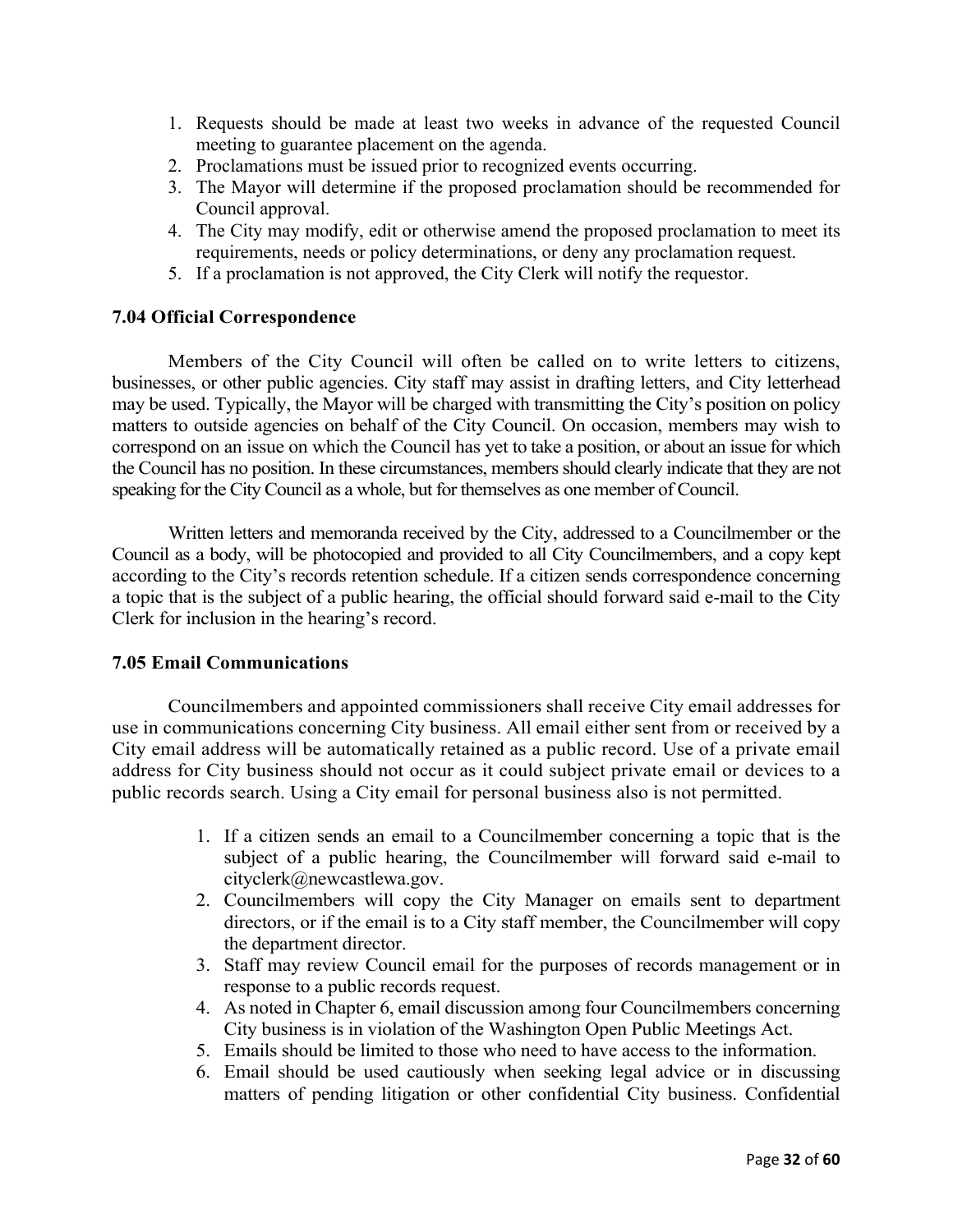1. Requests should be made at least two weeks in advance of the requested Council meeting to guarantee placement on the agenda.
2. Proclamations must be issued prior to recognized events occurring.
3. The Mayor will determine if the proposed proclamation should be recommended for Council approval.
4. The City may modify, edit or otherwise amend the proposed proclamation to meet its requirements, needs or policy determinations, or deny any proclamation request.
5. If a proclamation is not approved, the City Clerk will notify the requestor.

### 7.04 Official Correspondence

Members of the City Council will often be called on to write letters to citizens, businesses, or other public agencies. City staff may assist in drafting letters, and City letterhead may be used. Typically, the Mayor will be charged with transmitting the City's position on policy matters to outside agencies on behalf of the City Council. On occasion, members may wish to correspond on an issue on which the Council has yet to take a position, or about an issue for which the Council has no position. In these circumstances, members should clearly indicate that they are not speaking for the City Council as a whole, but for themselves as one member of Council.

Written letters and memoranda received by the City, addressed to a Councilmember or the Council as a body, will be photocopied and provided to all City Councilmembers, and a copy kept according to the City's records retention schedule. If a citizen sends correspondence concerning a topic that is the subject of a public hearing, the official should forward said e-mail to the City Clerk for inclusion in the hearing's record.

### 7.05 Email Communications

Councilmembers and appointed commissioners shall receive City email addresses for use in communications concerning City business. All email either sent from or received by a City email address will be automatically retained as a public record. Use of a private email address for City business should not occur as it could subject private email or devices to a public records search. Using a City email for personal business also is not permitted.

1. If a citizen sends an email to a Councilmember concerning a topic that is the subject of a public hearing, the Councilmember will forward said e-mail to cityclerk@newcastlewa.gov.
2. Councilmembers will copy the City Manager on emails sent to department directors, or if the email is to a City staff member, the Councilmember will copy the department director.
3. Staff may review Council email for the purposes of records management or in response to a public records request.
4. As noted in Chapter 6, email discussion among four Councilmembers concerning City business is in violation of the Washington Open Public Meetings Act.
5. Emails should be limited to those who need to have access to the information.
6. Email should be used cautiously when seeking legal advice or in discussing matters of pending litigation or other confidential City business. Confidential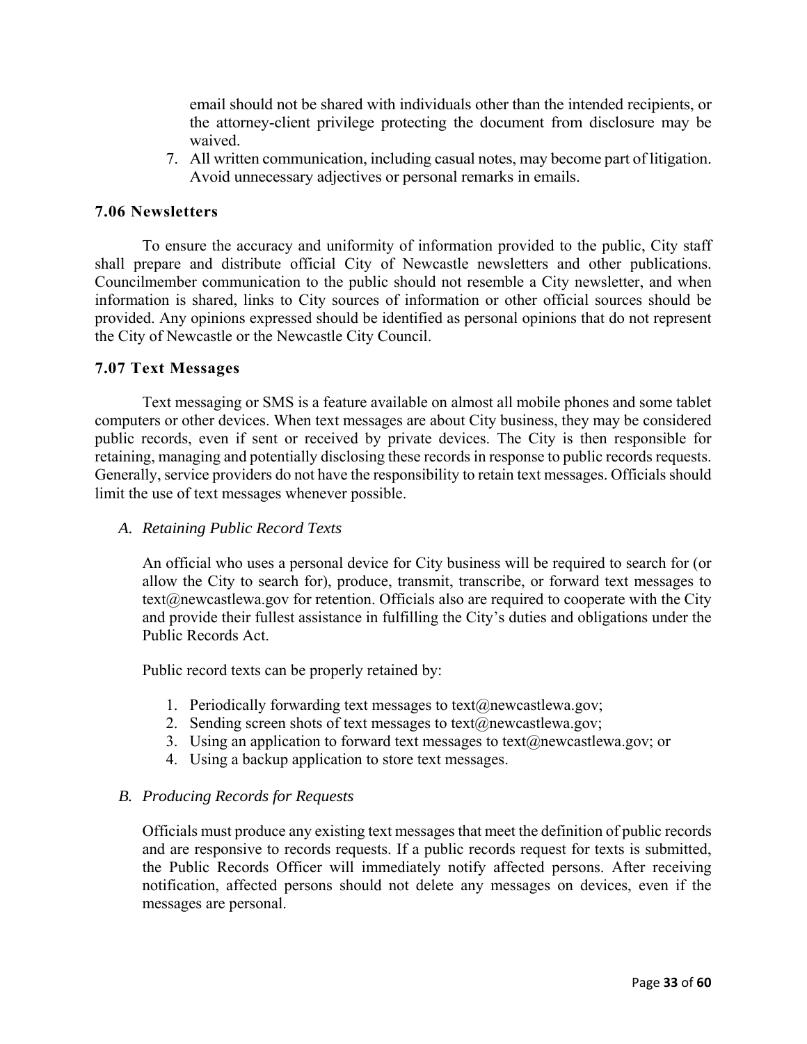email should not be shared with individuals other than the intended recipients, or the attorney-client privilege protecting the document from disclosure may be waived.

7. All written communication, including casual notes, may become part of litigation. Avoid unnecessary adjectives or personal remarks in emails.

### 7.06 Newsletters

To ensure the accuracy and uniformity of information provided to the public, City staff shall prepare and distribute official City of Newcastle newsletters and other publications. Councilmember communication to the public should not resemble a City newsletter, and when information is shared, links to City sources of information or other official sources should be provided. Any opinions expressed should be identified as personal opinions that do not represent the City of Newcastle or the Newcastle City Council.

### 7.07 Text Messages

Text messaging or SMS is a feature available on almost all mobile phones and some tablet computers or other devices. When text messages are about City business, they may be considered public records, even if sent or received by private devices. The City is then responsible for retaining, managing and potentially disclosing these records in response to public records requests. Generally, service providers do not have the responsibility to retain text messages. Officials should limit the use of text messages whenever possible.

*A. Retaining Public Record Texts*

An official who uses a personal device for City business will be required to search for (or allow the City to search for), produce, transmit, transcribe, or forward text messages to text@newcastlewa.gov for retention. Officials also are required to cooperate with the City and provide their fullest assistance in fulfilling the City's duties and obligations under the Public Records Act.

Public record texts can be properly retained by:

1. Periodically forwarding text messages to text@newcastlewa.gov;
2. Sending screen shots of text messages to text@newcastlewa.gov;
3. Using an application to forward text messages to text@newcastlewa.gov; or
4. Using a backup application to store text messages.

*B. Producing Records for Requests*

Officials must produce any existing text messages that meet the definition of public records and are responsive to records requests. If a public records request for texts is submitted, the Public Records Officer will immediately notify affected persons. After receiving notification, affected persons should not delete any messages on devices, even if the messages are personal.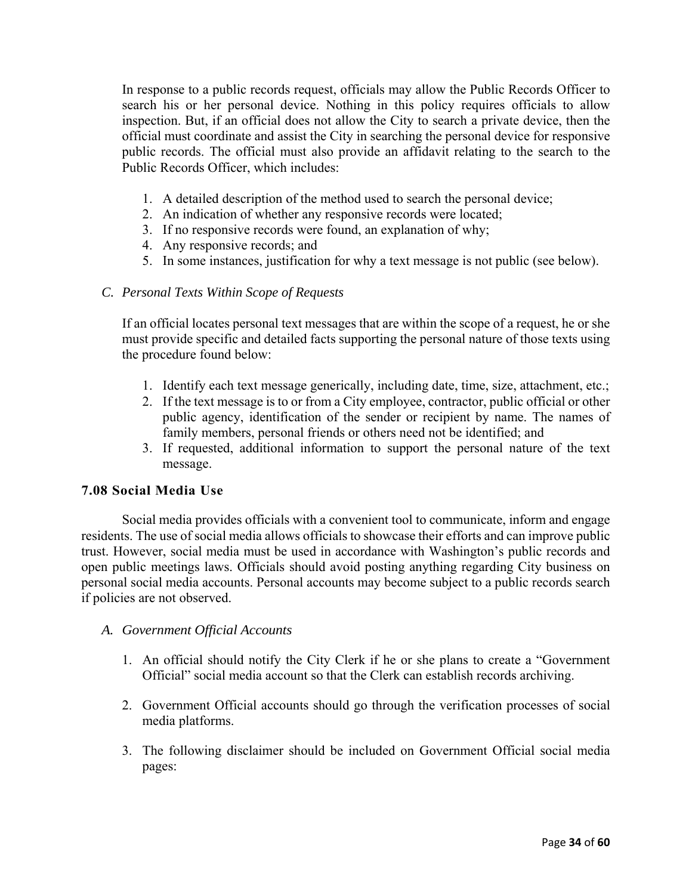In response to a public records request, officials may allow the Public Records Officer to search his or her personal device. Nothing in this policy requires officials to allow inspection. But, if an official does not allow the City to search a private device, then the official must coordinate and assist the City in searching the personal device for responsive public records. The official must also provide an affidavit relating to the search to the Public Records Officer, which includes:

1. A detailed description of the method used to search the personal device;
2. An indication of whether any responsive records were located;
3. If no responsive records were found, an explanation of why;
4. Any responsive records; and
5. In some instances, justification for why a text message is not public (see below).

*C. Personal Texts Within Scope of Requests*

If an official locates personal text messages that are within the scope of a request, he or she must provide specific and detailed facts supporting the personal nature of those texts using the procedure found below:

1. Identify each text message generically, including date, time, size, attachment, etc.;
2. If the text message is to or from a City employee, contractor, public official or other public agency, identification of the sender or recipient by name. The names of family members, personal friends or others need not be identified; and
3. If requested, additional information to support the personal nature of the text message.

### 7.08 Social Media Use

Social media provides officials with a convenient tool to communicate, inform and engage residents. The use of social media allows officials to showcase their efforts and can improve public trust. However, social media must be used in accordance with Washington's public records and open public meetings laws. Officials should avoid posting anything regarding City business on personal social media accounts. Personal accounts may become subject to a public records search if policies are not observed.

*A. Government Official Accounts*

1. An official should notify the City Clerk if he or she plans to create a "Government Official" social media account so that the Clerk can establish records archiving.

2. Government Official accounts should go through the verification processes of social media platforms.

3. The following disclaimer should be included on Government Official social media pages: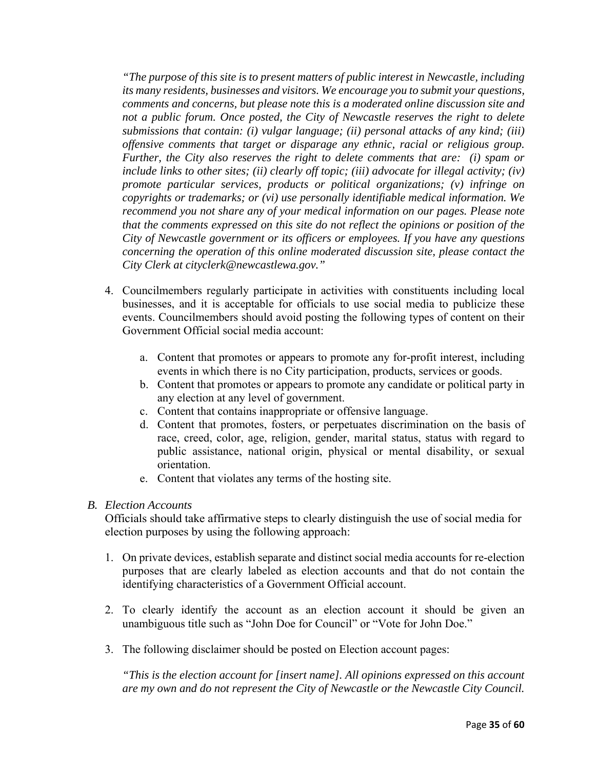*"The purpose of this site is to present matters of public interest in Newcastle, including its many residents, businesses and visitors. We encourage you to submit your questions, comments and concerns, but please note this is a moderated online discussion site and not a public forum. Once posted, the City of Newcastle reserves the right to delete submissions that contain: (i) vulgar language; (ii) personal attacks of any kind; (iii) offensive comments that target or disparage any ethnic, racial or religious group. Further, the City also reserves the right to delete comments that are: (i) spam or include links to other sites; (ii) clearly off topic; (iii) advocate for illegal activity; (iv) promote particular services, products or political organizations; (v) infringe on copyrights or trademarks; or (vi) use personally identifiable medical information. We recommend you not share any of your medical information on our pages. Please note that the comments expressed on this site do not reflect the opinions or position of the City of Newcastle government or its officers or employees. If you have any questions concerning the operation of this online moderated discussion site, please contact the City Clerk at cityclerk@newcastlewa.gov."*

4. Councilmembers regularly participate in activities with constituents including local businesses, and it is acceptable for officials to use social media to publicize these events. Councilmembers should avoid posting the following types of content on their Government Official social media account:

    a. Content that promotes or appears to promote any for-profit interest, including events in which there is no City participation, products, services or goods.
    b. Content that promotes or appears to promote any candidate or political party in any election at any level of government.
    c. Content that contains inappropriate or offensive language.
    d. Content that promotes, fosters, or perpetuates discrimination on the basis of race, creed, color, age, religion, gender, marital status, status with regard to public assistance, national origin, physical or mental disability, or sexual orientation.
    e. Content that violates any terms of the hosting site.

*B. Election Accounts*

Officials should take affirmative steps to clearly distinguish the use of social media for election purposes by using the following approach:

1. On private devices, establish separate and distinct social media accounts for re-election purposes that are clearly labeled as election accounts and that do not contain the identifying characteristics of a Government Official account.

2. To clearly identify the account as an election account it should be given an unambiguous title such as "John Doe for Council" or "Vote for John Doe."

3. The following disclaimer should be posted on Election account pages:

    *"This is the election account for [insert name]. All opinions expressed on this account are my own and do not represent the City of Newcastle or the Newcastle City Council.*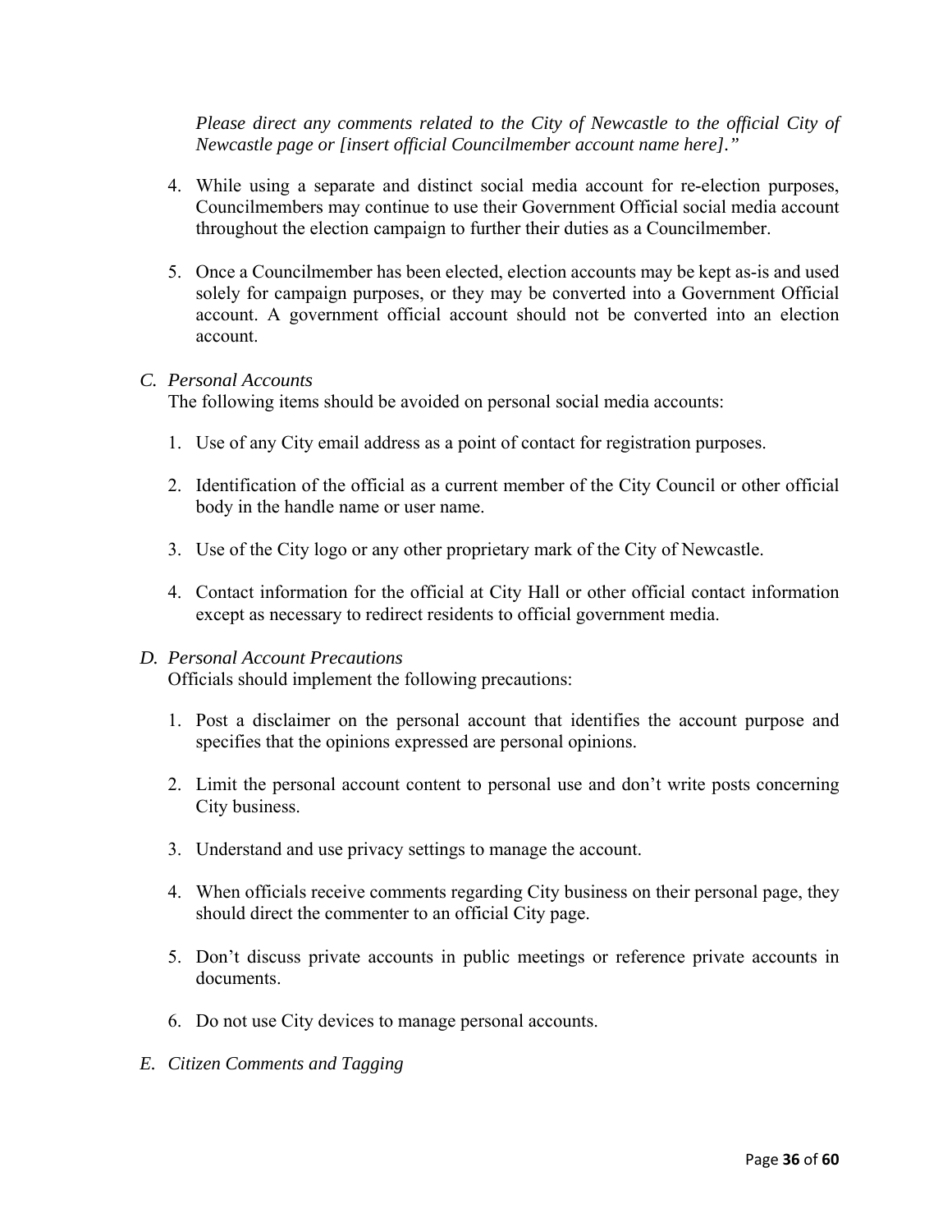*Please direct any comments related to the City of Newcastle to the official City of Newcastle page or [insert official Councilmember account name here].”*

4. While using a separate and distinct social media account for re-election purposes, Councilmembers may continue to use their Government Official social media account throughout the election campaign to further their duties as a Councilmember.

5. Once a Councilmember has been elected, election accounts may be kept as-is and used solely for campaign purposes, or they may be converted into a Government Official account. A government official account should not be converted into an election account.

*C. Personal Accounts*

The following items should be avoided on personal social media accounts:

1. Use of any City email address as a point of contact for registration purposes.

2. Identification of the official as a current member of the City Council or other official body in the handle name or user name.

3. Use of the City logo or any other proprietary mark of the City of Newcastle.

4. Contact information for the official at City Hall or other official contact information except as necessary to redirect residents to official government media.

*D. Personal Account Precautions*

Officials should implement the following precautions:

1. Post a disclaimer on the personal account that identifies the account purpose and specifies that the opinions expressed are personal opinions.

2. Limit the personal account content to personal use and don’t write posts concerning City business.

3. Understand and use privacy settings to manage the account.

4. When officials receive comments regarding City business on their personal page, they should direct the commenter to an official City page.

5. Don’t discuss private accounts in public meetings or reference private accounts in documents.

6. Do not use City devices to manage personal accounts.

*E. Citizen Comments and Tagging*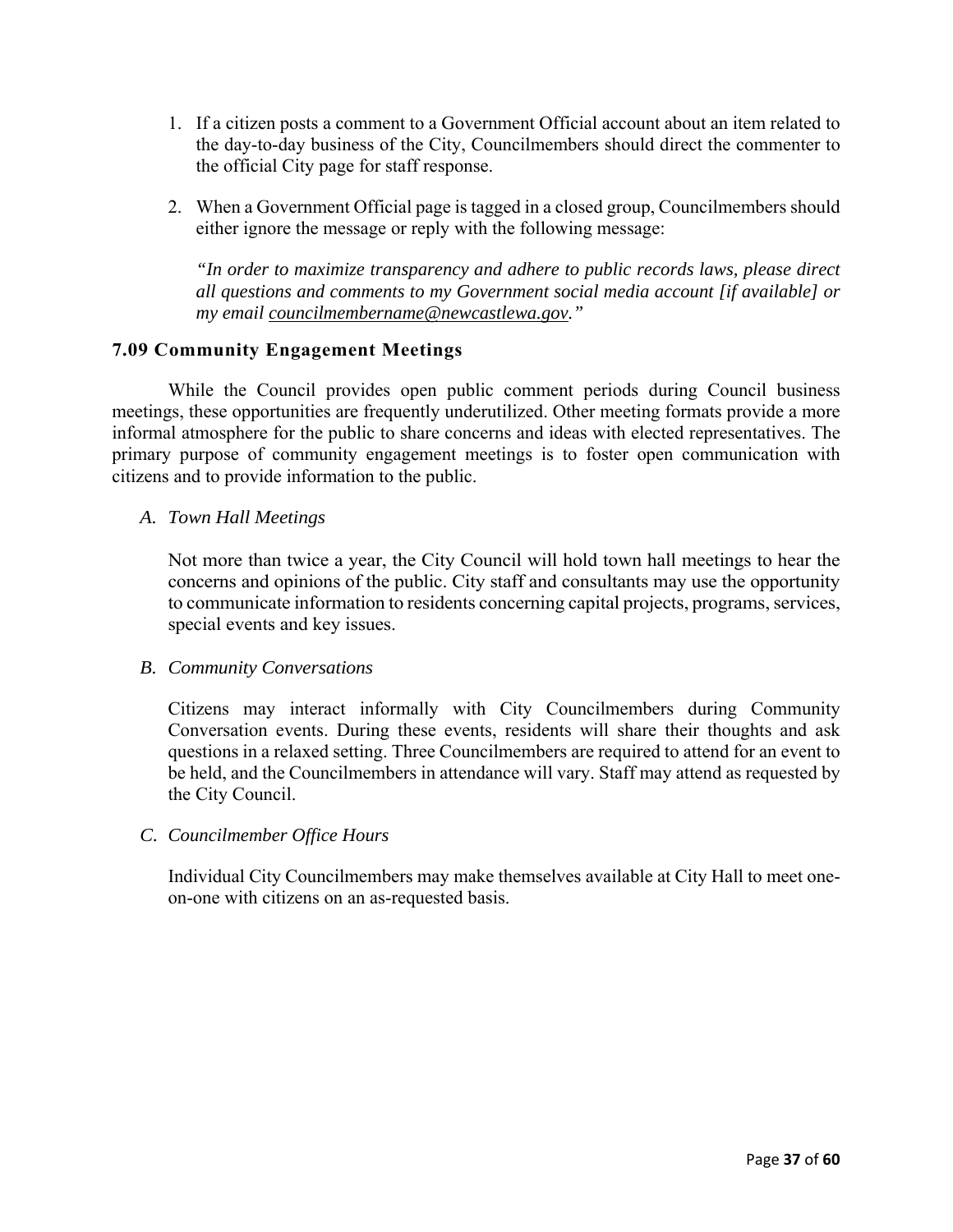1. If a citizen posts a comment to a Government Official account about an item related to the day-to-day business of the City, Councilmembers should direct the commenter to the official City page for staff response.

2. When a Government Official page is tagged in a closed group, Councilmembers should either ignore the message or reply with the following message:

   *"In order to maximize transparency and adhere to public records laws, please direct all questions and comments to my Government social media account [if available] or my email councilmembername@newcastlewa.gov."*

### 7.09 Community Engagement Meetings

While the Council provides open public comment periods during Council business meetings, these opportunities are frequently underutilized. Other meeting formats provide a more informal atmosphere for the public to share concerns and ideas with elected representatives. The primary purpose of community engagement meetings is to foster open communication with citizens and to provide information to the public.

*A. Town Hall Meetings*

Not more than twice a year, the City Council will hold town hall meetings to hear the concerns and opinions of the public. City staff and consultants may use the opportunity to communicate information to residents concerning capital projects, programs, services, special events and key issues.

*B. Community Conversations*

Citizens may interact informally with City Councilmembers during Community Conversation events. During these events, residents will share their thoughts and ask questions in a relaxed setting. Three Councilmembers are required to attend for an event to be held, and the Councilmembers in attendance will vary. Staff may attend as requested by the City Council.

*C. Councilmember Office Hours*

Individual City Councilmembers may make themselves available at City Hall to meet one-on-one with citizens on an as-requested basis.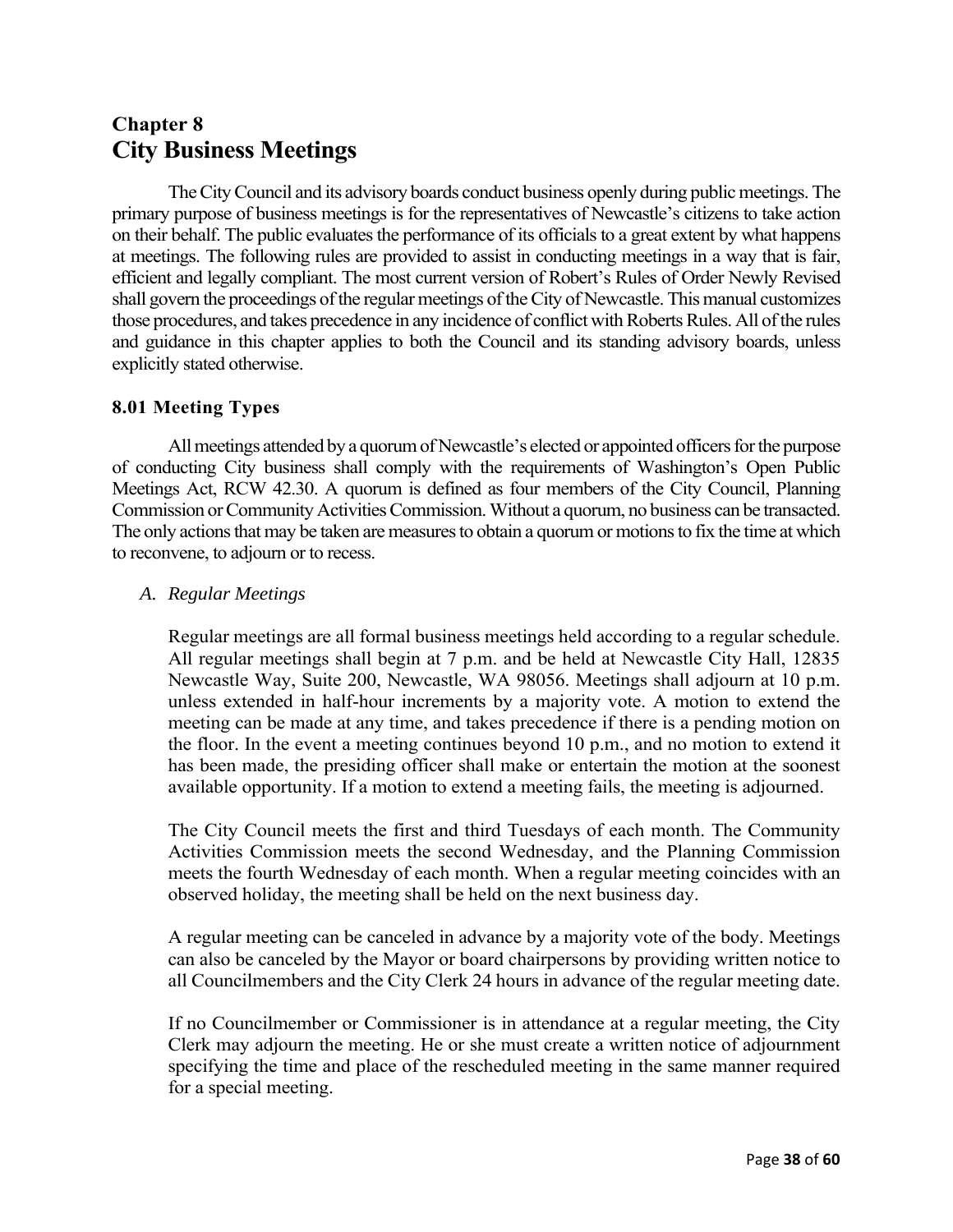# Chapter 8
# City Business Meetings

The City Council and its advisory boards conduct business openly during public meetings. The primary purpose of business meetings is for the representatives of Newcastle's citizens to take action on their behalf. The public evaluates the performance of its officials to a great extent by what happens at meetings. The following rules are provided to assist in conducting meetings in a way that is fair, efficient and legally compliant. The most current version of Robert's Rules of Order Newly Revised shall govern the proceedings of the regular meetings of the City of Newcastle. This manual customizes those procedures, and takes precedence in any incidence of conflict with Roberts Rules. All of the rules and guidance in this chapter applies to both the Council and its standing advisory boards, unless explicitly stated otherwise.

### 8.01 Meeting Types

All meetings attended by a quorum of Newcastle's elected or appointed officers for the purpose of conducting City business shall comply with the requirements of Washington's Open Public Meetings Act, RCW 42.30. A quorum is defined as four members of the City Council, Planning Commission or Community Activities Commission. Without a quorum, no business can be transacted. The only actions that may be taken are measures to obtain a quorum or motions to fix the time at which to reconvene, to adjourn or to recess.

*A. Regular Meetings*

Regular meetings are all formal business meetings held according to a regular schedule. All regular meetings shall begin at 7 p.m. and be held at Newcastle City Hall, 12835 Newcastle Way, Suite 200, Newcastle, WA 98056. Meetings shall adjourn at 10 p.m. unless extended in half-hour increments by a majority vote. A motion to extend the meeting can be made at any time, and takes precedence if there is a pending motion on the floor. In the event a meeting continues beyond 10 p.m., and no motion to extend it has been made, the presiding officer shall make or entertain the motion at the soonest available opportunity. If a motion to extend a meeting fails, the meeting is adjourned.

The City Council meets the first and third Tuesdays of each month. The Community Activities Commission meets the second Wednesday, and the Planning Commission meets the fourth Wednesday of each month. When a regular meeting coincides with an observed holiday, the meeting shall be held on the next business day.

A regular meeting can be canceled in advance by a majority vote of the body. Meetings can also be canceled by the Mayor or board chairpersons by providing written notice to all Councilmembers and the City Clerk 24 hours in advance of the regular meeting date.

If no Councilmember or Commissioner is in attendance at a regular meeting, the City Clerk may adjourn the meeting. He or she must create a written notice of adjournment specifying the time and place of the rescheduled meeting in the same manner required for a special meeting.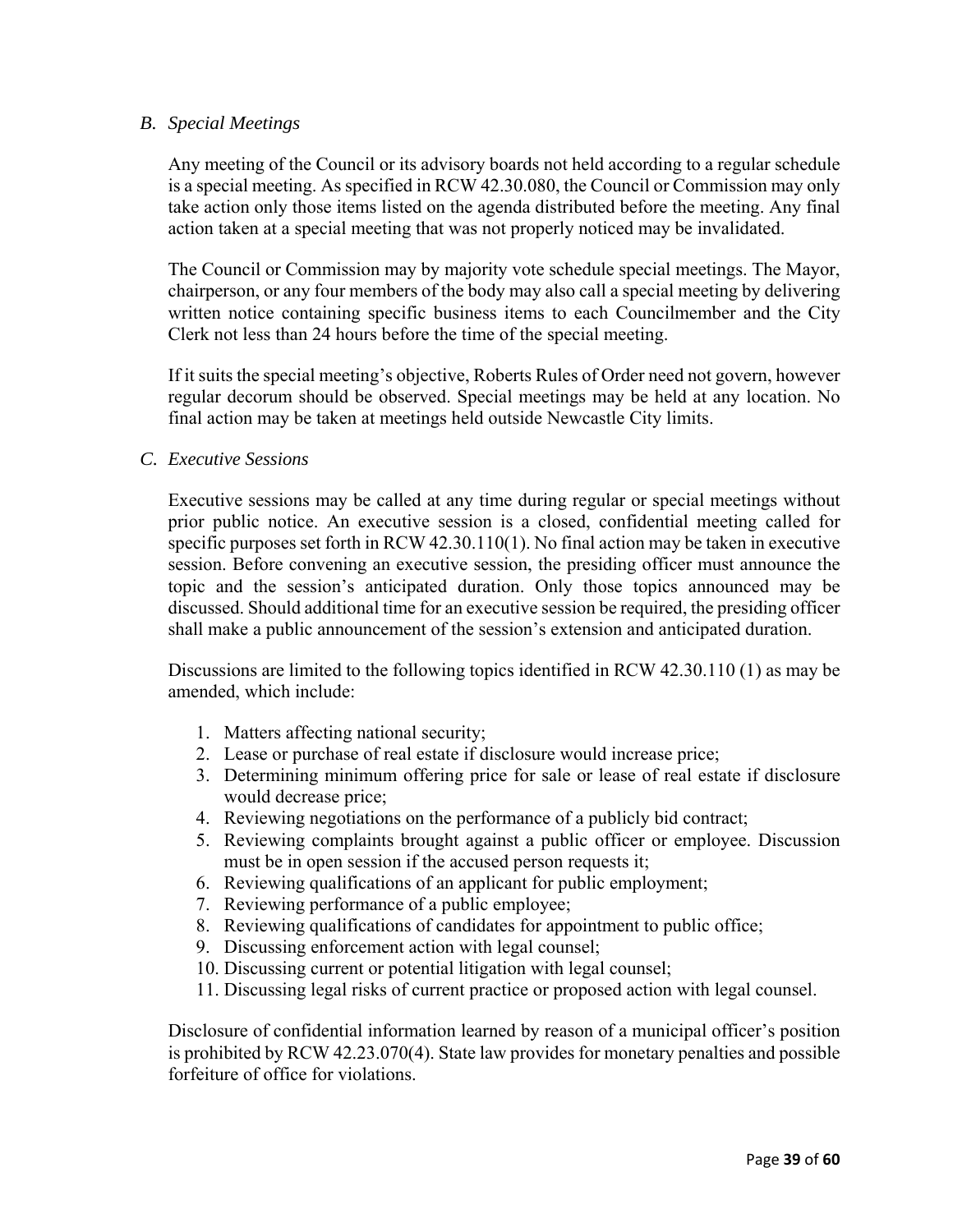### *B. Special Meetings*

Any meeting of the Council or its advisory boards not held according to a regular schedule is a special meeting. As specified in RCW 42.30.080, the Council or Commission may only take action only those items listed on the agenda distributed before the meeting. Any final action taken at a special meeting that was not properly noticed may be invalidated.

The Council or Commission may by majority vote schedule special meetings. The Mayor, chairperson, or any four members of the body may also call a special meeting by delivering written notice containing specific business items to each Councilmember and the City Clerk not less than 24 hours before the time of the special meeting.

If it suits the special meeting's objective, Roberts Rules of Order need not govern, however regular decorum should be observed. Special meetings may be held at any location. No final action may be taken at meetings held outside Newcastle City limits.

### *C. Executive Sessions*

Executive sessions may be called at any time during regular or special meetings without prior public notice. An executive session is a closed, confidential meeting called for specific purposes set forth in RCW 42.30.110(1). No final action may be taken in executive session. Before convening an executive session, the presiding officer must announce the topic and the session's anticipated duration. Only those topics announced may be discussed. Should additional time for an executive session be required, the presiding officer shall make a public announcement of the session's extension and anticipated duration.

Discussions are limited to the following topics identified in RCW 42.30.110 (1) as may be amended, which include:

1. Matters affecting national security;
2. Lease or purchase of real estate if disclosure would increase price;
3. Determining minimum offering price for sale or lease of real estate if disclosure would decrease price;
4. Reviewing negotiations on the performance of a publicly bid contract;
5. Reviewing complaints brought against a public officer or employee. Discussion must be in open session if the accused person requests it;
6. Reviewing qualifications of an applicant for public employment;
7. Reviewing performance of a public employee;
8. Reviewing qualifications of candidates for appointment to public office;
9. Discussing enforcement action with legal counsel;
10. Discussing current or potential litigation with legal counsel;
11. Discussing legal risks of current practice or proposed action with legal counsel.

Disclosure of confidential information learned by reason of a municipal officer's position is prohibited by RCW 42.23.070(4). State law provides for monetary penalties and possible forfeiture of office for violations.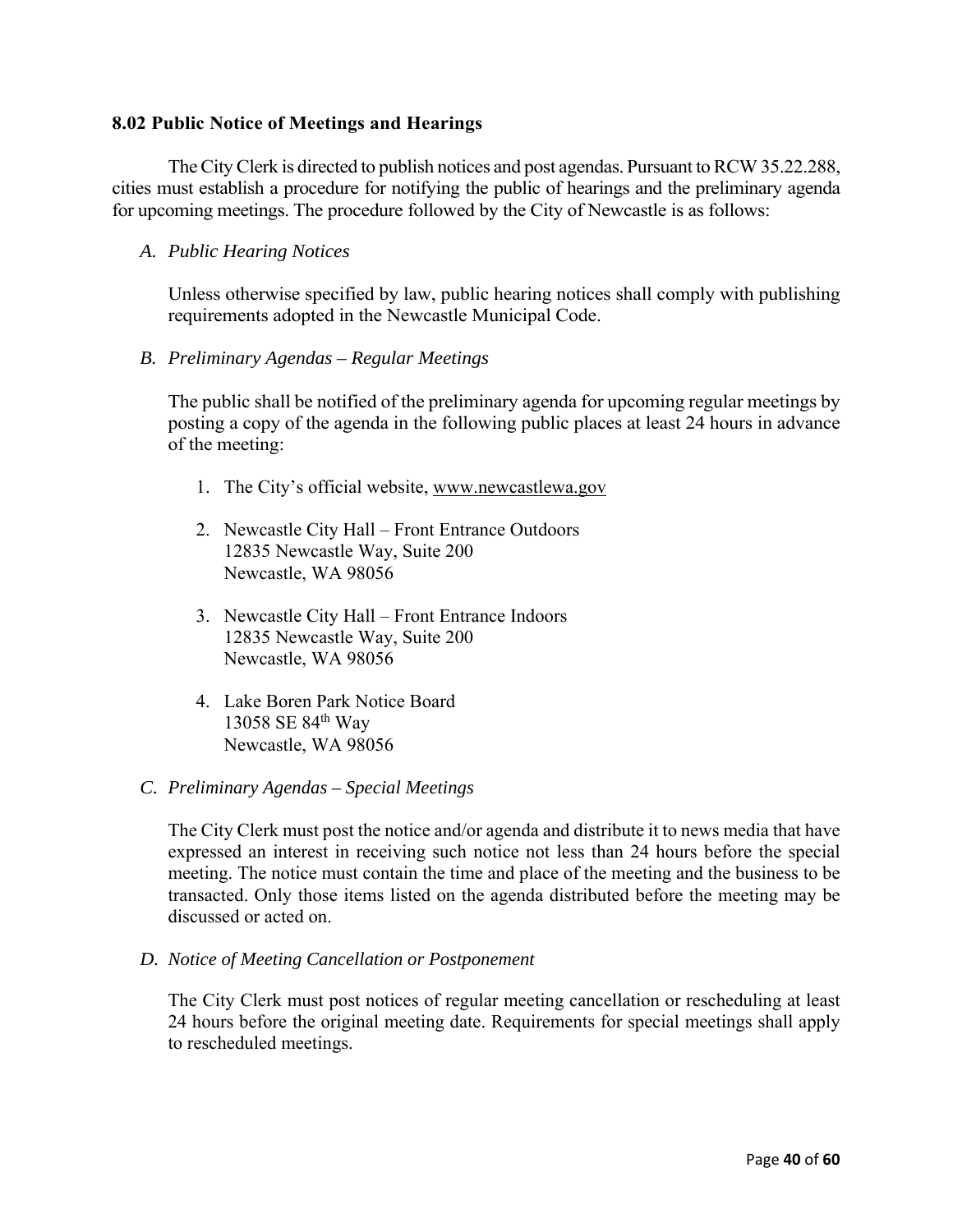### 8.02 Public Notice of Meetings and Hearings

The City Clerk is directed to publish notices and post agendas. Pursuant to RCW 35.22.288, cities must establish a procedure for notifying the public of hearings and the preliminary agenda for upcoming meetings. The procedure followed by the City of Newcastle is as follows:

*A. Public Hearing Notices*

Unless otherwise specified by law, public hearing notices shall comply with publishing requirements adopted in the Newcastle Municipal Code.

*B. Preliminary Agendas – Regular Meetings*

The public shall be notified of the preliminary agenda for upcoming regular meetings by posting a copy of the agenda in the following public places at least 24 hours in advance of the meeting:

1. The City's official website, www.newcastlewa.gov
2. Newcastle City Hall – Front Entrance Outdoors
   12835 Newcastle Way, Suite 200
   Newcastle, WA 98056
3. Newcastle City Hall – Front Entrance Indoors
   12835 Newcastle Way, Suite 200
   Newcastle, WA 98056
4. Lake Boren Park Notice Board
   13058 SE 84th Way
   Newcastle, WA 98056

*C. Preliminary Agendas – Special Meetings*

The City Clerk must post the notice and/or agenda and distribute it to news media that have expressed an interest in receiving such notice not less than 24 hours before the special meeting. The notice must contain the time and place of the meeting and the business to be transacted. Only those items listed on the agenda distributed before the meeting may be discussed or acted on.

*D. Notice of Meeting Cancellation or Postponement*

The City Clerk must post notices of regular meeting cancellation or rescheduling at least 24 hours before the original meeting date. Requirements for special meetings shall apply to rescheduled meetings.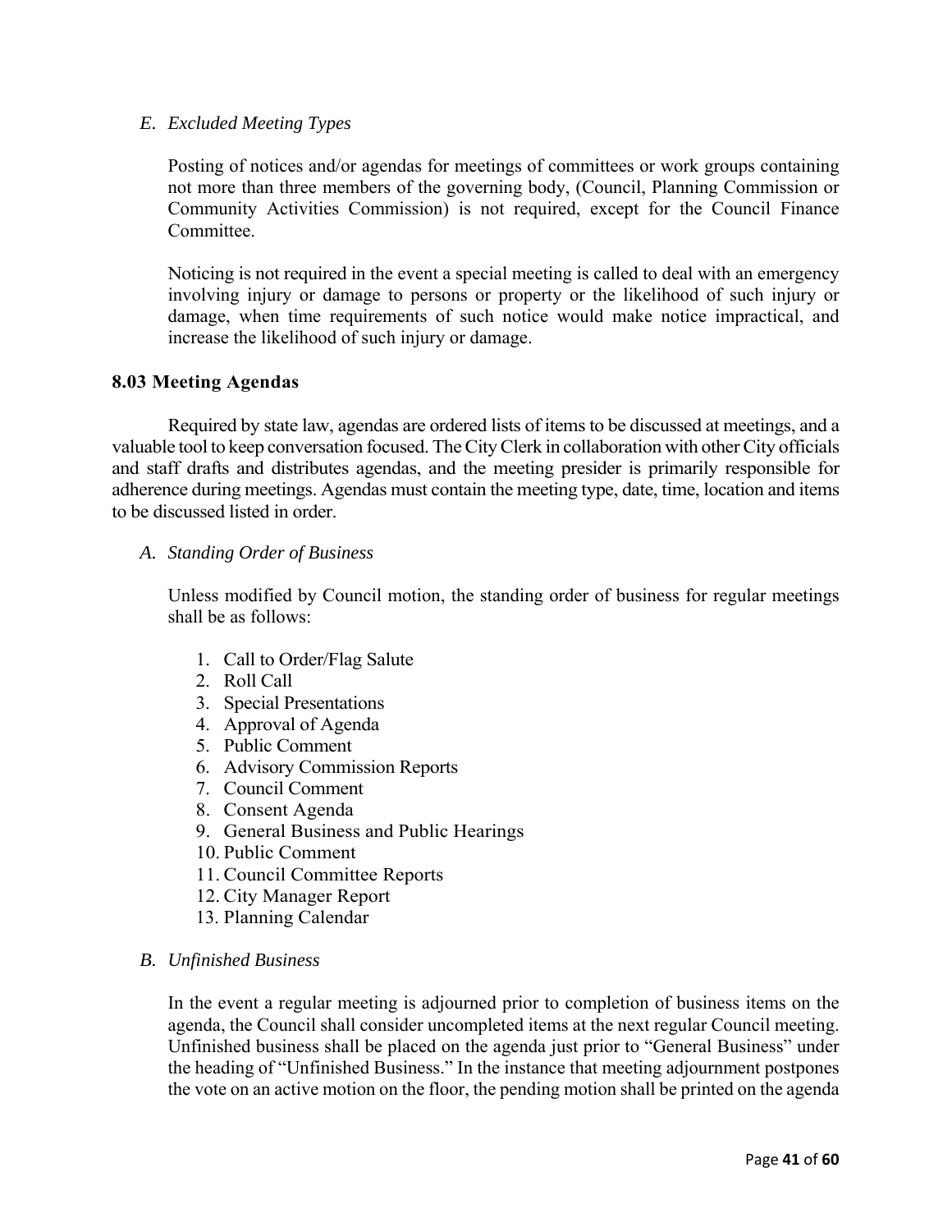*E. Excluded Meeting Types*

Posting of notices and/or agendas for meetings of committees or work groups containing not more than three members of the governing body, (Council, Planning Commission or Community Activities Commission) is not required, except for the Council Finance Committee.

Noticing is not required in the event a special meeting is called to deal with an emergency involving injury or damage to persons or property or the likelihood of such injury or damage, when time requirements of such notice would make notice impractical, and increase the likelihood of such injury or damage.

### 8.03 Meeting Agendas

Required by state law, agendas are ordered lists of items to be discussed at meetings, and a valuable tool to keep conversation focused. The City Clerk in collaboration with other City officials and staff drafts and distributes agendas, and the meeting presider is primarily responsible for adherence during meetings. Agendas must contain the meeting type, date, time, location and items to be discussed listed in order.

*A. Standing Order of Business*

Unless modified by Council motion, the standing order of business for regular meetings shall be as follows:

1. Call to Order/Flag Salute
2. Roll Call
3. Special Presentations
4. Approval of Agenda
5. Public Comment
6. Advisory Commission Reports
7. Council Comment
8. Consent Agenda
9. General Business and Public Hearings
10. Public Comment
11. Council Committee Reports
12. City Manager Report
13. Planning Calendar

*B. Unfinished Business*

In the event a regular meeting is adjourned prior to completion of business items on the agenda, the Council shall consider uncompleted items at the next regular Council meeting. Unfinished business shall be placed on the agenda just prior to "General Business" under the heading of "Unfinished Business." In the instance that meeting adjournment postpones the vote on an active motion on the floor, the pending motion shall be printed on the agenda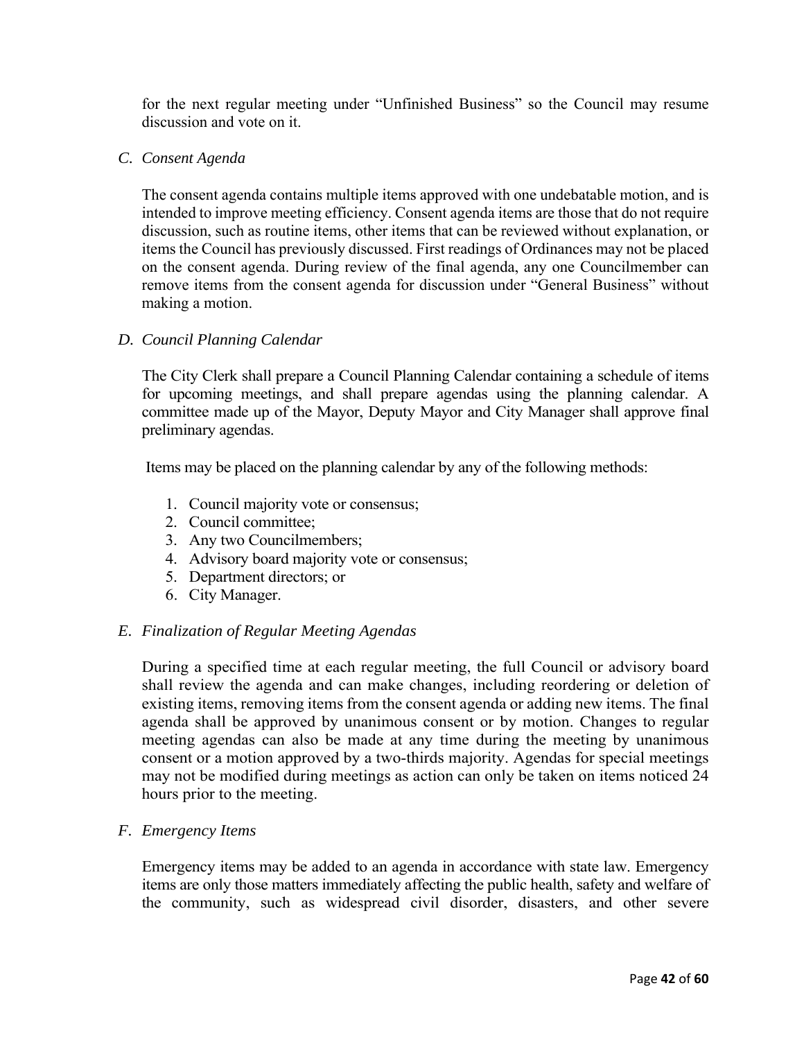for the next regular meeting under "Unfinished Business" so the Council may resume discussion and vote on it.

*C. Consent Agenda*

The consent agenda contains multiple items approved with one undebatable motion, and is intended to improve meeting efficiency. Consent agenda items are those that do not require discussion, such as routine items, other items that can be reviewed without explanation, or items the Council has previously discussed. First readings of Ordinances may not be placed on the consent agenda. During review of the final agenda, any one Councilmember can remove items from the consent agenda for discussion under "General Business" without making a motion.

*D. Council Planning Calendar*

The City Clerk shall prepare a Council Planning Calendar containing a schedule of items for upcoming meetings, and shall prepare agendas using the planning calendar. A committee made up of the Mayor, Deputy Mayor and City Manager shall approve final preliminary agendas.

Items may be placed on the planning calendar by any of the following methods:

1. Council majority vote or consensus;
2. Council committee;
3. Any two Councilmembers;
4. Advisory board majority vote or consensus;
5. Department directors; or
6. City Manager.

*E. Finalization of Regular Meeting Agendas*

During a specified time at each regular meeting, the full Council or advisory board shall review the agenda and can make changes, including reordering or deletion of existing items, removing items from the consent agenda or adding new items. The final agenda shall be approved by unanimous consent or by motion. Changes to regular meeting agendas can also be made at any time during the meeting by unanimous consent or a motion approved by a two-thirds majority. Agendas for special meetings may not be modified during meetings as action can only be taken on items noticed 24 hours prior to the meeting.

*F. Emergency Items*

Emergency items may be added to an agenda in accordance with state law. Emergency items are only those matters immediately affecting the public health, safety and welfare of the community, such as widespread civil disorder, disasters, and other severe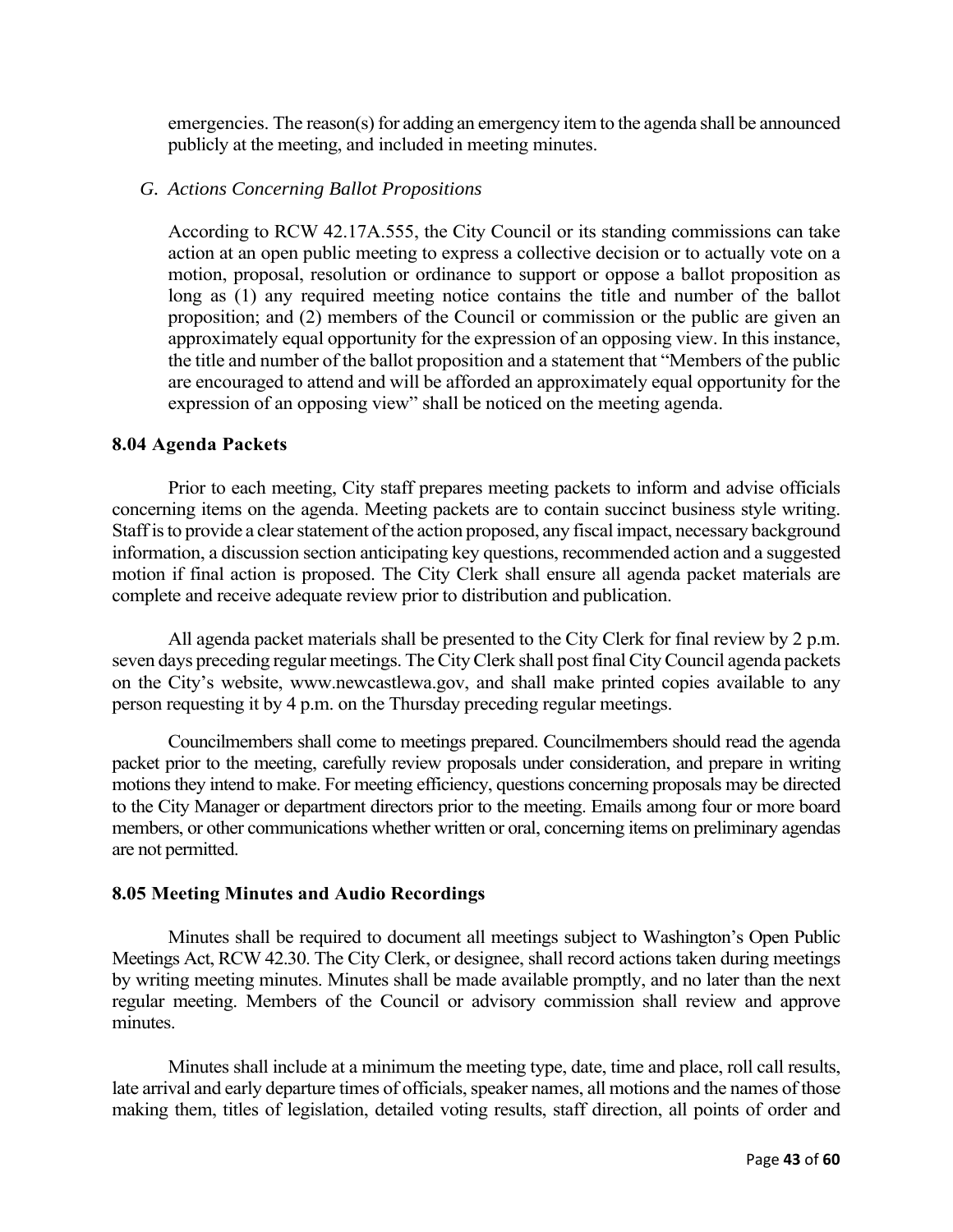emergencies. The reason(s) for adding an emergency item to the agenda shall be announced publicly at the meeting, and included in meeting minutes.

*G. Actions Concerning Ballot Propositions*

According to RCW 42.17A.555, the City Council or its standing commissions can take action at an open public meeting to express a collective decision or to actually vote on a motion, proposal, resolution or ordinance to support or oppose a ballot proposition as long as (1) any required meeting notice contains the title and number of the ballot proposition; and (2) members of the Council or commission or the public are given an approximately equal opportunity for the expression of an opposing view. In this instance, the title and number of the ballot proposition and a statement that "Members of the public are encouraged to attend and will be afforded an approximately equal opportunity for the expression of an opposing view" shall be noticed on the meeting agenda.

### 8.04 Agenda Packets

Prior to each meeting, City staff prepares meeting packets to inform and advise officials concerning items on the agenda. Meeting packets are to contain succinct business style writing. Staff is to provide a clear statement of the action proposed, any fiscal impact, necessary background information, a discussion section anticipating key questions, recommended action and a suggested motion if final action is proposed. The City Clerk shall ensure all agenda packet materials are complete and receive adequate review prior to distribution and publication.

All agenda packet materials shall be presented to the City Clerk for final review by 2 p.m. seven days preceding regular meetings. The City Clerk shall post final City Council agenda packets on the City's website, www.newcastlewa.gov, and shall make printed copies available to any person requesting it by 4 p.m. on the Thursday preceding regular meetings.

Councilmembers shall come to meetings prepared. Councilmembers should read the agenda packet prior to the meeting, carefully review proposals under consideration, and prepare in writing motions they intend to make. For meeting efficiency, questions concerning proposals may be directed to the City Manager or department directors prior to the meeting. Emails among four or more board members, or other communications whether written or oral, concerning items on preliminary agendas are not permitted.

### 8.05 Meeting Minutes and Audio Recordings

Minutes shall be required to document all meetings subject to Washington's Open Public Meetings Act, RCW 42.30. The City Clerk, or designee, shall record actions taken during meetings by writing meeting minutes. Minutes shall be made available promptly, and no later than the next regular meeting. Members of the Council or advisory commission shall review and approve minutes.

Minutes shall include at a minimum the meeting type, date, time and place, roll call results, late arrival and early departure times of officials, speaker names, all motions and the names of those making them, titles of legislation, detailed voting results, staff direction, all points of order and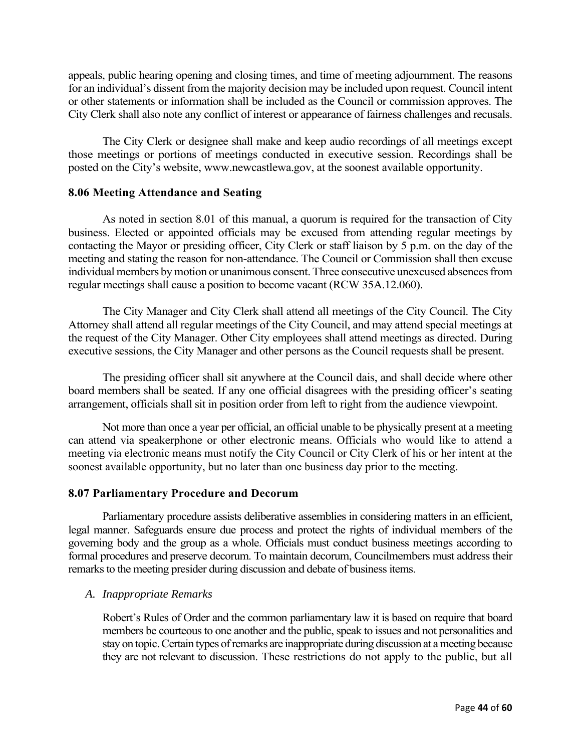appeals, public hearing opening and closing times, and time of meeting adjournment. The reasons for an individual's dissent from the majority decision may be included upon request. Council intent or other statements or information shall be included as the Council or commission approves. The City Clerk shall also note any conflict of interest or appearance of fairness challenges and recusals.

The City Clerk or designee shall make and keep audio recordings of all meetings except those meetings or portions of meetings conducted in executive session. Recordings shall be posted on the City's website, www.newcastlewa.gov, at the soonest available opportunity.

### 8.06 Meeting Attendance and Seating

As noted in section 8.01 of this manual, a quorum is required for the transaction of City business. Elected or appointed officials may be excused from attending regular meetings by contacting the Mayor or presiding officer, City Clerk or staff liaison by 5 p.m. on the day of the meeting and stating the reason for non-attendance. The Council or Commission shall then excuse individual members by motion or unanimous consent. Three consecutive unexcused absences from regular meetings shall cause a position to become vacant (RCW 35A.12.060).

The City Manager and City Clerk shall attend all meetings of the City Council. The City Attorney shall attend all regular meetings of the City Council, and may attend special meetings at the request of the City Manager. Other City employees shall attend meetings as directed. During executive sessions, the City Manager and other persons as the Council requests shall be present.

The presiding officer shall sit anywhere at the Council dais, and shall decide where other board members shall be seated. If any one official disagrees with the presiding officer's seating arrangement, officials shall sit in position order from left to right from the audience viewpoint.

Not more than once a year per official, an official unable to be physically present at a meeting can attend via speakerphone or other electronic means. Officials who would like to attend a meeting via electronic means must notify the City Council or City Clerk of his or her intent at the soonest available opportunity, but no later than one business day prior to the meeting.

### 8.07 Parliamentary Procedure and Decorum

Parliamentary procedure assists deliberative assemblies in considering matters in an efficient, legal manner. Safeguards ensure due process and protect the rights of individual members of the governing body and the group as a whole. Officials must conduct business meetings according to formal procedures and preserve decorum. To maintain decorum, Councilmembers must address their remarks to the meeting presider during discussion and debate of business items.

*A. Inappropriate Remarks*

Robert's Rules of Order and the common parliamentary law it is based on require that board members be courteous to one another and the public, speak to issues and not personalities and stay on topic. Certain types of remarks are inappropriate during discussion at a meeting because they are not relevant to discussion. These restrictions do not apply to the public, but all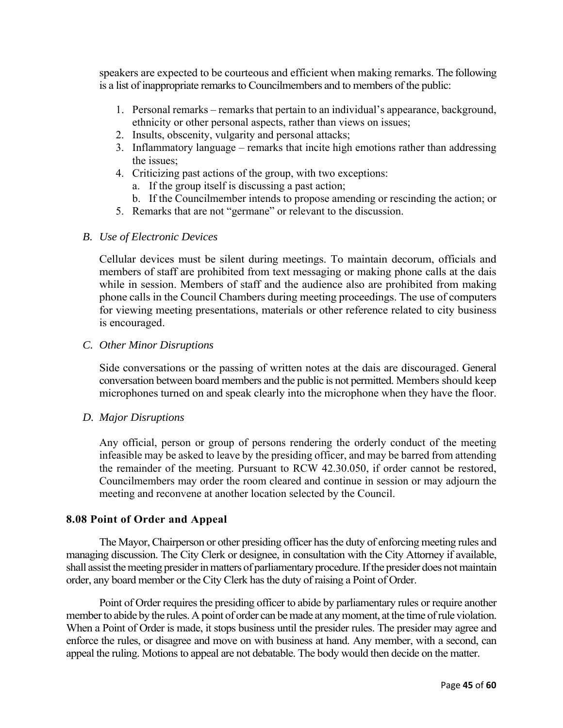speakers are expected to be courteous and efficient when making remarks. The following is a list of inappropriate remarks to Councilmembers and to members of the public:

1. Personal remarks – remarks that pertain to an individual's appearance, background, ethnicity or other personal aspects, rather than views on issues;
2. Insults, obscenity, vulgarity and personal attacks;
3. Inflammatory language – remarks that incite high emotions rather than addressing the issues;
4. Criticizing past actions of the group, with two exceptions:
   a. If the group itself is discussing a past action;
   b. If the Councilmember intends to propose amending or rescinding the action; or
5. Remarks that are not "germane" or relevant to the discussion.

*B. Use of Electronic Devices*

Cellular devices must be silent during meetings. To maintain decorum, officials and members of staff are prohibited from text messaging or making phone calls at the dais while in session. Members of staff and the audience also are prohibited from making phone calls in the Council Chambers during meeting proceedings. The use of computers for viewing meeting presentations, materials or other reference related to city business is encouraged.

*C. Other Minor Disruptions*

Side conversations or the passing of written notes at the dais are discouraged. General conversation between board members and the public is not permitted. Members should keep microphones turned on and speak clearly into the microphone when they have the floor.

*D. Major Disruptions*

Any official, person or group of persons rendering the orderly conduct of the meeting infeasible may be asked to leave by the presiding officer, and may be barred from attending the remainder of the meeting. Pursuant to RCW 42.30.050, if order cannot be restored, Councilmembers may order the room cleared and continue in session or may adjourn the meeting and reconvene at another location selected by the Council.

### 8.08 Point of Order and Appeal

The Mayor, Chairperson or other presiding officer has the duty of enforcing meeting rules and managing discussion. The City Clerk or designee, in consultation with the City Attorney if available, shall assist the meeting presider in matters of parliamentary procedure. If the presider does not maintain order, any board member or the City Clerk has the duty of raising a Point of Order.

Point of Order requires the presiding officer to abide by parliamentary rules or require another member to abide by the rules. A point of order can be made at any moment, at the time of rule violation. When a Point of Order is made, it stops business until the presider rules. The presider may agree and enforce the rules, or disagree and move on with business at hand. Any member, with a second, can appeal the ruling. Motions to appeal are not debatable. The body would then decide on the matter.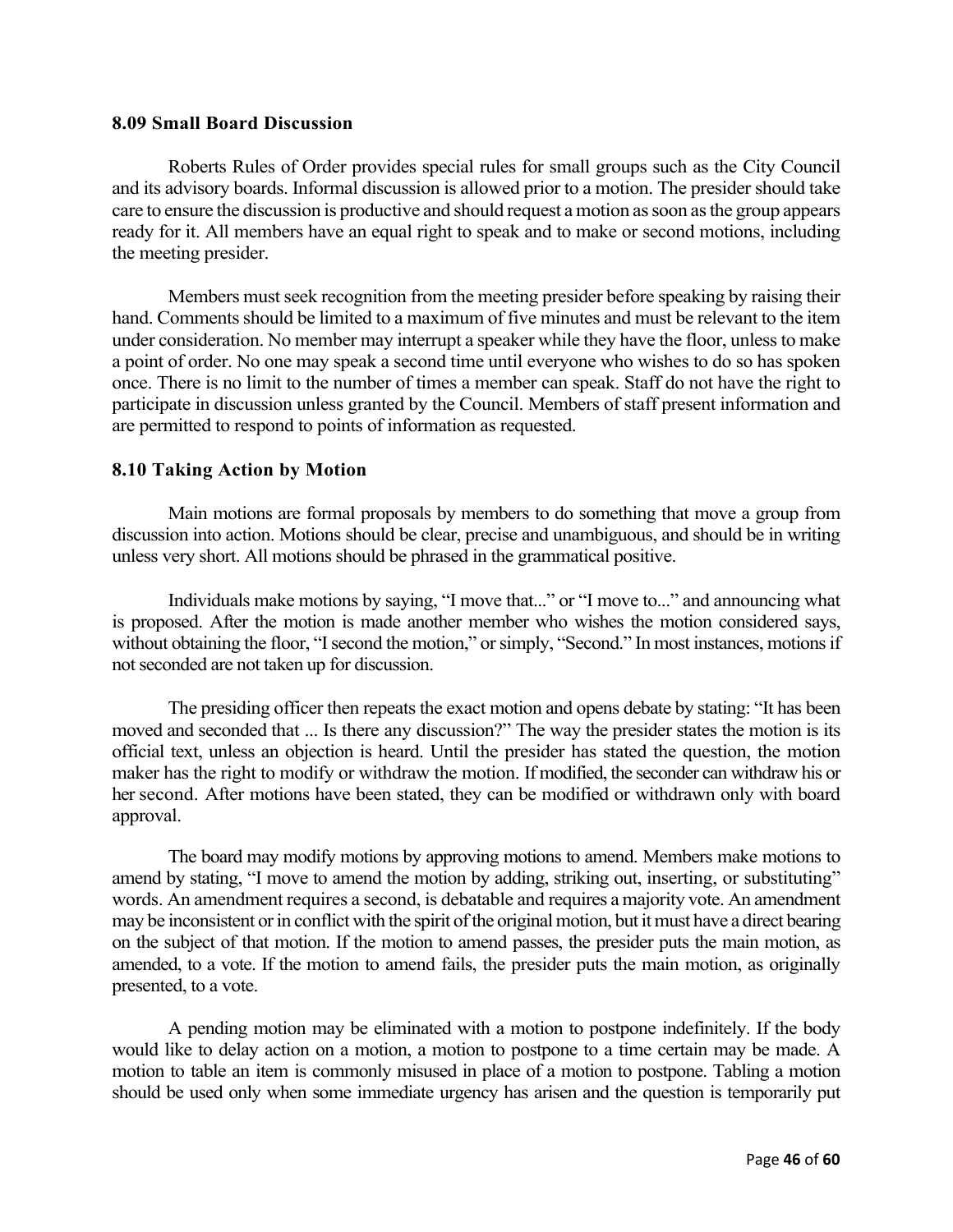### 8.09 Small Board Discussion

Roberts Rules of Order provides special rules for small groups such as the City Council and its advisory boards. Informal discussion is allowed prior to a motion. The presider should take care to ensure the discussion is productive and should request a motion as soon as the group appears ready for it. All members have an equal right to speak and to make or second motions, including the meeting presider.

Members must seek recognition from the meeting presider before speaking by raising their hand. Comments should be limited to a maximum of five minutes and must be relevant to the item under consideration. No member may interrupt a speaker while they have the floor, unless to make a point of order. No one may speak a second time until everyone who wishes to do so has spoken once. There is no limit to the number of times a member can speak. Staff do not have the right to participate in discussion unless granted by the Council. Members of staff present information and are permitted to respond to points of information as requested.

### 8.10 Taking Action by Motion

Main motions are formal proposals by members to do something that move a group from discussion into action. Motions should be clear, precise and unambiguous, and should be in writing unless very short. All motions should be phrased in the grammatical positive.

Individuals make motions by saying, "I move that..." or "I move to..." and announcing what is proposed. After the motion is made another member who wishes the motion considered says, without obtaining the floor, "I second the motion," or simply, "Second." In most instances, motions if not seconded are not taken up for discussion.

The presiding officer then repeats the exact motion and opens debate by stating: "It has been moved and seconded that ... Is there any discussion?" The way the presider states the motion is its official text, unless an objection is heard. Until the presider has stated the question, the motion maker has the right to modify or withdraw the motion. If modified, the seconder can withdraw his or her second. After motions have been stated, they can be modified or withdrawn only with board approval.

The board may modify motions by approving motions to amend. Members make motions to amend by stating, "I move to amend the motion by adding, striking out, inserting, or substituting" words. An amendment requires a second, is debatable and requires a majority vote. An amendment may be inconsistent or in conflict with the spirit of the original motion, but it must have a direct bearing on the subject of that motion. If the motion to amend passes, the presider puts the main motion, as amended, to a vote. If the motion to amend fails, the presider puts the main motion, as originally presented, to a vote.

A pending motion may be eliminated with a motion to postpone indefinitely. If the body would like to delay action on a motion, a motion to postpone to a time certain may be made. A motion to table an item is commonly misused in place of a motion to postpone. Tabling a motion should be used only when some immediate urgency has arisen and the question is temporarily put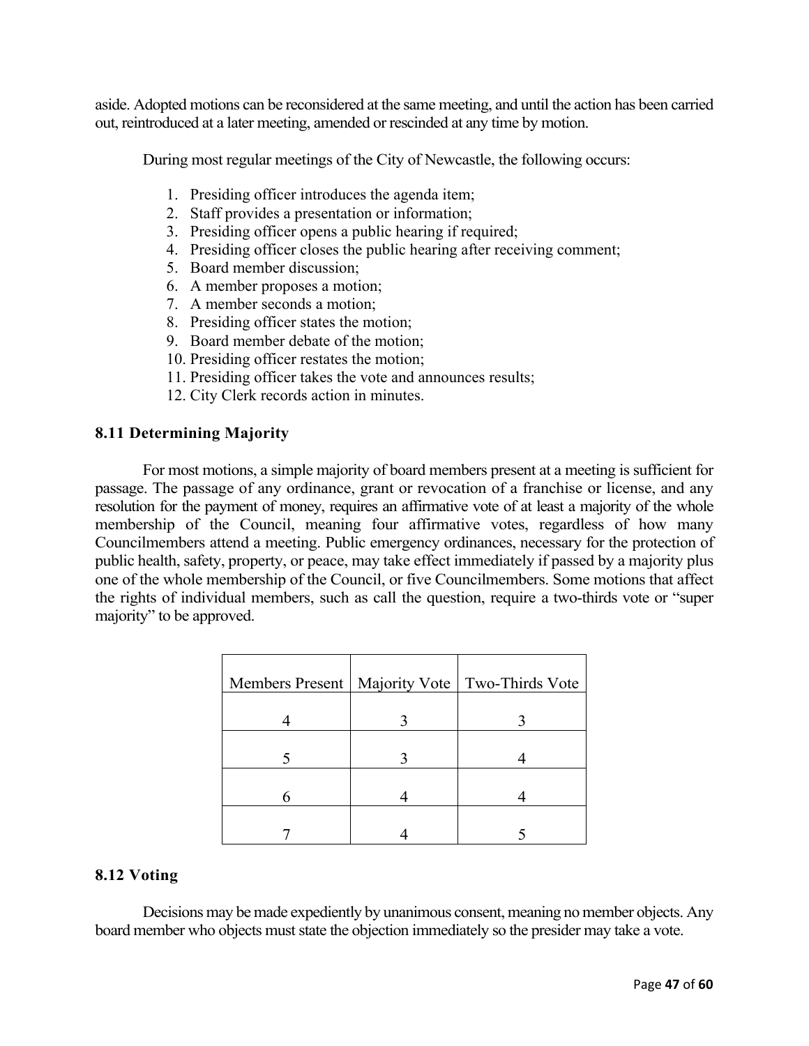aside. Adopted motions can be reconsidered at the same meeting, and until the action has been carried out, reintroduced at a later meeting, amended or rescinded at any time by motion.

During most regular meetings of the City of Newcastle, the following occurs:

1. Presiding officer introduces the agenda item;
2. Staff provides a presentation or information;
3. Presiding officer opens a public hearing if required;
4. Presiding officer closes the public hearing after receiving comment;
5. Board member discussion;
6. A member proposes a motion;
7. A member seconds a motion;
8. Presiding officer states the motion;
9. Board member debate of the motion;
10. Presiding officer restates the motion;
11. Presiding officer takes the vote and announces results;
12. City Clerk records action in minutes.

### 8.11 Determining Majority

For most motions, a simple majority of board members present at a meeting is sufficient for passage. The passage of any ordinance, grant or revocation of a franchise or license, and any resolution for the payment of money, requires an affirmative vote of at least a majority of the whole membership of the Council, meaning four affirmative votes, regardless of how many Councilmembers attend a meeting. Public emergency ordinances, necessary for the protection of public health, safety, property, or peace, may take effect immediately if passed by a majority plus one of the whole membership of the Council, or five Councilmembers. Some motions that affect the rights of individual members, such as call the question, require a two-thirds vote or "super majority" to be approved.

| Members Present | Majority Vote | Two-Thirds Vote |
|---|---|---|
| 4 | 3 | 3 |
| 5 | 3 | 4 |
| 6 | 4 | 4 |
| 7 | 4 | 5 |

### 8.12 Voting

Decisions may be made expediently by unanimous consent, meaning no member objects. Any board member who objects must state the objection immediately so the presider may take a vote.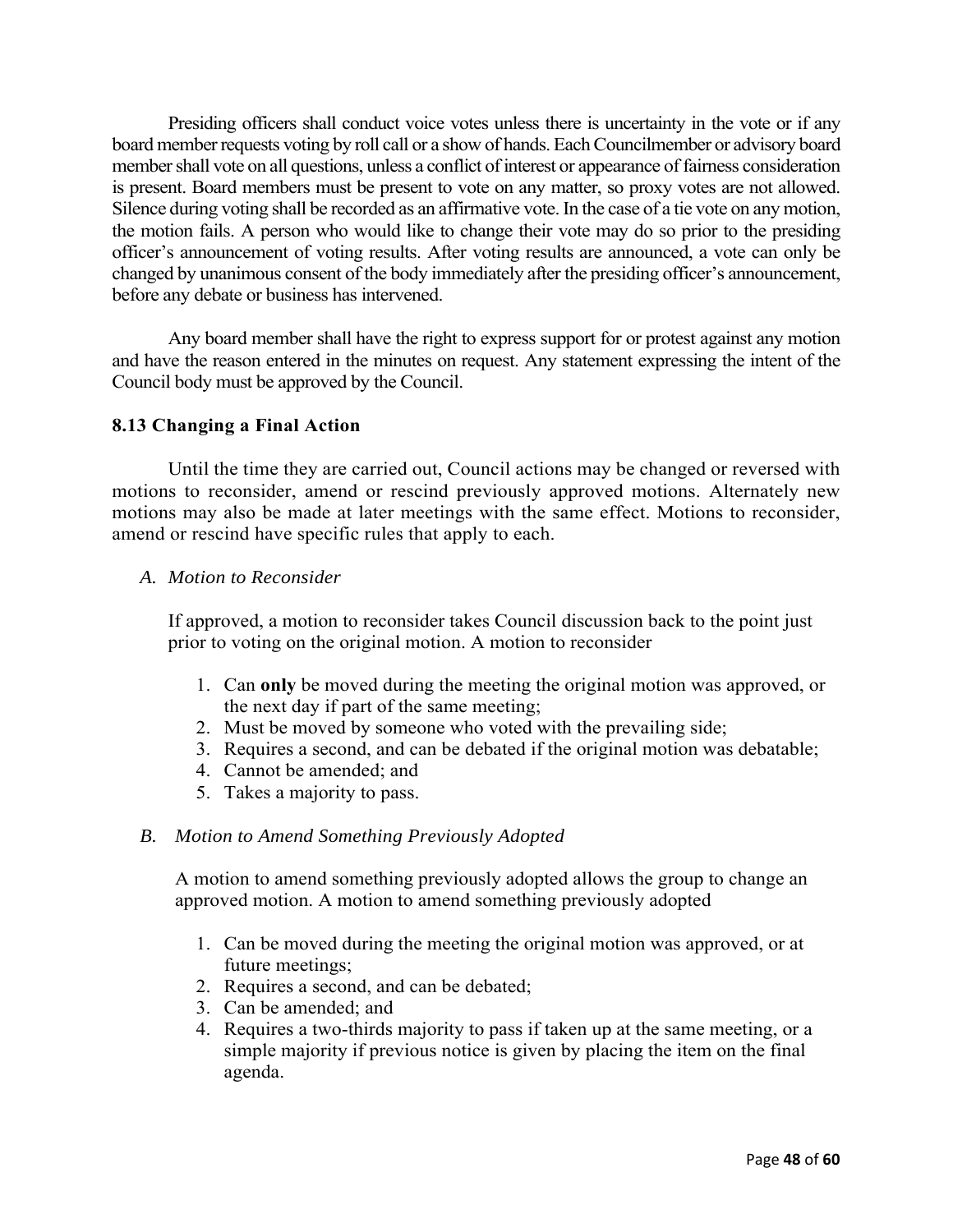Presiding officers shall conduct voice votes unless there is uncertainty in the vote or if any board member requests voting by roll call or a show of hands. Each Councilmember or advisory board member shall vote on all questions, unless a conflict of interest or appearance of fairness consideration is present. Board members must be present to vote on any matter, so proxy votes are not allowed. Silence during voting shall be recorded as an affirmative vote. In the case of a tie vote on any motion, the motion fails. A person who would like to change their vote may do so prior to the presiding officer's announcement of voting results. After voting results are announced, a vote can only be changed by unanimous consent of the body immediately after the presiding officer's announcement, before any debate or business has intervened.

Any board member shall have the right to express support for or protest against any motion and have the reason entered in the minutes on request. Any statement expressing the intent of the Council body must be approved by the Council.

### 8.13 Changing a Final Action

Until the time they are carried out, Council actions may be changed or reversed with motions to reconsider, amend or rescind previously approved motions. Alternately new motions may also be made at later meetings with the same effect. Motions to reconsider, amend or rescind have specific rules that apply to each.

*A. Motion to Reconsider*

If approved, a motion to reconsider takes Council discussion back to the point just prior to voting on the original motion. A motion to reconsider

1. Can **only** be moved during the meeting the original motion was approved, or the next day if part of the same meeting;
2. Must be moved by someone who voted with the prevailing side;
3. Requires a second, and can be debated if the original motion was debatable;
4. Cannot be amended; and
5. Takes a majority to pass.

*B. Motion to Amend Something Previously Adopted*

A motion to amend something previously adopted allows the group to change an approved motion. A motion to amend something previously adopted

1. Can be moved during the meeting the original motion was approved, or at future meetings;
2. Requires a second, and can be debated;
3. Can be amended; and
4. Requires a two-thirds majority to pass if taken up at the same meeting, or a simple majority if previous notice is given by placing the item on the final agenda.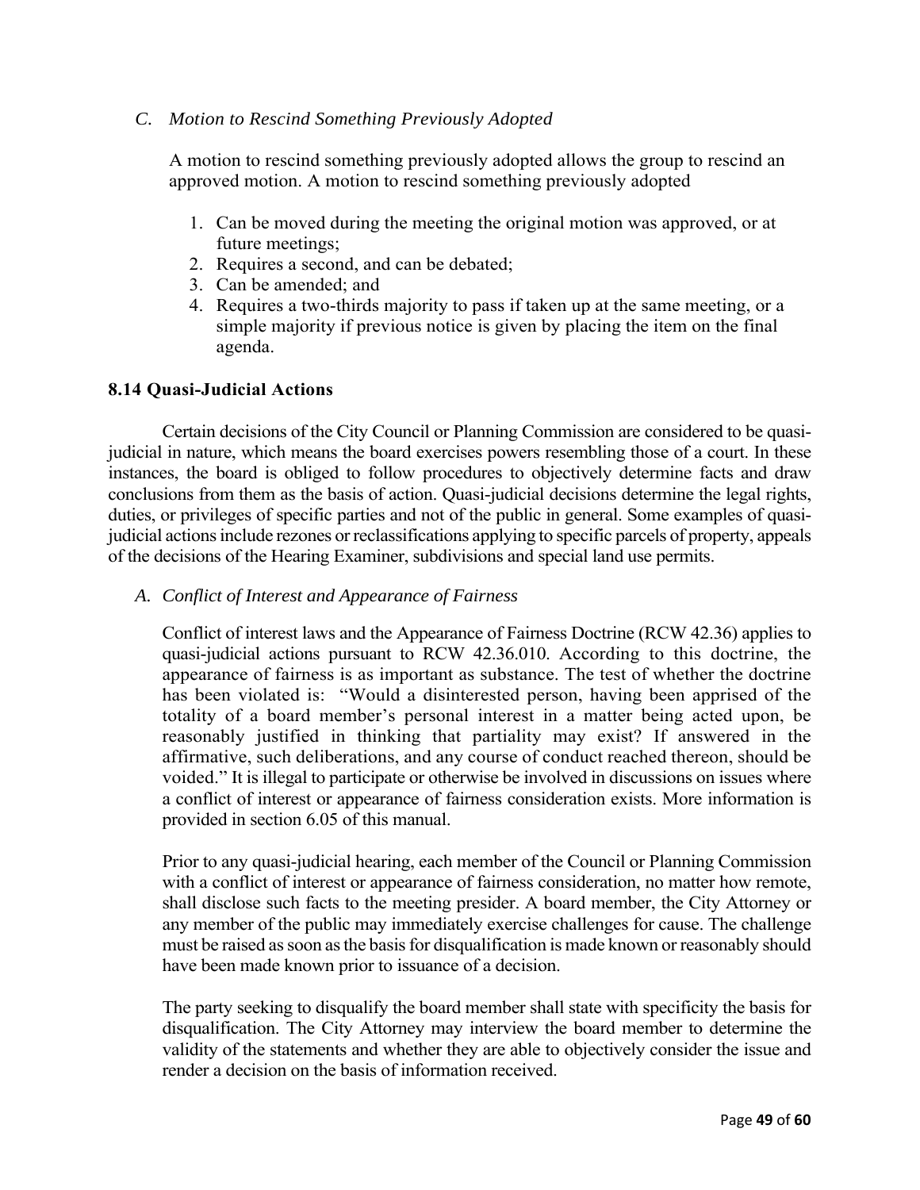*C. Motion to Rescind Something Previously Adopted*

A motion to rescind something previously adopted allows the group to rescind an approved motion. A motion to rescind something previously adopted

1. Can be moved during the meeting the original motion was approved, or at future meetings;
2. Requires a second, and can be debated;
3. Can be amended; and
4. Requires a two-thirds majority to pass if taken up at the same meeting, or a simple majority if previous notice is given by placing the item on the final agenda.

### 8.14 Quasi-Judicial Actions

Certain decisions of the City Council or Planning Commission are considered to be quasi-judicial in nature, which means the board exercises powers resembling those of a court. In these instances, the board is obliged to follow procedures to objectively determine facts and draw conclusions from them as the basis of action. Quasi-judicial decisions determine the legal rights, duties, or privileges of specific parties and not of the public in general. Some examples of quasi-judicial actions include rezones or reclassifications applying to specific parcels of property, appeals of the decisions of the Hearing Examiner, subdivisions and special land use permits.

*A. Conflict of Interest and Appearance of Fairness*

Conflict of interest laws and the Appearance of Fairness Doctrine (RCW 42.36) applies to quasi-judicial actions pursuant to RCW 42.36.010. According to this doctrine, the appearance of fairness is as important as substance. The test of whether the doctrine has been violated is: "Would a disinterested person, having been apprised of the totality of a board member's personal interest in a matter being acted upon, be reasonably justified in thinking that partiality may exist? If answered in the affirmative, such deliberations, and any course of conduct reached thereon, should be voided." It is illegal to participate or otherwise be involved in discussions on issues where a conflict of interest or appearance of fairness consideration exists. More information is provided in section 6.05 of this manual.

Prior to any quasi-judicial hearing, each member of the Council or Planning Commission with a conflict of interest or appearance of fairness consideration, no matter how remote, shall disclose such facts to the meeting presider. A board member, the City Attorney or any member of the public may immediately exercise challenges for cause. The challenge must be raised as soon as the basis for disqualification is made known or reasonably should have been made known prior to issuance of a decision.

The party seeking to disqualify the board member shall state with specificity the basis for disqualification. The City Attorney may interview the board member to determine the validity of the statements and whether they are able to objectively consider the issue and render a decision on the basis of information received.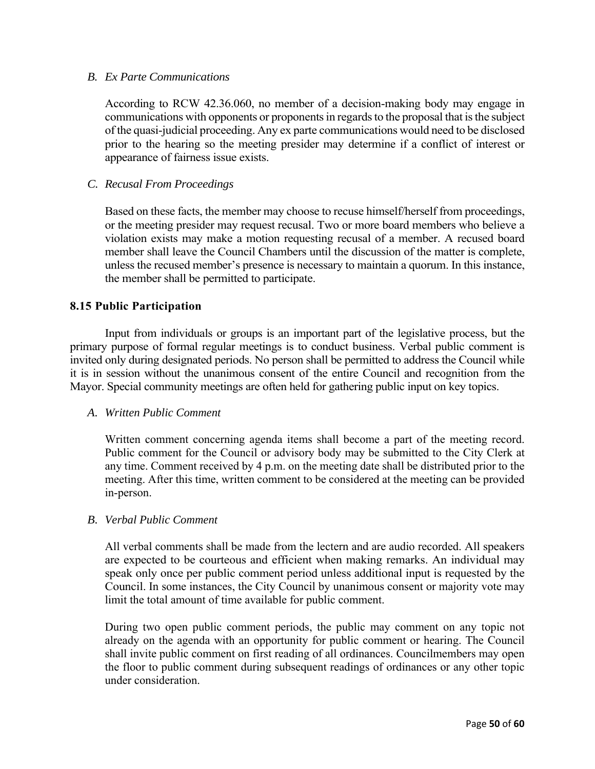*B. Ex Parte Communications*

According to RCW 42.36.060, no member of a decision-making body may engage in communications with opponents or proponents in regards to the proposal that is the subject of the quasi-judicial proceeding. Any ex parte communications would need to be disclosed prior to the hearing so the meeting presider may determine if a conflict of interest or appearance of fairness issue exists.

*C. Recusal From Proceedings*

Based on these facts, the member may choose to recuse himself/herself from proceedings, or the meeting presider may request recusal. Two or more board members who believe a violation exists may make a motion requesting recusal of a member. A recused board member shall leave the Council Chambers until the discussion of the matter is complete, unless the recused member's presence is necessary to maintain a quorum. In this instance, the member shall be permitted to participate.

### 8.15 Public Participation

Input from individuals or groups is an important part of the legislative process, but the primary purpose of formal regular meetings is to conduct business. Verbal public comment is invited only during designated periods. No person shall be permitted to address the Council while it is in session without the unanimous consent of the entire Council and recognition from the Mayor. Special community meetings are often held for gathering public input on key topics.

*A. Written Public Comment*

Written comment concerning agenda items shall become a part of the meeting record. Public comment for the Council or advisory body may be submitted to the City Clerk at any time. Comment received by 4 p.m. on the meeting date shall be distributed prior to the meeting. After this time, written comment to be considered at the meeting can be provided in-person.

*B. Verbal Public Comment*

All verbal comments shall be made from the lectern and are audio recorded. All speakers are expected to be courteous and efficient when making remarks. An individual may speak only once per public comment period unless additional input is requested by the Council. In some instances, the City Council by unanimous consent or majority vote may limit the total amount of time available for public comment.

During two open public comment periods, the public may comment on any topic not already on the agenda with an opportunity for public comment or hearing. The Council shall invite public comment on first reading of all ordinances. Councilmembers may open the floor to public comment during subsequent readings of ordinances or any other topic under consideration.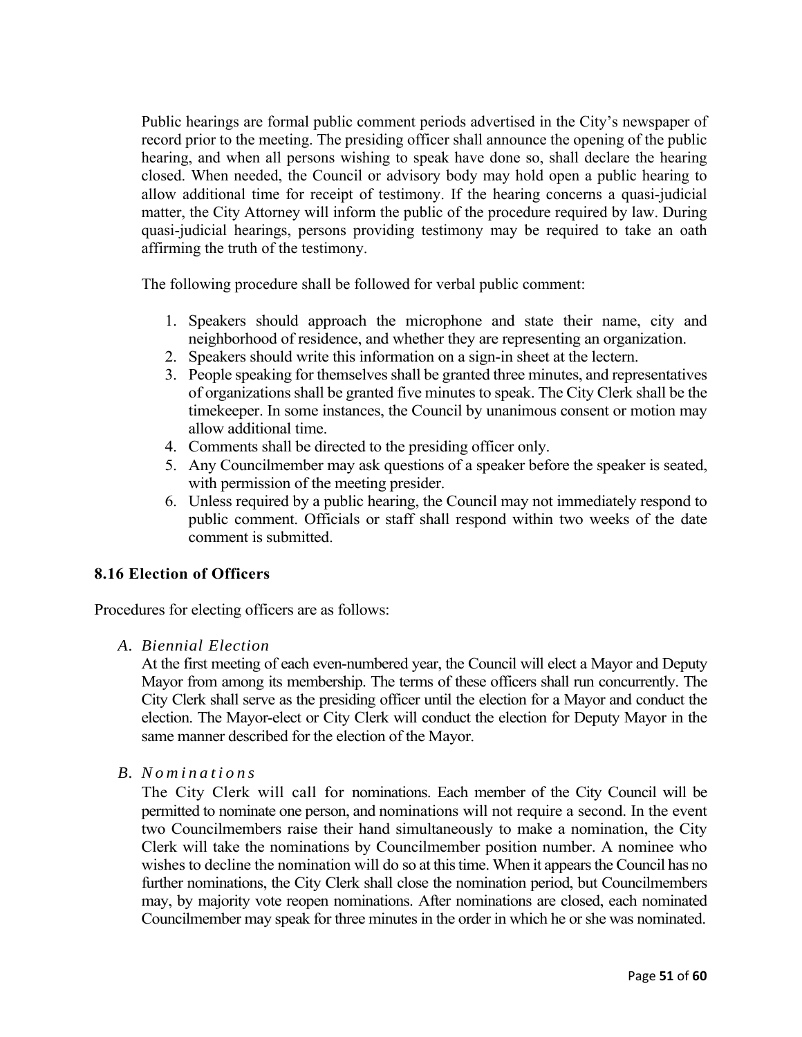Public hearings are formal public comment periods advertised in the City's newspaper of record prior to the meeting. The presiding officer shall announce the opening of the public hearing, and when all persons wishing to speak have done so, shall declare the hearing closed. When needed, the Council or advisory body may hold open a public hearing to allow additional time for receipt of testimony. If the hearing concerns a quasi-judicial matter, the City Attorney will inform the public of the procedure required by law. During quasi-judicial hearings, persons providing testimony may be required to take an oath affirming the truth of the testimony.

The following procedure shall be followed for verbal public comment:

1. Speakers should approach the microphone and state their name, city and neighborhood of residence, and whether they are representing an organization.
2. Speakers should write this information on a sign-in sheet at the lectern.
3. People speaking for themselves shall be granted three minutes, and representatives of organizations shall be granted five minutes to speak. The City Clerk shall be the timekeeper. In some instances, the Council by unanimous consent or motion may allow additional time.
4. Comments shall be directed to the presiding officer only.
5. Any Councilmember may ask questions of a speaker before the speaker is seated, with permission of the meeting presider.
6. Unless required by a public hearing, the Council may not immediately respond to public comment. Officials or staff shall respond within two weeks of the date comment is submitted.

### 8.16 Election of Officers

Procedures for electing officers are as follows:

*A. Biennial Election*

At the first meeting of each even-numbered year, the Council will elect a Mayor and Deputy Mayor from among its membership. The terms of these officers shall run concurrently. The City Clerk shall serve as the presiding officer until the election for a Mayor and conduct the election. The Mayor-elect or City Clerk will conduct the election for Deputy Mayor in the same manner described for the election of the Mayor.

*B. Nominations*

The City Clerk will call for nominations. Each member of the City Council will be permitted to nominate one person, and nominations will not require a second. In the event two Councilmembers raise their hand simultaneously to make a nomination, the City Clerk will take the nominations by Councilmember position number. A nominee who wishes to decline the nomination will do so at this time. When it appears the Council has no further nominations, the City Clerk shall close the nomination period, but Councilmembers may, by majority vote reopen nominations. After nominations are closed, each nominated Councilmember may speak for three minutes in the order in which he or she was nominated.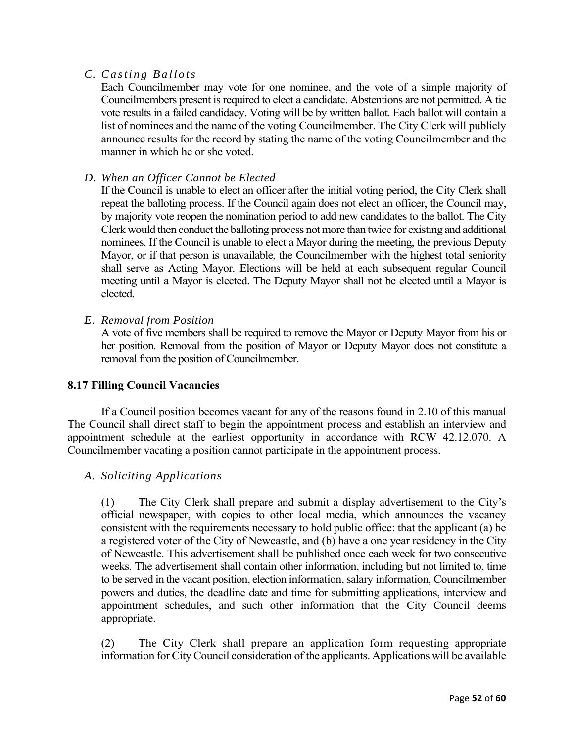*C. Casting Ballots*

Each Councilmember may vote for one nominee, and the vote of a simple majority of Councilmembers present is required to elect a candidate. Abstentions are not permitted. A tie vote results in a failed candidacy. Voting will be by written ballot. Each ballot will contain a list of nominees and the name of the voting Councilmember. The City Clerk will publicly announce results for the record by stating the name of the voting Councilmember and the manner in which he or she voted.

*D. When an Officer Cannot be Elected*

If the Council is unable to elect an officer after the initial voting period, the City Clerk shall repeat the balloting process. If the Council again does not elect an officer, the Council may, by majority vote reopen the nomination period to add new candidates to the ballot. The City Clerk would then conduct the balloting process not more than twice for existing and additional nominees. If the Council is unable to elect a Mayor during the meeting, the previous Deputy Mayor, or if that person is unavailable, the Councilmember with the highest total seniority shall serve as Acting Mayor. Elections will be held at each subsequent regular Council meeting until a Mayor is elected. The Deputy Mayor shall not be elected until a Mayor is elected.

*E. Removal from Position*

A vote of five members shall be required to remove the Mayor or Deputy Mayor from his or her position. Removal from the position of Mayor or Deputy Mayor does not constitute a removal from the position of Councilmember.

**8.17 Filling Council Vacancies**

If a Council position becomes vacant for any of the reasons found in 2.10 of this manual The Council shall direct staff to begin the appointment process and establish an interview and appointment schedule at the earliest opportunity in accordance with RCW 42.12.070. A Councilmember vacating a position cannot participate in the appointment process.

*A. Soliciting Applications*

(1) The City Clerk shall prepare and submit a display advertisement to the City's official newspaper, with copies to other local media, which announces the vacancy consistent with the requirements necessary to hold public office: that the applicant (a) be a registered voter of the City of Newcastle, and (b) have a one year residency in the City of Newcastle. This advertisement shall be published once each week for two consecutive weeks. The advertisement shall contain other information, including but not limited to, time to be served in the vacant position, election information, salary information, Councilmember powers and duties, the deadline date and time for submitting applications, interview and appointment schedules, and such other information that the City Council deems appropriate.

(2) The City Clerk shall prepare an application form requesting appropriate information for City Council consideration of the applicants. Applications will be available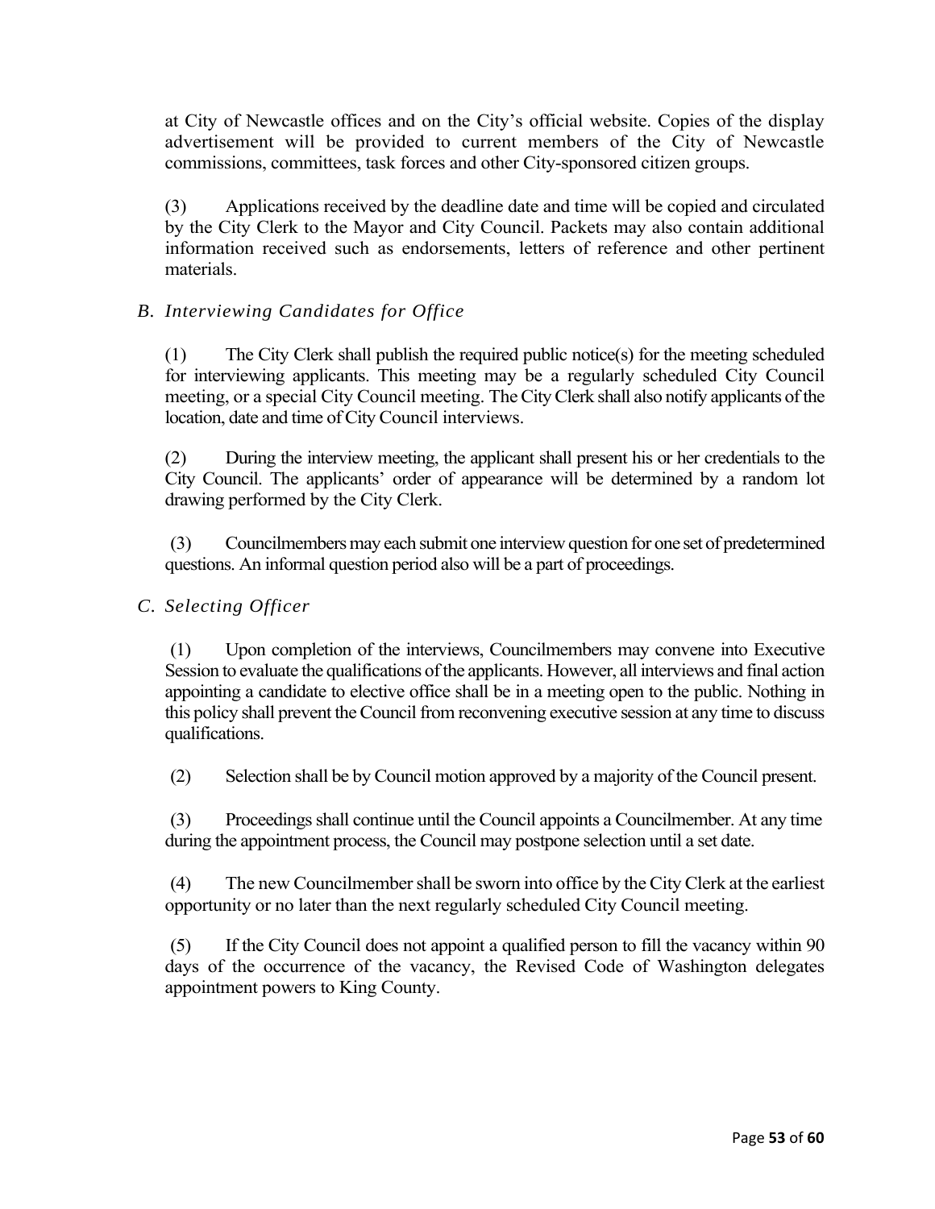at City of Newcastle offices and on the City's official website. Copies of the display advertisement will be provided to current members of the City of Newcastle commissions, committees, task forces and other City-sponsored citizen groups.

(3) Applications received by the deadline date and time will be copied and circulated by the City Clerk to the Mayor and City Council. Packets may also contain additional information received such as endorsements, letters of reference and other pertinent materials.

*B. Interviewing Candidates for Office*

(1) The City Clerk shall publish the required public notice(s) for the meeting scheduled for interviewing applicants. This meeting may be a regularly scheduled City Council meeting, or a special City Council meeting. The City Clerk shall also notify applicants of the location, date and time of City Council interviews.

(2) During the interview meeting, the applicant shall present his or her credentials to the City Council. The applicants' order of appearance will be determined by a random lot drawing performed by the City Clerk.

(3) Councilmembers may each submit one interview question for one set of predetermined questions. An informal question period also will be a part of proceedings.

*C. Selecting Officer*

(1) Upon completion of the interviews, Councilmembers may convene into Executive Session to evaluate the qualifications of the applicants. However, all interviews and final action appointing a candidate to elective office shall be in a meeting open to the public. Nothing in this policy shall prevent the Council from reconvening executive session at any time to discuss qualifications.

(2) Selection shall be by Council motion approved by a majority of the Council present.

(3) Proceedings shall continue until the Council appoints a Councilmember. At any time during the appointment process, the Council may postpone selection until a set date.

(4) The new Councilmember shall be sworn into office by the City Clerk at the earliest opportunity or no later than the next regularly scheduled City Council meeting.

(5) If the City Council does not appoint a qualified person to fill the vacancy within 90 days of the occurrence of the vacancy, the Revised Code of Washington delegates appointment powers to King County.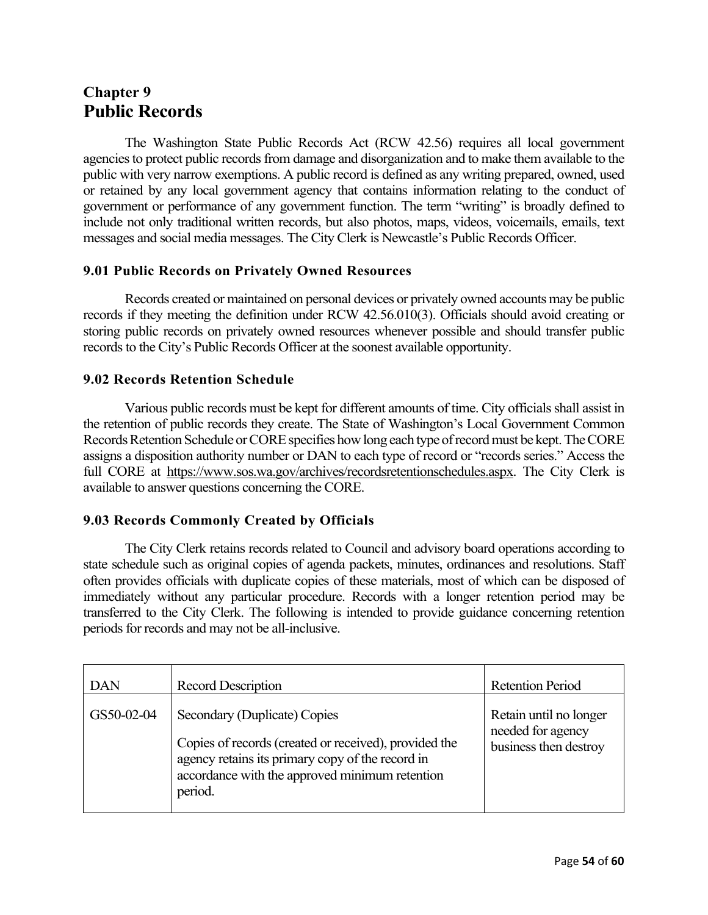## Chapter 9
# Public Records

The Washington State Public Records Act (RCW 42.56) requires all local government agencies to protect public records from damage and disorganization and to make them available to the public with very narrow exemptions. A public record is defined as any writing prepared, owned, used or retained by any local government agency that contains information relating to the conduct of government or performance of any government function. The term "writing" is broadly defined to include not only traditional written records, but also photos, maps, videos, voicemails, emails, text messages and social media messages. The City Clerk is Newcastle's Public Records Officer.

### 9.01 Public Records on Privately Owned Resources

Records created or maintained on personal devices or privately owned accounts may be public records if they meeting the definition under RCW 42.56.010(3). Officials should avoid creating or storing public records on privately owned resources whenever possible and should transfer public records to the City's Public Records Officer at the soonest available opportunity.

### 9.02 Records Retention Schedule

Various public records must be kept for different amounts of time. City officials shall assist in the retention of public records they create. The State of Washington's Local Government Common Records Retention Schedule or CORE specifies how long each type of record must be kept. The CORE assigns a disposition authority number or DAN to each type of record or "records series." Access the full CORE at https://www.sos.wa.gov/archives/recordsretentionschedules.aspx. The City Clerk is available to answer questions concerning the CORE.

### 9.03 Records Commonly Created by Officials

The City Clerk retains records related to Council and advisory board operations according to state schedule such as original copies of agenda packets, minutes, ordinances and resolutions. Staff often provides officials with duplicate copies of these materials, most of which can be disposed of immediately without any particular procedure. Records with a longer retention period may be transferred to the City Clerk. The following is intended to provide guidance concerning retention periods for records and may not be all-inclusive.

| DAN | Record Description | Retention Period |
|---|---|---|
| GS50-02-04 | Secondary (Duplicate) Copies<br><br>Copies of records (created or received), provided the agency retains its primary copy of the record in accordance with the approved minimum retention period. | Retain until no longer needed for agency business then destroy |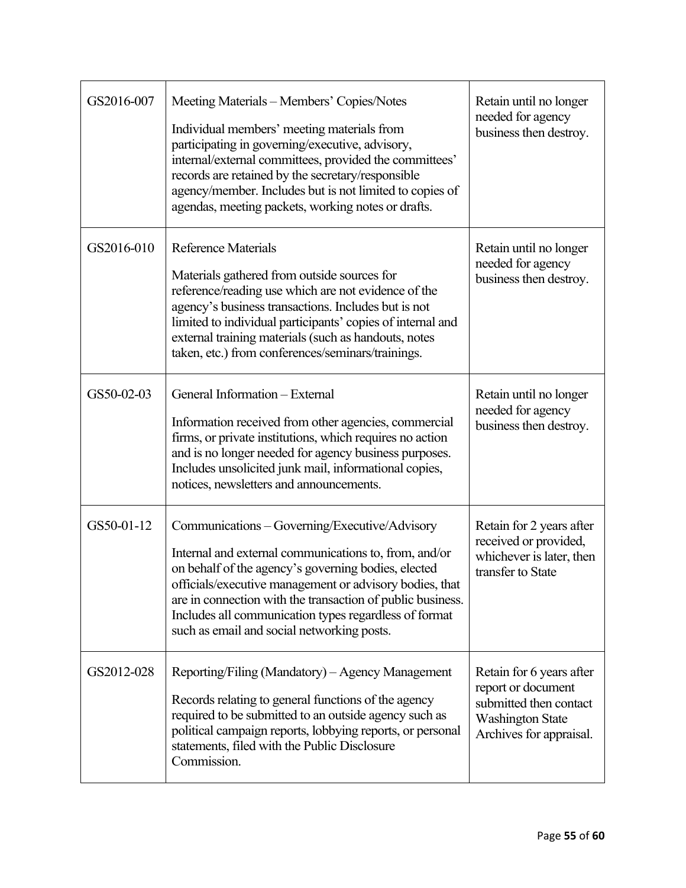| | | |
|---|---|---|
| GS2016-007 | Meeting Materials – Members' Copies/Notes<br><br>Individual members' meeting materials from participating in governing/executive, advisory, internal/external committees, provided the committees' records are retained by the secretary/responsible agency/member. Includes but is not limited to copies of agendas, meeting packets, working notes or drafts. | Retain until no longer needed for agency business then destroy. |
| GS2016-010 | Reference Materials<br><br>Materials gathered from outside sources for reference/reading use which are not evidence of the agency's business transactions. Includes but is not limited to individual participants' copies of internal and external training materials (such as handouts, notes taken, etc.) from conferences/seminars/trainings. | Retain until no longer needed for agency business then destroy. |
| GS50-02-03 | General Information – External<br><br>Information received from other agencies, commercial firms, or private institutions, which requires no action and is no longer needed for agency business purposes. Includes unsolicited junk mail, informational copies, notices, newsletters and announcements. | Retain until no longer needed for agency business then destroy. |
| GS50-01-12 | Communications – Governing/Executive/Advisory<br><br>Internal and external communications to, from, and/or on behalf of the agency's governing bodies, elected officials/executive management or advisory bodies, that are in connection with the transaction of public business. Includes all communication types regardless of format such as email and social networking posts. | Retain for 2 years after received or provided, whichever is later, then transfer to State |
| GS2012-028 | Reporting/Filing (Mandatory) – Agency Management<br><br>Records relating to general functions of the agency required to be submitted to an outside agency such as political campaign reports, lobbying reports, or personal statements, filed with the Public Disclosure Commission. | Retain for 6 years after report or document submitted then contact Washington State Archives for appraisal. |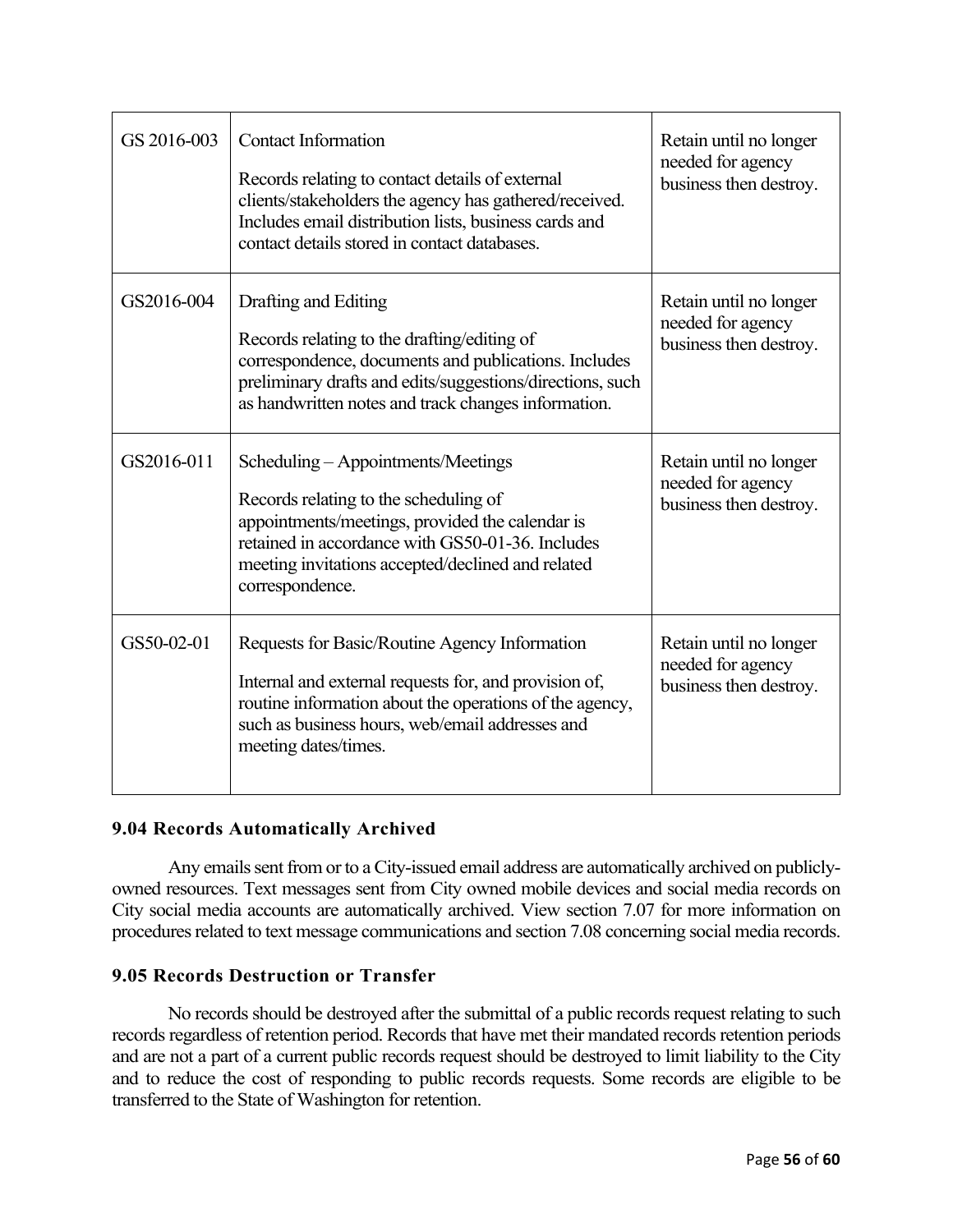| | | |
|---|---|---|
| GS 2016-003 | Contact Information<br><br>Records relating to contact details of external clients/stakeholders the agency has gathered/received. Includes email distribution lists, business cards and contact details stored in contact databases. | Retain until no longer needed for agency business then destroy. |
| GS2016-004 | Drafting and Editing<br><br>Records relating to the drafting/editing of correspondence, documents and publications. Includes preliminary drafts and edits/suggestions/directions, such as handwritten notes and track changes information. | Retain until no longer needed for agency business then destroy. |
| GS2016-011 | Scheduling – Appointments/Meetings<br><br>Records relating to the scheduling of appointments/meetings, provided the calendar is retained in accordance with GS50-01-36. Includes meeting invitations accepted/declined and related correspondence. | Retain until no longer needed for agency business then destroy. |
| GS50-02-01 | Requests for Basic/Routine Agency Information<br><br>Internal and external requests for, and provision of, routine information about the operations of the agency, such as business hours, web/email addresses and meeting dates/times. | Retain until no longer needed for agency business then destroy. |

### 9.04 Records Automatically Archived

Any emails sent from or to a City-issued email address are automatically archived on publicly-owned resources. Text messages sent from City owned mobile devices and social media records on City social media accounts are automatically archived. View section 7.07 for more information on procedures related to text message communications and section 7.08 concerning social media records.

### 9.05 Records Destruction or Transfer

No records should be destroyed after the submittal of a public records request relating to such records regardless of retention period. Records that have met their mandated records retention periods and are not a part of a current public records request should be destroyed to limit liability to the City and to reduce the cost of responding to public records requests. Some records are eligible to be transferred to the State of Washington for retention.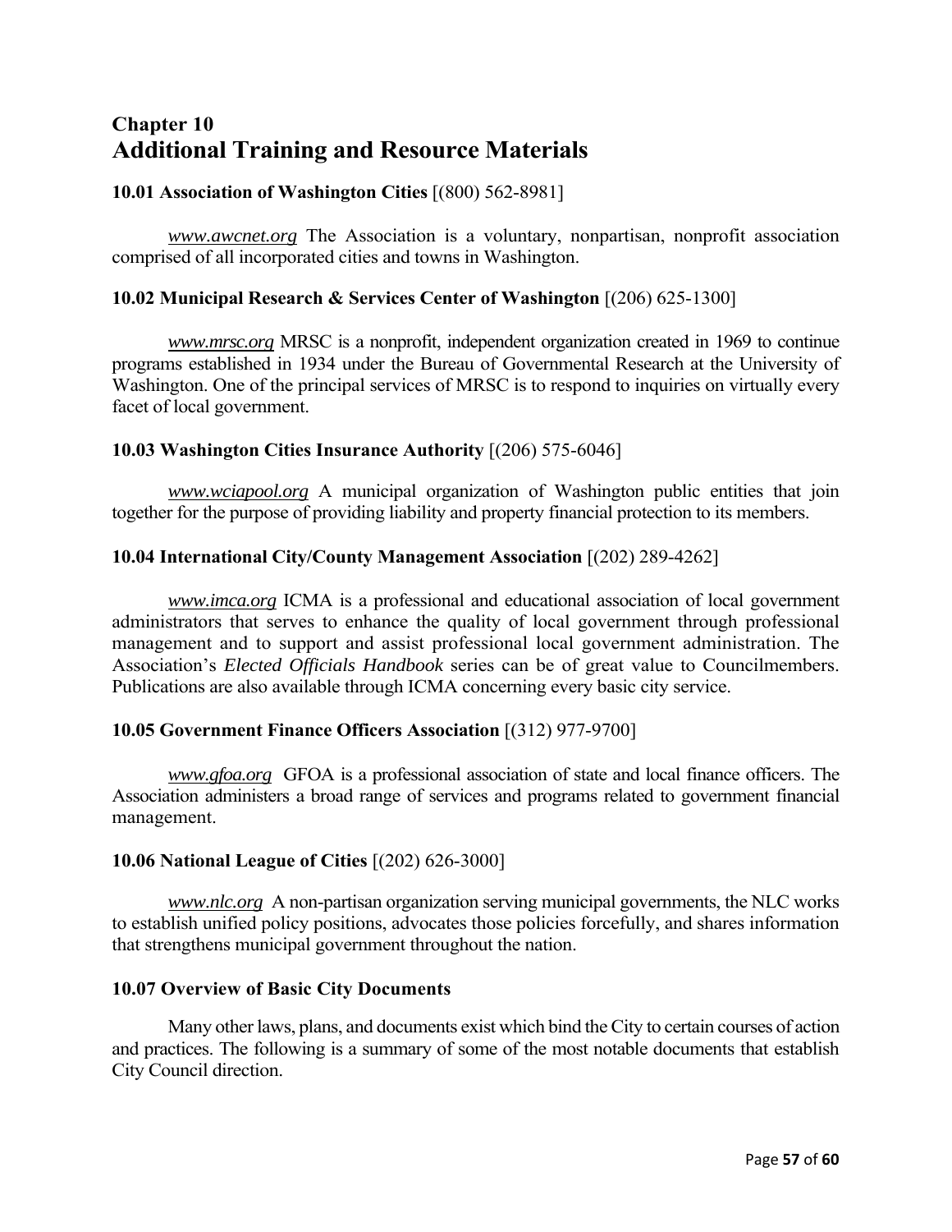# Chapter 10
# Additional Training and Resource Materials

**10.01 Association of Washington Cities** [(800) 562-8981]

*www.awcnet.org* The Association is a voluntary, nonpartisan, nonprofit association comprised of all incorporated cities and towns in Washington.

**10.02 Municipal Research & Services Center of Washington** [(206) 625-1300]

*www.mrsc.org* MRSC is a nonprofit, independent organization created in 1969 to continue programs established in 1934 under the Bureau of Governmental Research at the University of Washington. One of the principal services of MRSC is to respond to inquiries on virtually every facet of local government.

**10.03 Washington Cities Insurance Authority** [(206) 575-6046]

*www.wciapool.org* A municipal organization of Washington public entities that join together for the purpose of providing liability and property financial protection to its members.

**10.04 International City/County Management Association** [(202) 289-4262]

*www.imca.org* ICMA is a professional and educational association of local government administrators that serves to enhance the quality of local government through professional management and to support and assist professional local government administration. The Association's *Elected Officials Handbook* series can be of great value to Councilmembers. Publications are also available through ICMA concerning every basic city service.

**10.05 Government Finance Officers Association** [(312) 977-9700]

*www.gfoa.org* GFOA is a professional association of state and local finance officers. The Association administers a broad range of services and programs related to government financial management.

**10.06 National League of Cities** [(202) 626-3000]

*www.nlc.org* A non-partisan organization serving municipal governments, the NLC works to establish unified policy positions, advocates those policies forcefully, and shares information that strengthens municipal government throughout the nation.

**10.07 Overview of Basic City Documents**

Many other laws, plans, and documents exist which bind the City to certain courses of action and practices. The following is a summary of some of the most notable documents that establish City Council direction.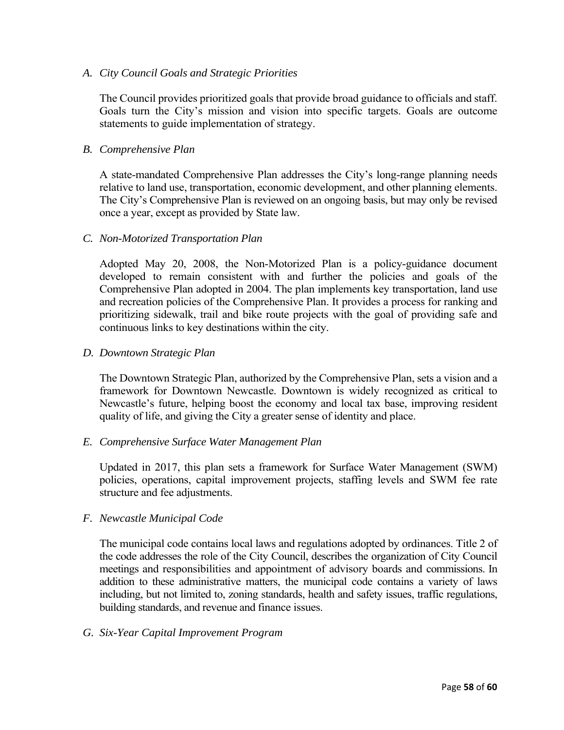*A. City Council Goals and Strategic Priorities*

The Council provides prioritized goals that provide broad guidance to officials and staff. Goals turn the City's mission and vision into specific targets. Goals are outcome statements to guide implementation of strategy.

*B. Comprehensive Plan*

A state-mandated Comprehensive Plan addresses the City's long-range planning needs relative to land use, transportation, economic development, and other planning elements. The City's Comprehensive Plan is reviewed on an ongoing basis, but may only be revised once a year, except as provided by State law.

*C. Non-Motorized Transportation Plan*

Adopted May 20, 2008, the Non-Motorized Plan is a policy-guidance document developed to remain consistent with and further the policies and goals of the Comprehensive Plan adopted in 2004. The plan implements key transportation, land use and recreation policies of the Comprehensive Plan. It provides a process for ranking and prioritizing sidewalk, trail and bike route projects with the goal of providing safe and continuous links to key destinations within the city.

*D. Downtown Strategic Plan*

The Downtown Strategic Plan, authorized by the Comprehensive Plan, sets a vision and a framework for Downtown Newcastle. Downtown is widely recognized as critical to Newcastle's future, helping boost the economy and local tax base, improving resident quality of life, and giving the City a greater sense of identity and place.

*E. Comprehensive Surface Water Management Plan*

Updated in 2017, this plan sets a framework for Surface Water Management (SWM) policies, operations, capital improvement projects, staffing levels and SWM fee rate structure and fee adjustments.

*F. Newcastle Municipal Code*

The municipal code contains local laws and regulations adopted by ordinances. Title 2 of the code addresses the role of the City Council, describes the organization of City Council meetings and responsibilities and appointment of advisory boards and commissions. In addition to these administrative matters, the municipal code contains a variety of laws including, but not limited to, zoning standards, health and safety issues, traffic regulations, building standards, and revenue and finance issues.

*G. Six-Year Capital Improvement Program*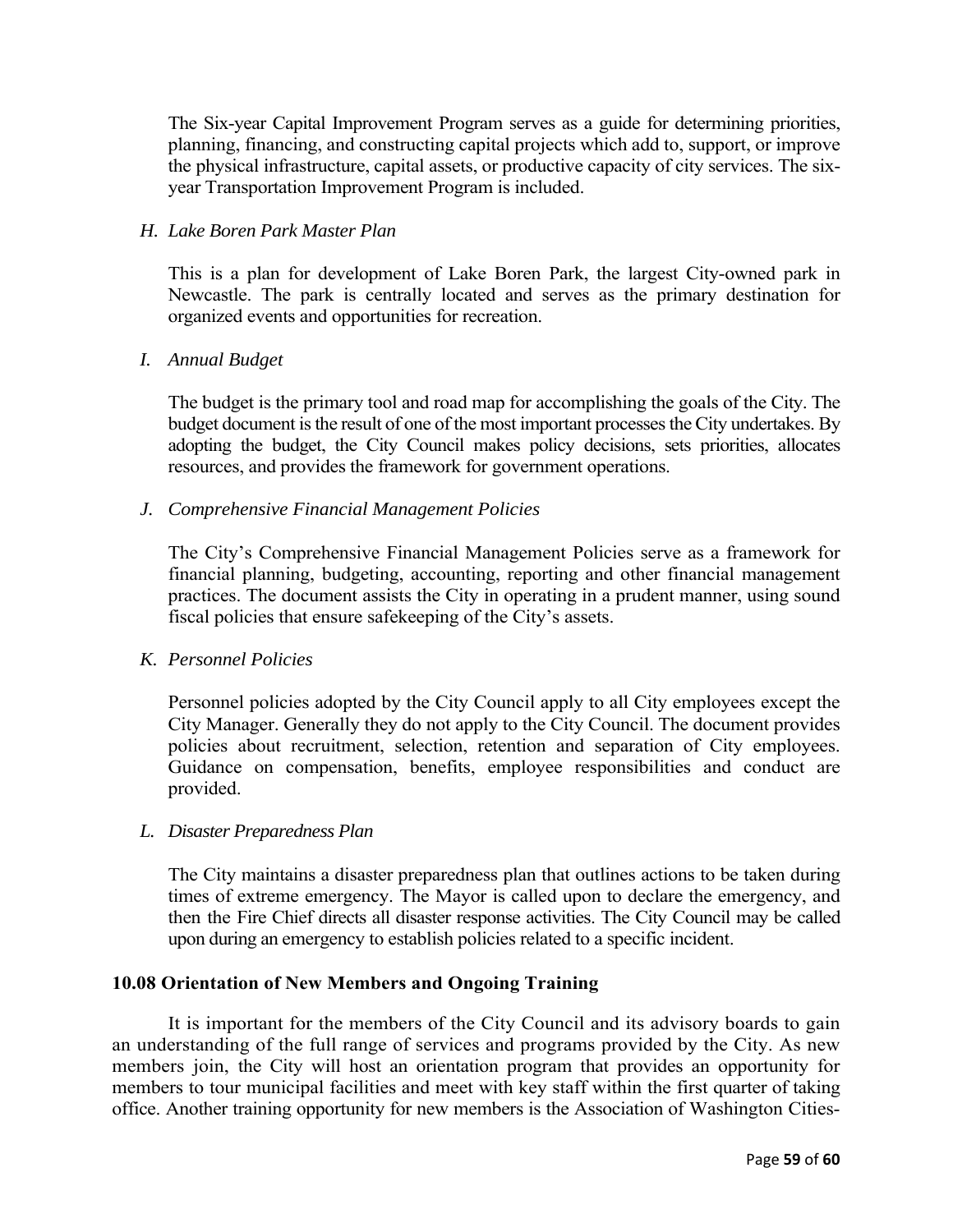The Six-year Capital Improvement Program serves as a guide for determining priorities, planning, financing, and constructing capital projects which add to, support, or improve the physical infrastructure, capital assets, or productive capacity of city services. The six-year Transportation Improvement Program is included.

*H. Lake Boren Park Master Plan*

This is a plan for development of Lake Boren Park, the largest City-owned park in Newcastle. The park is centrally located and serves as the primary destination for organized events and opportunities for recreation.

*I. Annual Budget*

The budget is the primary tool and road map for accomplishing the goals of the City. The budget document is the result of one of the most important processes the City undertakes. By adopting the budget, the City Council makes policy decisions, sets priorities, allocates resources, and provides the framework for government operations.

*J. Comprehensive Financial Management Policies*

The City's Comprehensive Financial Management Policies serve as a framework for financial planning, budgeting, accounting, reporting and other financial management practices. The document assists the City in operating in a prudent manner, using sound fiscal policies that ensure safekeeping of the City's assets.

*K. Personnel Policies*

Personnel policies adopted by the City Council apply to all City employees except the City Manager. Generally they do not apply to the City Council. The document provides policies about recruitment, selection, retention and separation of City employees. Guidance on compensation, benefits, employee responsibilities and conduct are provided.

*L. Disaster Preparedness Plan*

The City maintains a disaster preparedness plan that outlines actions to be taken during times of extreme emergency. The Mayor is called upon to declare the emergency, and then the Fire Chief directs all disaster response activities. The City Council may be called upon during an emergency to establish policies related to a specific incident.

## 10.08 Orientation of New Members and Ongoing Training

It is important for the members of the City Council and its advisory boards to gain an understanding of the full range of services and programs provided by the City. As new members join, the City will host an orientation program that provides an opportunity for members to tour municipal facilities and meet with key staff within the first quarter of taking office. Another training opportunity for new members is the Association of Washington Cities-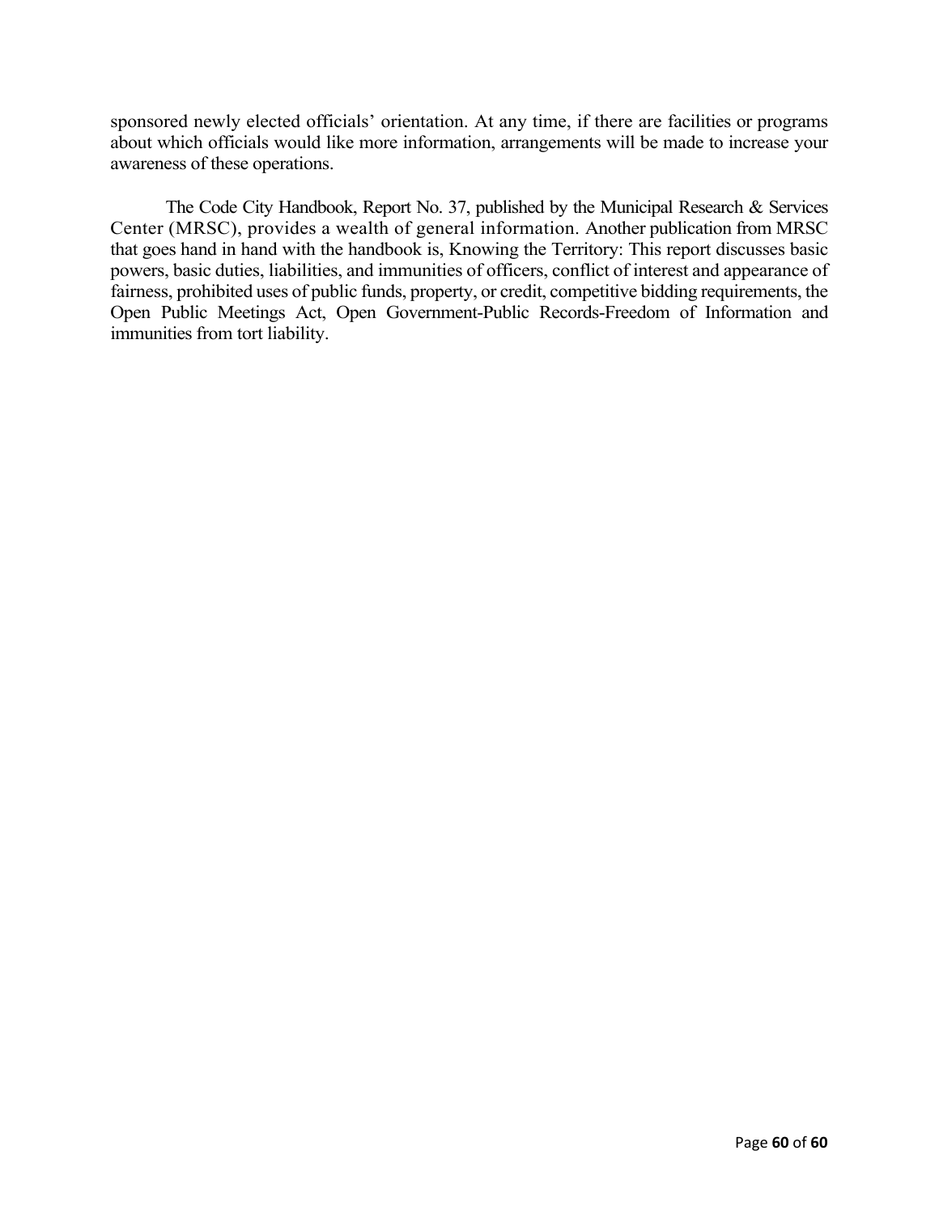sponsored newly elected officials' orientation. At any time, if there are facilities or programs about which officials would like more information, arrangements will be made to increase your awareness of these operations.

The Code City Handbook, Report No. 37, published by the Municipal Research & Services Center (MRSC), provides a wealth of general information. Another publication from MRSC that goes hand in hand with the handbook is, Knowing the Territory: This report discusses basic powers, basic duties, liabilities, and immunities of officers, conflict of interest and appearance of fairness, prohibited uses of public funds, property, or credit, competitive bidding requirements, the Open Public Meetings Act, Open Government-Public Records-Freedom of Information and immunities from tort liability.